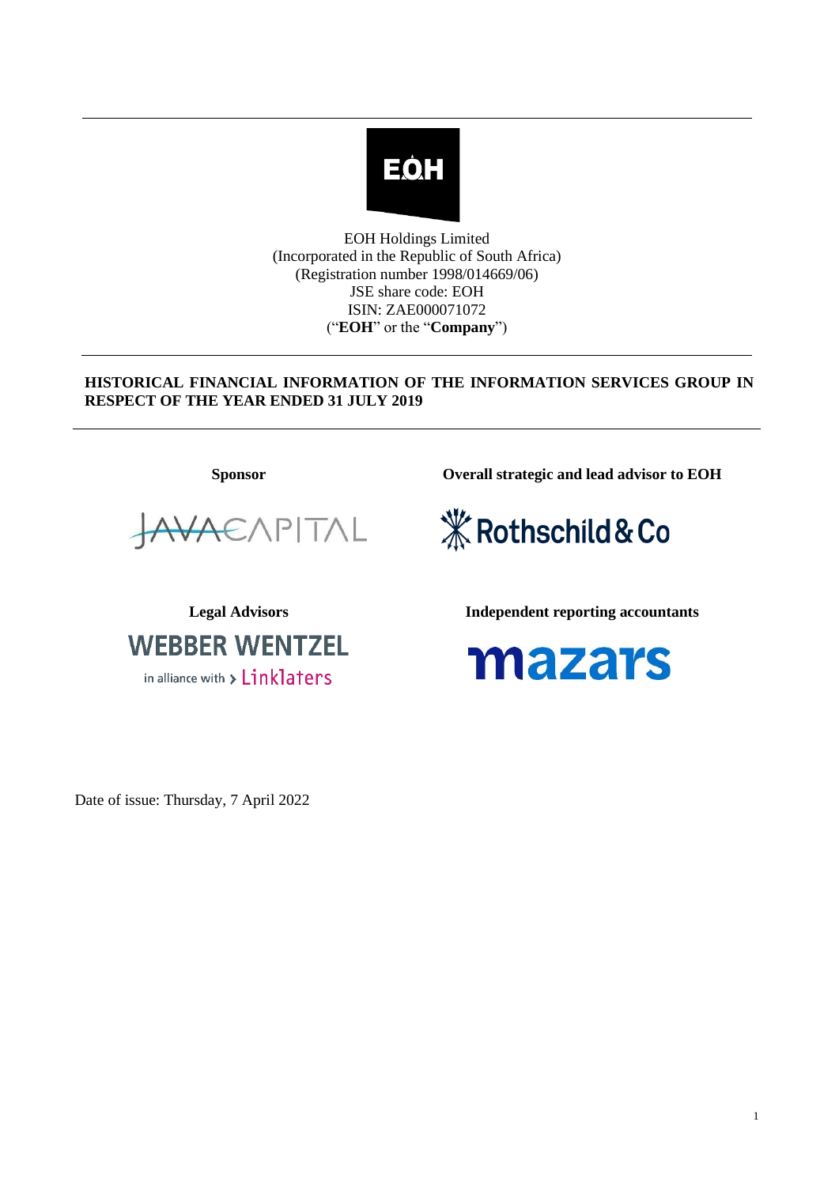EOH Holdings Limited
(Incorporated in the Republic of South Africa)
(Registration number 1998/014669/06)
JSE share code: EOH
ISIN: ZAE000071072
("**EOH**" or the "**Company**")

---

**HISTORICAL FINANCIAL INFORMATION OF THE INFORMATION SERVICES GROUP IN RESPECT OF THE YEAR ENDED 31 JULY 2019**

---

**Sponsor**

JAVA CAPITAL

**Overall strategic and lead advisor to EOH**

Rothschild & Co

**Legal Advisors**

WEBBER WENTZEL
in alliance with > Linklaters

**Independent reporting accountants**

mazars

Date of issue: Thursday, 7 April 2022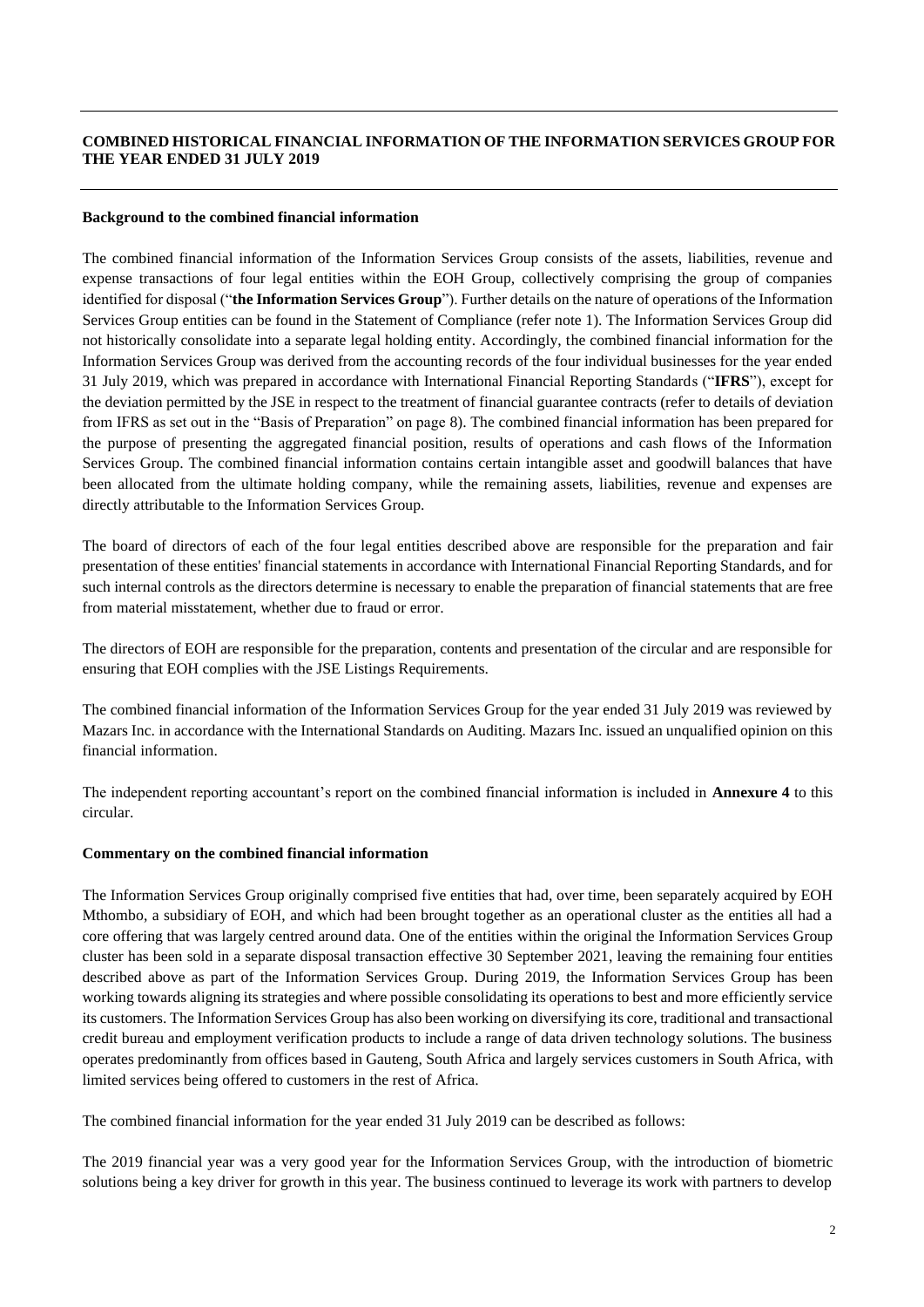## COMBINED HISTORICAL FINANCIAL INFORMATION OF THE INFORMATION SERVICES GROUP FOR THE YEAR ENDED 31 JULY 2019

**Background to the combined financial information**

The combined financial information of the Information Services Group consists of the assets, liabilities, revenue and expense transactions of four legal entities within the EOH Group, collectively comprising the group of companies identified for disposal ("**the Information Services Group**"). Further details on the nature of operations of the Information Services Group entities can be found in the Statement of Compliance (refer note 1). The Information Services Group did not historically consolidate into a separate legal holding entity. Accordingly, the combined financial information for the Information Services Group was derived from the accounting records of the four individual businesses for the year ended 31 July 2019, which was prepared in accordance with International Financial Reporting Standards ("**IFRS**"), except for the deviation permitted by the JSE in respect to the treatment of financial guarantee contracts (refer to details of deviation from IFRS as set out in the "Basis of Preparation" on page 8). The combined financial information has been prepared for the purpose of presenting the aggregated financial position, results of operations and cash flows of the Information Services Group. The combined financial information contains certain intangible asset and goodwill balances that have been allocated from the ultimate holding company, while the remaining assets, liabilities, revenue and expenses are directly attributable to the Information Services Group.

The board of directors of each of the four legal entities described above are responsible for the preparation and fair presentation of these entities' financial statements in accordance with International Financial Reporting Standards, and for such internal controls as the directors determine is necessary to enable the preparation of financial statements that are free from material misstatement, whether due to fraud or error.

The directors of EOH are responsible for the preparation, contents and presentation of the circular and are responsible for ensuring that EOH complies with the JSE Listings Requirements.

The combined financial information of the Information Services Group for the year ended 31 July 2019 was reviewed by Mazars Inc. in accordance with the International Standards on Auditing. Mazars Inc. issued an unqualified opinion on this financial information.

The independent reporting accountant's report on the combined financial information is included in **Annexure 4** to this circular.

**Commentary on the combined financial information**

The Information Services Group originally comprised five entities that had, over time, been separately acquired by EOH Mthombo, a subsidiary of EOH, and which had been brought together as an operational cluster as the entities all had a core offering that was largely centred around data. One of the entities within the original the Information Services Group cluster has been sold in a separate disposal transaction effective 30 September 2021, leaving the remaining four entities described above as part of the Information Services Group. During 2019, the Information Services Group has been working towards aligning its strategies and where possible consolidating its operations to best and more efficiently service its customers. The Information Services Group has also been working on diversifying its core, traditional and transactional credit bureau and employment verification products to include a range of data driven technology solutions. The business operates predominantly from offices based in Gauteng, South Africa and largely services customers in South Africa, with limited services being offered to customers in the rest of Africa.

The combined financial information for the year ended 31 July 2019 can be described as follows:

The 2019 financial year was a very good year for the Information Services Group, with the introduction of biometric solutions being a key driver for growth in this year. The business continued to leverage its work with partners to develop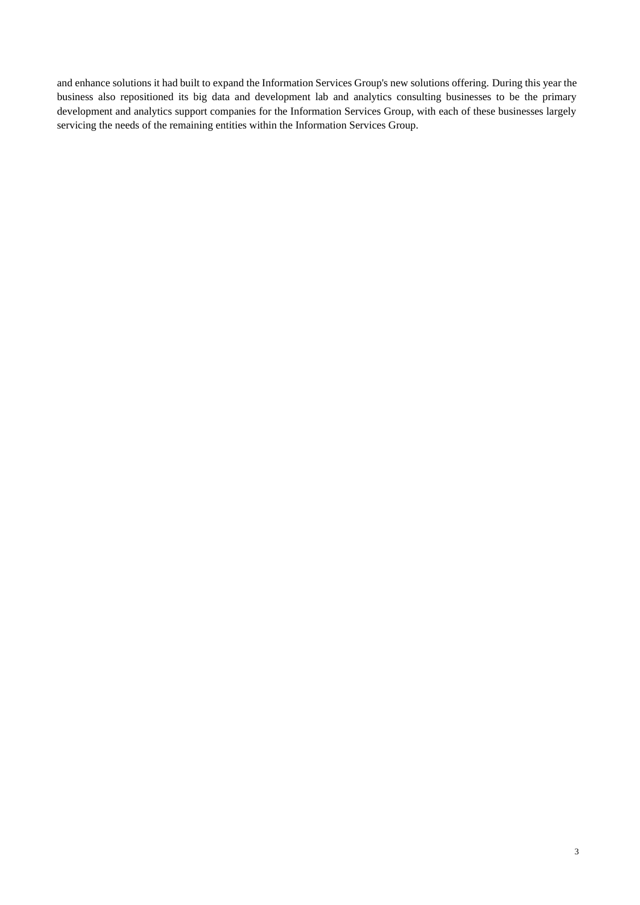and enhance solutions it had built to expand the Information Services Group's new solutions offering. During this year the business also repositioned its big data and development lab and analytics consulting businesses to be the primary development and analytics support companies for the Information Services Group, with each of these businesses largely servicing the needs of the remaining entities within the Information Services Group.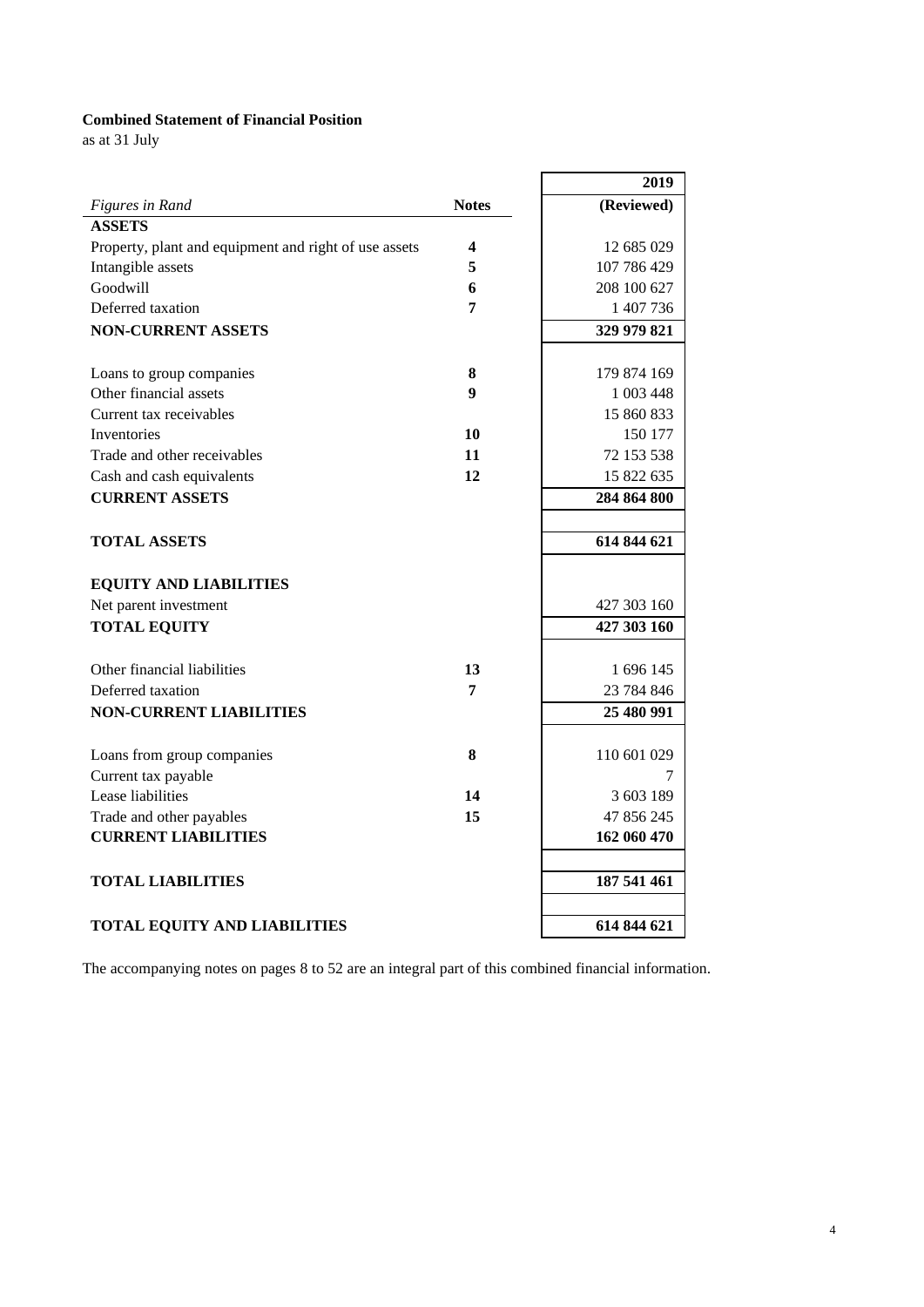**Combined Statement of Financial Position**

as at 31 July

| *Figures in Rand* | Notes | 2019 (Reviewed) |
|---|---|---|
| **ASSETS** | | |
| Property, plant and equipment and right of use assets | **4** | 12 685 029 |
| Intangible assets | **5** | 107 786 429 |
| Goodwill | **6** | 208 100 627 |
| Deferred taxation | **7** | 1 407 736 |
| **NON-CURRENT ASSETS** | | **329 979 821** |
| | | |
| Loans to group companies | **8** | 179 874 169 |
| Other financial assets | **9** | 1 003 448 |
| Current tax receivables | | 15 860 833 |
| Inventories | **10** | 150 177 |
| Trade and other receivables | **11** | 72 153 538 |
| Cash and cash equivalents | **12** | 15 822 635 |
| **CURRENT ASSETS** | | **284 864 800** |
| | | |
| **TOTAL ASSETS** | | **614 844 621** |
| | | |
| **EQUITY AND LIABILITIES** | | |
| Net parent investment | | 427 303 160 |
| **TOTAL EQUITY** | | **427 303 160** |
| | | |
| Other financial liabilities | **13** | 1 696 145 |
| Deferred taxation | **7** | 23 784 846 |
| **NON-CURRENT LIABILITIES** | | **25 480 991** |
| | | |
| Loans from group companies | **8** | 110 601 029 |
| Current tax payable | | 7 |
| Lease liabilities | **14** | 3 603 189 |
| Trade and other payables | **15** | 47 856 245 |
| **CURRENT LIABILITIES** | | **162 060 470** |
| | | |
| **TOTAL LIABILITIES** | | **187 541 461** |
| | | |
| **TOTAL EQUITY AND LIABILITIES** | | **614 844 621** |

The accompanying notes on pages 8 to 52 are an integral part of this combined financial information.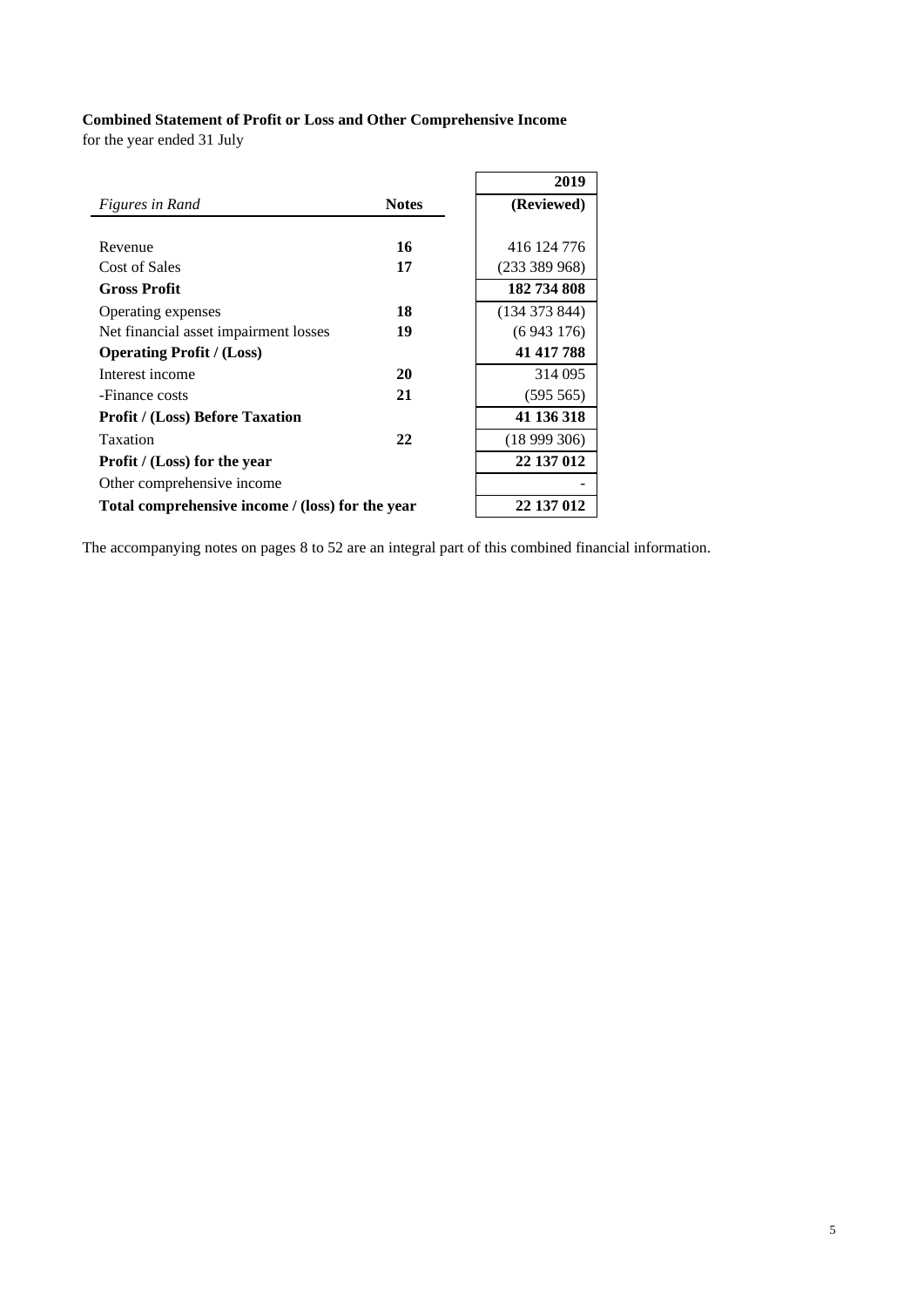**Combined Statement of Profit or Loss and Other Comprehensive Income**
for the year ended 31 July

| *Figures in Rand* | **Notes** | **2019 (Reviewed)** |
|---|---|---|
| Revenue | **16** | 416 124 776 |
| Cost of Sales | **17** | (233 389 968) |
| **Gross Profit** | | **182 734 808** |
| Operating expenses | **18** | (134 373 844) |
| Net financial asset impairment losses | **19** | (6 943 176) |
| **Operating Profit / (Loss)** | | **41 417 788** |
| Interest income | **20** | 314 095 |
| -Finance costs | **21** | (595 565) |
| **Profit / (Loss) Before Taxation** | | **41 136 318** |
| Taxation | **22** | (18 999 306) |
| **Profit / (Loss) for the year** | | **22 137 012** |
| Other comprehensive income | | - |
| **Total comprehensive income / (loss) for the year** | | **22 137 012** |

The accompanying notes on pages 8 to 52 are an integral part of this combined financial information.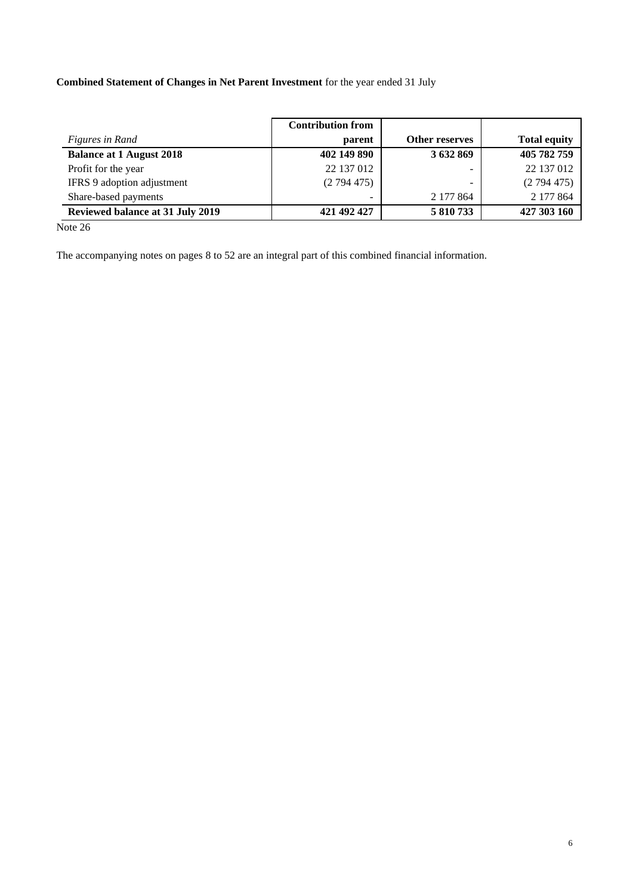**Combined Statement of Changes in Net Parent Investment** for the year ended 31 July

| *Figures in Rand* | Contribution from parent | Other reserves | Total equity |
|---|---|---|---|
| **Balance at 1 August 2018** | **402 149 890** | **3 632 869** | **405 782 759** |
| Profit for the year | 22 137 012 | - | 22 137 012 |
| IFRS 9 adoption adjustment | (2 794 475) | - | (2 794 475) |
| Share-based payments | - | 2 177 864 | 2 177 864 |
| **Reviewed balance at 31 July 2019** | **421 492 427** | **5 810 733** | **427 303 160** |

Note 26

The accompanying notes on pages 8 to 52 are an integral part of this combined financial information.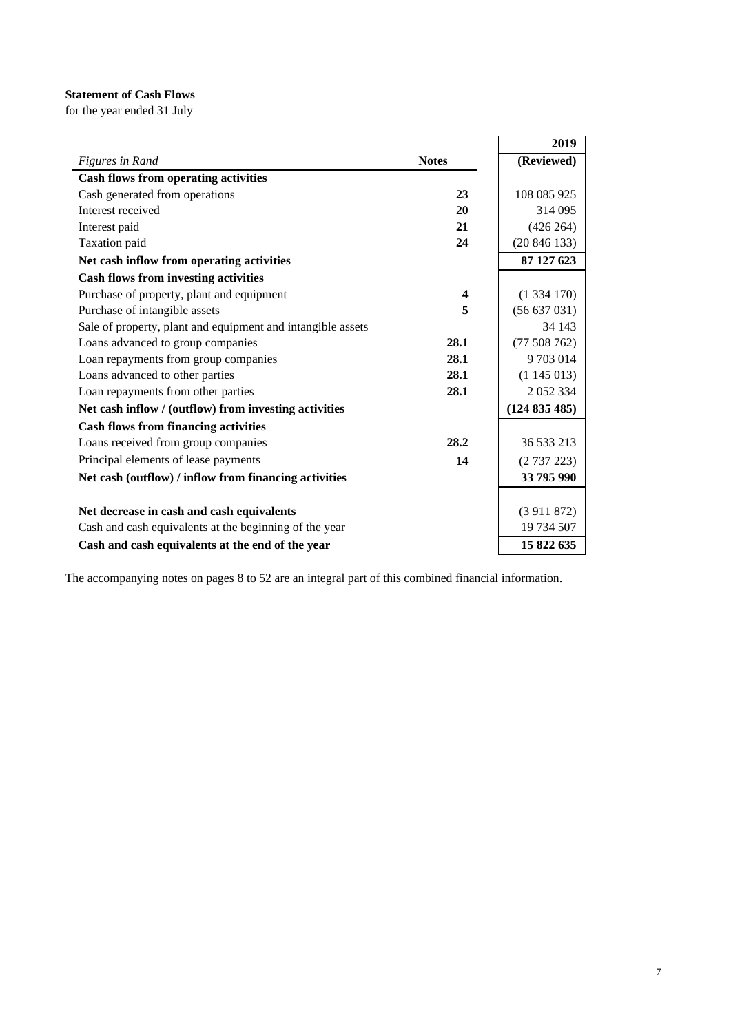**Statement of Cash Flows**

for the year ended 31 July

| *Figures in Rand* | Notes | 2019 (Reviewed) |
|---|---|---|
| **Cash flows from operating activities** | | |
| Cash generated from operations | **23** | 108 085 925 |
| Interest received | **20** | 314 095 |
| Interest paid | **21** | (426 264) |
| Taxation paid | **24** | (20 846 133) |
| **Net cash inflow from operating activities** | | **87 127 623** |
| **Cash flows from investing activities** | | |
| Purchase of property, plant and equipment | **4** | (1 334 170) |
| Purchase of intangible assets | **5** | (56 637 031) |
| Sale of property, plant and equipment and intangible assets | | 34 143 |
| Loans advanced to group companies | **28.1** | (77 508 762) |
| Loan repayments from group companies | **28.1** | 9 703 014 |
| Loans advanced to other parties | **28.1** | (1 145 013) |
| Loan repayments from other parties | **28.1** | 2 052 334 |
| **Net cash inflow / (outflow) from investing activities** | | **(124 835 485)** |
| **Cash flows from financing activities** | | |
| Loans received from group companies | **28.2** | 36 533 213 |
| Principal elements of lease payments | **14** | (2 737 223) |
| **Net cash (outflow) / inflow from financing activities** | | **33 795 990** |
| | | |
| **Net decrease in cash and cash equivalents** | | (3 911 872) |
| Cash and cash equivalents at the beginning of the year | | 19 734 507 |
| **Cash and cash equivalents at the end of the year** | | **15 822 635** |

The accompanying notes on pages 8 to 52 are an integral part of this combined financial information.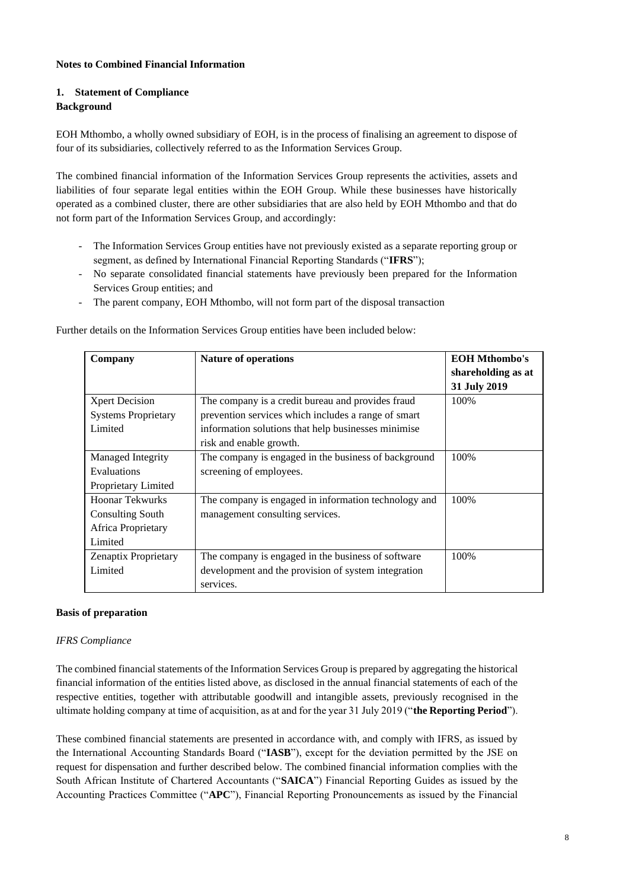**Notes to Combined Financial Information**

**1. Statement of Compliance**
**Background**

EOH Mthombo, a wholly owned subsidiary of EOH, is in the process of finalising an agreement to dispose of four of its subsidiaries, collectively referred to as the Information Services Group.

The combined financial information of the Information Services Group represents the activities, assets and liabilities of four separate legal entities within the EOH Group. While these businesses have historically operated as a combined cluster, there are other subsidiaries that are also held by EOH Mthombo and that do not form part of the Information Services Group, and accordingly:

- The Information Services Group entities have not previously existed as a separate reporting group or segment, as defined by International Financial Reporting Standards ("**IFRS**");
- No separate consolidated financial statements have previously been prepared for the Information Services Group entities; and
- The parent company, EOH Mthombo, will not form part of the disposal transaction

Further details on the Information Services Group entities have been included below:

| Company | Nature of operations | EOH Mthombo's shareholding as at 31 July 2019 |
|---|---|---|
| Xpert Decision Systems Proprietary Limited | The company is a credit bureau and provides fraud prevention services which includes a range of smart information solutions that help businesses minimise risk and enable growth. | 100% |
| Managed Integrity Evaluations Proprietary Limited | The company is engaged in the business of background screening of employees. | 100% |
| Hoonar Tekwurks Consulting South Africa Proprietary Limited | The company is engaged in information technology and management consulting services. | 100% |
| Zenaptix Proprietary Limited | The company is engaged in the business of software development and the provision of system integration services. | 100% |

**Basis of preparation**

*IFRS Compliance*

The combined financial statements of the Information Services Group is prepared by aggregating the historical financial information of the entities listed above, as disclosed in the annual financial statements of each of the respective entities, together with attributable goodwill and intangible assets, previously recognised in the ultimate holding company at time of acquisition, as at and for the year 31 July 2019 ("**the Reporting Period**").

These combined financial statements are presented in accordance with, and comply with IFRS, as issued by the International Accounting Standards Board ("**IASB**"), except for the deviation permitted by the JSE on request for dispensation and further described below. The combined financial information complies with the South African Institute of Chartered Accountants ("**SAICA**") Financial Reporting Guides as issued by the Accounting Practices Committee ("**APC**"), Financial Reporting Pronouncements as issued by the Financial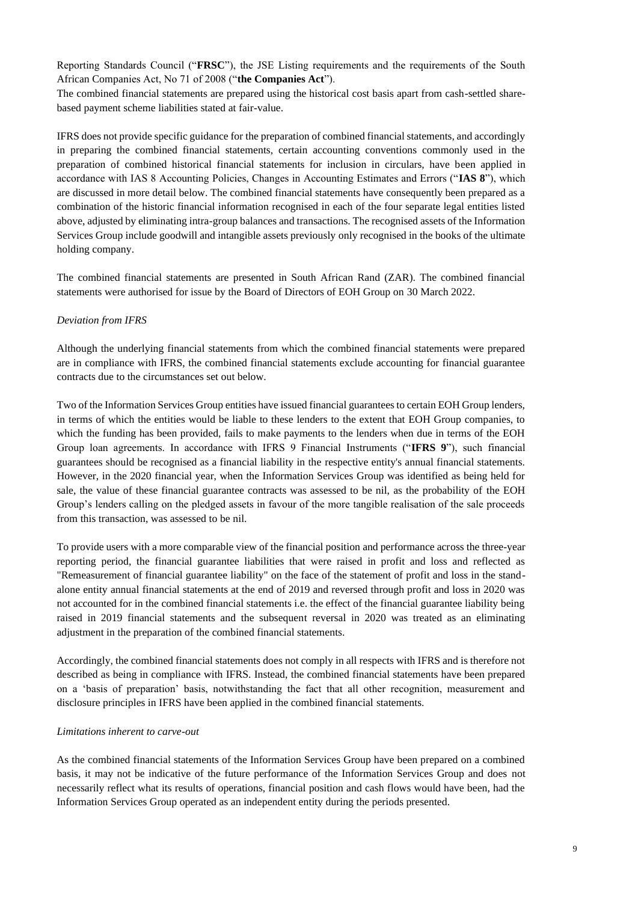Reporting Standards Council ("**FRSC**"), the JSE Listing requirements and the requirements of the South African Companies Act, No 71 of 2008 ("**the Companies Act**").

The combined financial statements are prepared using the historical cost basis apart from cash-settled share-based payment scheme liabilities stated at fair-value.

IFRS does not provide specific guidance for the preparation of combined financial statements, and accordingly in preparing the combined financial statements, certain accounting conventions commonly used in the preparation of combined historical financial statements for inclusion in circulars, have been applied in accordance with IAS 8 Accounting Policies, Changes in Accounting Estimates and Errors ("**IAS 8**"), which are discussed in more detail below. The combined financial statements have consequently been prepared as a combination of the historic financial information recognised in each of the four separate legal entities listed above, adjusted by eliminating intra-group balances and transactions. The recognised assets of the Information Services Group include goodwill and intangible assets previously only recognised in the books of the ultimate holding company.

The combined financial statements are presented in South African Rand (ZAR). The combined financial statements were authorised for issue by the Board of Directors of EOH Group on 30 March 2022.

*Deviation from IFRS*

Although the underlying financial statements from which the combined financial statements were prepared are in compliance with IFRS, the combined financial statements exclude accounting for financial guarantee contracts due to the circumstances set out below.

Two of the Information Services Group entities have issued financial guarantees to certain EOH Group lenders, in terms of which the entities would be liable to these lenders to the extent that EOH Group companies, to which the funding has been provided, fails to make payments to the lenders when due in terms of the EOH Group loan agreements. In accordance with IFRS 9 Financial Instruments ("**IFRS 9**"), such financial guarantees should be recognised as a financial liability in the respective entity's annual financial statements. However, in the 2020 financial year, when the Information Services Group was identified as being held for sale, the value of these financial guarantee contracts was assessed to be nil, as the probability of the EOH Group's lenders calling on the pledged assets in favour of the more tangible realisation of the sale proceeds from this transaction, was assessed to be nil.

To provide users with a more comparable view of the financial position and performance across the three-year reporting period, the financial guarantee liabilities that were raised in profit and loss and reflected as "Remeasurement of financial guarantee liability" on the face of the statement of profit and loss in the stand-alone entity annual financial statements at the end of 2019 and reversed through profit and loss in 2020 was not accounted for in the combined financial statements i.e. the effect of the financial guarantee liability being raised in 2019 financial statements and the subsequent reversal in 2020 was treated as an eliminating adjustment in the preparation of the combined financial statements.

Accordingly, the combined financial statements does not comply in all respects with IFRS and is therefore not described as being in compliance with IFRS. Instead, the combined financial statements have been prepared on a 'basis of preparation' basis, notwithstanding the fact that all other recognition, measurement and disclosure principles in IFRS have been applied in the combined financial statements.

*Limitations inherent to carve-out*

As the combined financial statements of the Information Services Group have been prepared on a combined basis, it may not be indicative of the future performance of the Information Services Group and does not necessarily reflect what its results of operations, financial position and cash flows would have been, had the Information Services Group operated as an independent entity during the periods presented.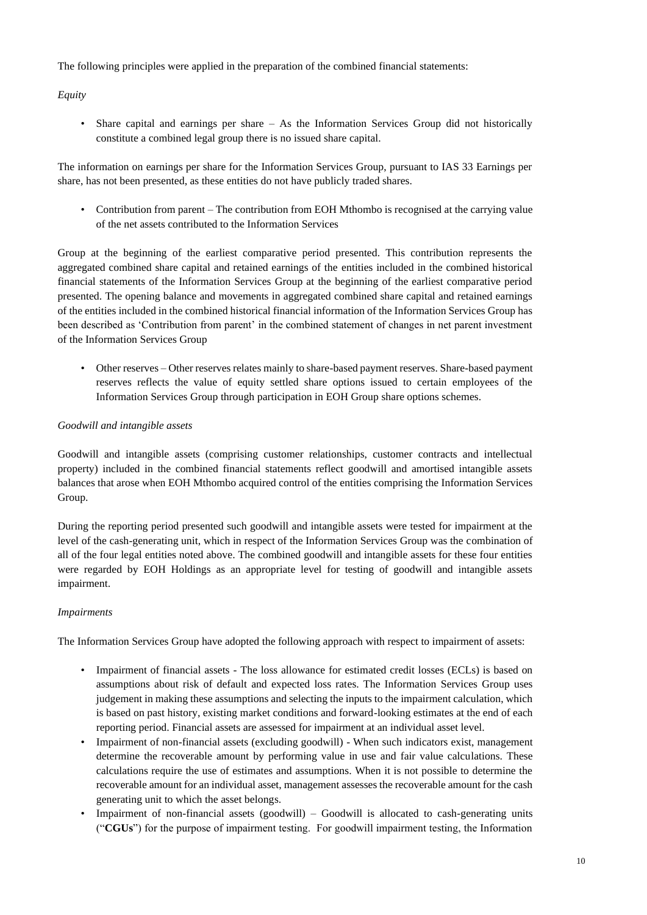The following principles were applied in the preparation of the combined financial statements:

*Equity*

- Share capital and earnings per share – As the Information Services Group did not historically constitute a combined legal group there is no issued share capital.

The information on earnings per share for the Information Services Group, pursuant to IAS 33 Earnings per share, has not been presented, as these entities do not have publicly traded shares.

- Contribution from parent – The contribution from EOH Mthombo is recognised at the carrying value of the net assets contributed to the Information Services

Group at the beginning of the earliest comparative period presented. This contribution represents the aggregated combined share capital and retained earnings of the entities included in the combined historical financial statements of the Information Services Group at the beginning of the earliest comparative period presented. The opening balance and movements in aggregated combined share capital and retained earnings of the entities included in the combined historical financial information of the Information Services Group has been described as 'Contribution from parent' in the combined statement of changes in net parent investment of the Information Services Group

- Other reserves – Other reserves relates mainly to share-based payment reserves. Share-based payment reserves reflects the value of equity settled share options issued to certain employees of the Information Services Group through participation in EOH Group share options schemes.

*Goodwill and intangible assets*

Goodwill and intangible assets (comprising customer relationships, customer contracts and intellectual property) included in the combined financial statements reflect goodwill and amortised intangible assets balances that arose when EOH Mthombo acquired control of the entities comprising the Information Services Group.

During the reporting period presented such goodwill and intangible assets were tested for impairment at the level of the cash-generating unit, which in respect of the Information Services Group was the combination of all of the four legal entities noted above. The combined goodwill and intangible assets for these four entities were regarded by EOH Holdings as an appropriate level for testing of goodwill and intangible assets impairment.

*Impairments*

The Information Services Group have adopted the following approach with respect to impairment of assets:

- Impairment of financial assets - The loss allowance for estimated credit losses (ECLs) is based on assumptions about risk of default and expected loss rates. The Information Services Group uses judgement in making these assumptions and selecting the inputs to the impairment calculation, which is based on past history, existing market conditions and forward-looking estimates at the end of each reporting period. Financial assets are assessed for impairment at an individual asset level.
- Impairment of non-financial assets (excluding goodwill) - When such indicators exist, management determine the recoverable amount by performing value in use and fair value calculations. These calculations require the use of estimates and assumptions. When it is not possible to determine the recoverable amount for an individual asset, management assesses the recoverable amount for the cash generating unit to which the asset belongs.
- Impairment of non-financial assets (goodwill) – Goodwill is allocated to cash-generating units ("**CGUs**") for the purpose of impairment testing. For goodwill impairment testing, the Information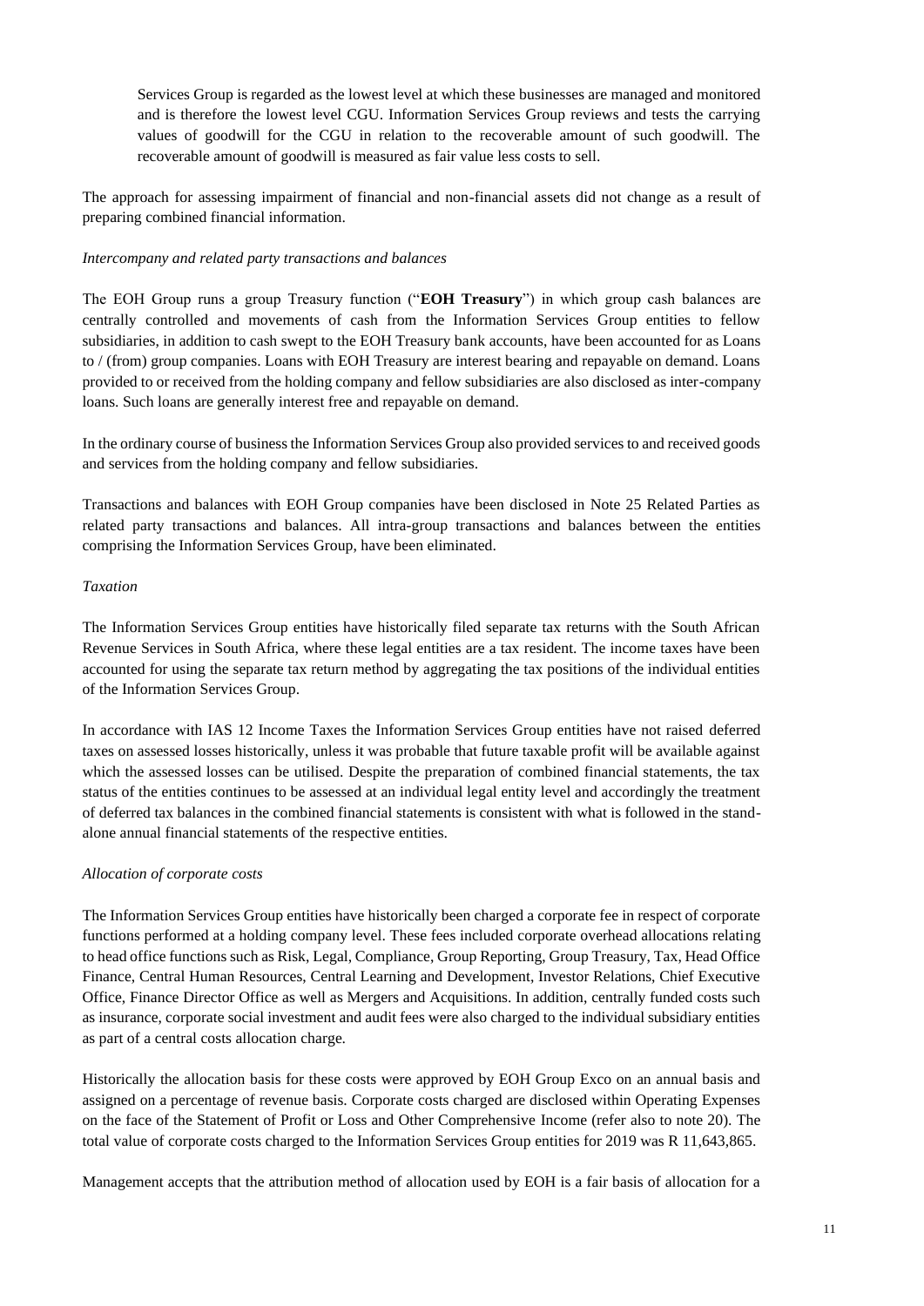Services Group is regarded as the lowest level at which these businesses are managed and monitored and is therefore the lowest level CGU. Information Services Group reviews and tests the carrying values of goodwill for the CGU in relation to the recoverable amount of such goodwill. The recoverable amount of goodwill is measured as fair value less costs to sell.

The approach for assessing impairment of financial and non-financial assets did not change as a result of preparing combined financial information.

*Intercompany and related party transactions and balances*

The EOH Group runs a group Treasury function ("**EOH Treasury**") in which group cash balances are centrally controlled and movements of cash from the Information Services Group entities to fellow subsidiaries, in addition to cash swept to the EOH Treasury bank accounts, have been accounted for as Loans to / (from) group companies. Loans with EOH Treasury are interest bearing and repayable on demand. Loans provided to or received from the holding company and fellow subsidiaries are also disclosed as inter-company loans. Such loans are generally interest free and repayable on demand.

In the ordinary course of business the Information Services Group also provided services to and received goods and services from the holding company and fellow subsidiaries.

Transactions and balances with EOH Group companies have been disclosed in Note 25 Related Parties as related party transactions and balances. All intra-group transactions and balances between the entities comprising the Information Services Group, have been eliminated.

*Taxation*

The Information Services Group entities have historically filed separate tax returns with the South African Revenue Services in South Africa, where these legal entities are a tax resident. The income taxes have been accounted for using the separate tax return method by aggregating the tax positions of the individual entities of the Information Services Group.

In accordance with IAS 12 Income Taxes the Information Services Group entities have not raised deferred taxes on assessed losses historically, unless it was probable that future taxable profit will be available against which the assessed losses can be utilised. Despite the preparation of combined financial statements, the tax status of the entities continues to be assessed at an individual legal entity level and accordingly the treatment of deferred tax balances in the combined financial statements is consistent with what is followed in the stand-alone annual financial statements of the respective entities.

*Allocation of corporate costs*

The Information Services Group entities have historically been charged a corporate fee in respect of corporate functions performed at a holding company level. These fees included corporate overhead allocations relating to head office functions such as Risk, Legal, Compliance, Group Reporting, Group Treasury, Tax, Head Office Finance, Central Human Resources, Central Learning and Development, Investor Relations, Chief Executive Office, Finance Director Office as well as Mergers and Acquisitions. In addition, centrally funded costs such as insurance, corporate social investment and audit fees were also charged to the individual subsidiary entities as part of a central costs allocation charge.

Historically the allocation basis for these costs were approved by EOH Group Exco on an annual basis and assigned on a percentage of revenue basis. Corporate costs charged are disclosed within Operating Expenses on the face of the Statement of Profit or Loss and Other Comprehensive Income (refer also to note 20). The total value of corporate costs charged to the Information Services Group entities for 2019 was R 11,643,865.

Management accepts that the attribution method of allocation used by EOH is a fair basis of allocation for a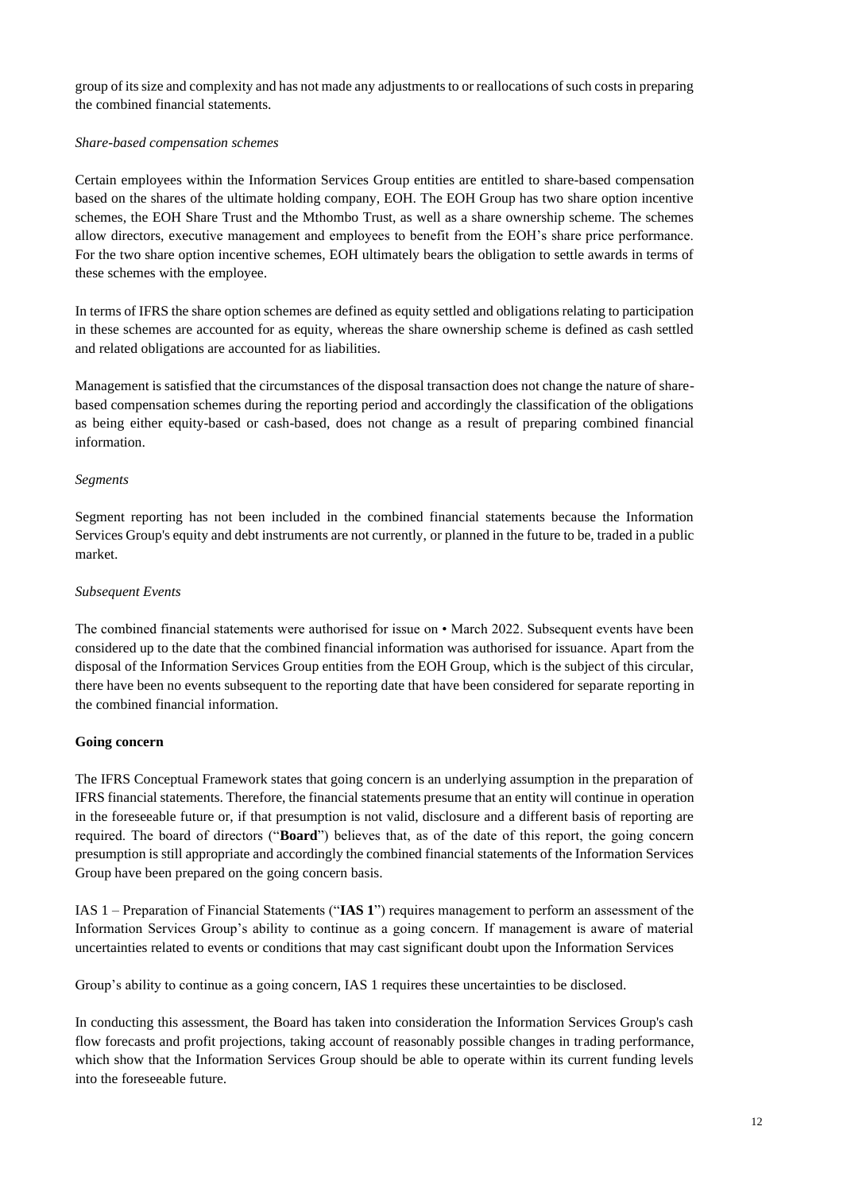group of its size and complexity and has not made any adjustments to or reallocations of such costs in preparing the combined financial statements.

*Share-based compensation schemes*

Certain employees within the Information Services Group entities are entitled to share-based compensation based on the shares of the ultimate holding company, EOH. The EOH Group has two share option incentive schemes, the EOH Share Trust and the Mthombo Trust, as well as a share ownership scheme. The schemes allow directors, executive management and employees to benefit from the EOH's share price performance. For the two share option incentive schemes, EOH ultimately bears the obligation to settle awards in terms of these schemes with the employee.

In terms of IFRS the share option schemes are defined as equity settled and obligations relating to participation in these schemes are accounted for as equity, whereas the share ownership scheme is defined as cash settled and related obligations are accounted for as liabilities.

Management is satisfied that the circumstances of the disposal transaction does not change the nature of share-based compensation schemes during the reporting period and accordingly the classification of the obligations as being either equity-based or cash-based, does not change as a result of preparing combined financial information.

*Segments*

Segment reporting has not been included in the combined financial statements because the Information Services Group's equity and debt instruments are not currently, or planned in the future to be, traded in a public market.

*Subsequent Events*

The combined financial statements were authorised for issue on • March 2022. Subsequent events have been considered up to the date that the combined financial information was authorised for issuance. Apart from the disposal of the Information Services Group entities from the EOH Group, which is the subject of this circular, there have been no events subsequent to the reporting date that have been considered for separate reporting in the combined financial information.

**Going concern**

The IFRS Conceptual Framework states that going concern is an underlying assumption in the preparation of IFRS financial statements. Therefore, the financial statements presume that an entity will continue in operation in the foreseeable future or, if that presumption is not valid, disclosure and a different basis of reporting are required. The board of directors ("**Board**") believes that, as of the date of this report, the going concern presumption is still appropriate and accordingly the combined financial statements of the Information Services Group have been prepared on the going concern basis.

IAS 1 – Preparation of Financial Statements ("**IAS 1**") requires management to perform an assessment of the Information Services Group's ability to continue as a going concern. If management is aware of material uncertainties related to events or conditions that may cast significant doubt upon the Information Services Group's ability to continue as a going concern, IAS 1 requires these uncertainties to be disclosed.

In conducting this assessment, the Board has taken into consideration the Information Services Group's cash flow forecasts and profit projections, taking account of reasonably possible changes in trading performance, which show that the Information Services Group should be able to operate within its current funding levels into the foreseeable future.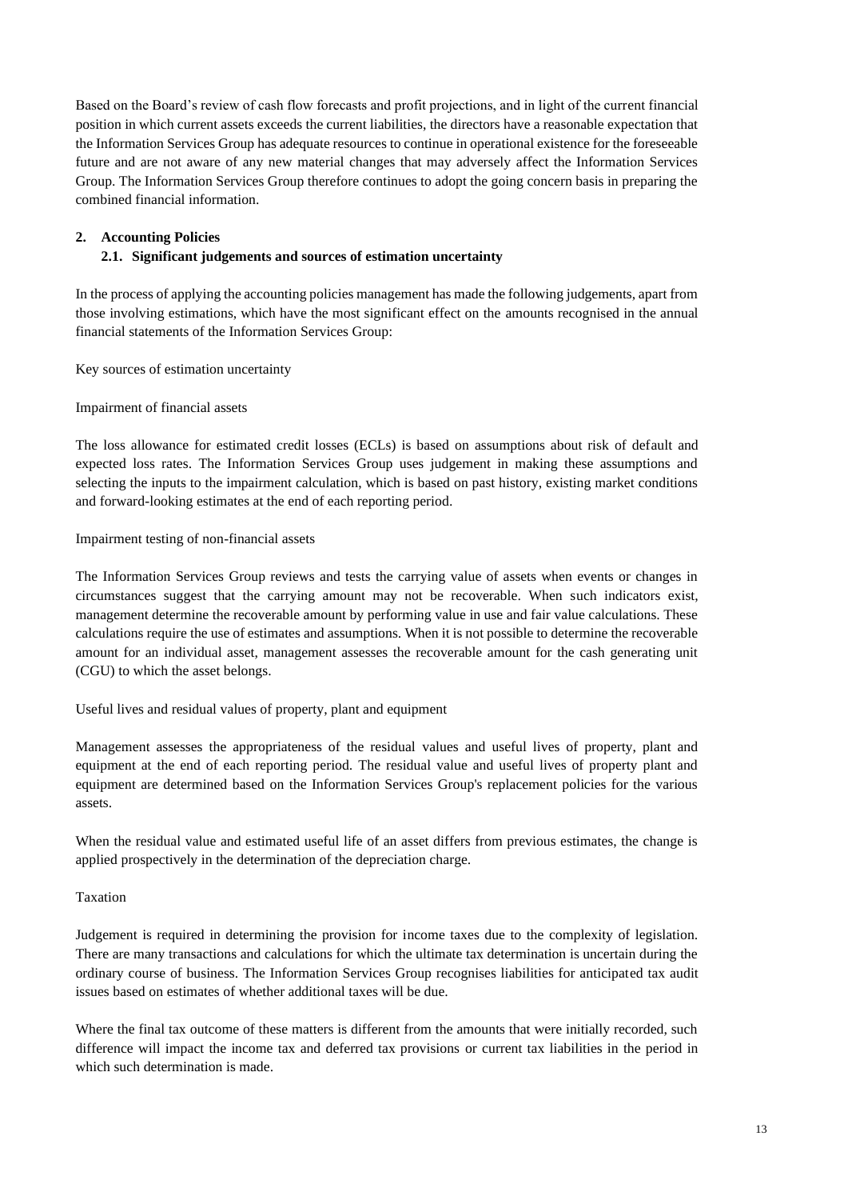Based on the Board's review of cash flow forecasts and profit projections, and in light of the current financial position in which current assets exceeds the current liabilities, the directors have a reasonable expectation that the Information Services Group has adequate resources to continue in operational existence for the foreseeable future and are not aware of any new material changes that may adversely affect the Information Services Group. The Information Services Group therefore continues to adopt the going concern basis in preparing the combined financial information.

## 2. Accounting Policies

### 2.1. Significant judgements and sources of estimation uncertainty

In the process of applying the accounting policies management has made the following judgements, apart from those involving estimations, which have the most significant effect on the amounts recognised in the annual financial statements of the Information Services Group:

Key sources of estimation uncertainty

Impairment of financial assets

The loss allowance for estimated credit losses (ECLs) is based on assumptions about risk of default and expected loss rates. The Information Services Group uses judgement in making these assumptions and selecting the inputs to the impairment calculation, which is based on past history, existing market conditions and forward-looking estimates at the end of each reporting period.

Impairment testing of non-financial assets

The Information Services Group reviews and tests the carrying value of assets when events or changes in circumstances suggest that the carrying amount may not be recoverable. When such indicators exist, management determine the recoverable amount by performing value in use and fair value calculations. These calculations require the use of estimates and assumptions. When it is not possible to determine the recoverable amount for an individual asset, management assesses the recoverable amount for the cash generating unit (CGU) to which the asset belongs.

Useful lives and residual values of property, plant and equipment

Management assesses the appropriateness of the residual values and useful lives of property, plant and equipment at the end of each reporting period. The residual value and useful lives of property plant and equipment are determined based on the Information Services Group's replacement policies for the various assets.

When the residual value and estimated useful life of an asset differs from previous estimates, the change is applied prospectively in the determination of the depreciation charge.

Taxation

Judgement is required in determining the provision for income taxes due to the complexity of legislation. There are many transactions and calculations for which the ultimate tax determination is uncertain during the ordinary course of business. The Information Services Group recognises liabilities for anticipated tax audit issues based on estimates of whether additional taxes will be due.

Where the final tax outcome of these matters is different from the amounts that were initially recorded, such difference will impact the income tax and deferred tax provisions or current tax liabilities in the period in which such determination is made.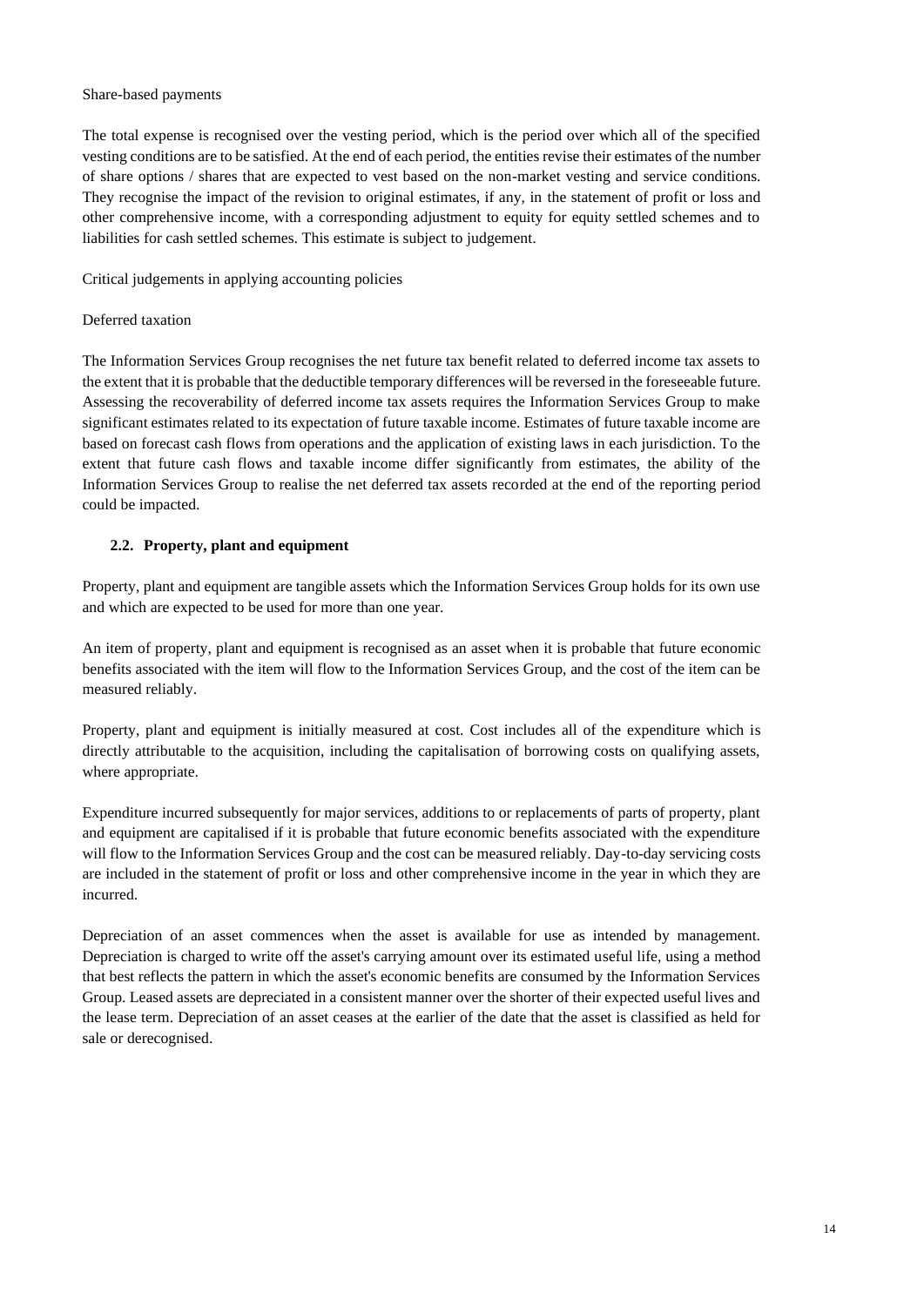Share-based payments

The total expense is recognised over the vesting period, which is the period over which all of the specified vesting conditions are to be satisfied. At the end of each period, the entities revise their estimates of the number of share options / shares that are expected to vest based on the non-market vesting and service conditions. They recognise the impact of the revision to original estimates, if any, in the statement of profit or loss and other comprehensive income, with a corresponding adjustment to equity for equity settled schemes and to liabilities for cash settled schemes. This estimate is subject to judgement.

Critical judgements in applying accounting policies

Deferred taxation

The Information Services Group recognises the net future tax benefit related to deferred income tax assets to the extent that it is probable that the deductible temporary differences will be reversed in the foreseeable future. Assessing the recoverability of deferred income tax assets requires the Information Services Group to make significant estimates related to its expectation of future taxable income. Estimates of future taxable income are based on forecast cash flows from operations and the application of existing laws in each jurisdiction. To the extent that future cash flows and taxable income differ significantly from estimates, the ability of the Information Services Group to realise the net deferred tax assets recorded at the end of the reporting period could be impacted.

## 2.2. Property, plant and equipment

Property, plant and equipment are tangible assets which the Information Services Group holds for its own use and which are expected to be used for more than one year.

An item of property, plant and equipment is recognised as an asset when it is probable that future economic benefits associated with the item will flow to the Information Services Group, and the cost of the item can be measured reliably.

Property, plant and equipment is initially measured at cost. Cost includes all of the expenditure which is directly attributable to the acquisition, including the capitalisation of borrowing costs on qualifying assets, where appropriate.

Expenditure incurred subsequently for major services, additions to or replacements of parts of property, plant and equipment are capitalised if it is probable that future economic benefits associated with the expenditure will flow to the Information Services Group and the cost can be measured reliably. Day-to-day servicing costs are included in the statement of profit or loss and other comprehensive income in the year in which they are incurred.

Depreciation of an asset commences when the asset is available for use as intended by management. Depreciation is charged to write off the asset's carrying amount over its estimated useful life, using a method that best reflects the pattern in which the asset's economic benefits are consumed by the Information Services Group. Leased assets are depreciated in a consistent manner over the shorter of their expected useful lives and the lease term. Depreciation of an asset ceases at the earlier of the date that the asset is classified as held for sale or derecognised.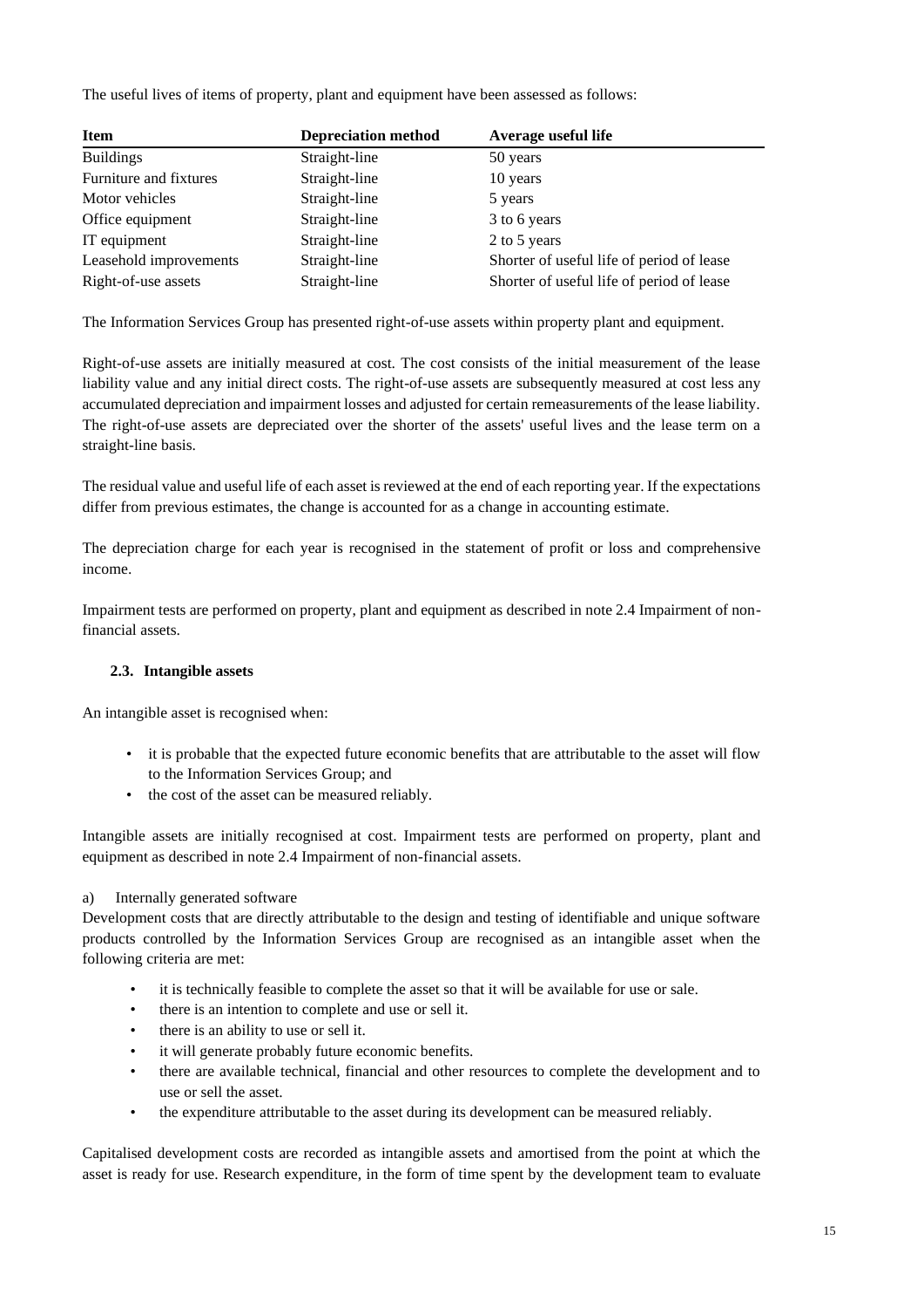The useful lives of items of property, plant and equipment have been assessed as follows:

| Item | Depreciation method | Average useful life |
|---|---|---|
| Buildings | Straight-line | 50 years |
| Furniture and fixtures | Straight-line | 10 years |
| Motor vehicles | Straight-line | 5 years |
| Office equipment | Straight-line | 3 to 6 years |
| IT equipment | Straight-line | 2 to 5 years |
| Leasehold improvements | Straight-line | Shorter of useful life of period of lease |
| Right-of-use assets | Straight-line | Shorter of useful life of period of lease |

The Information Services Group has presented right-of-use assets within property plant and equipment.

Right-of-use assets are initially measured at cost. The cost consists of the initial measurement of the lease liability value and any initial direct costs. The right-of-use assets are subsequently measured at cost less any accumulated depreciation and impairment losses and adjusted for certain remeasurements of the lease liability. The right-of-use assets are depreciated over the shorter of the assets' useful lives and the lease term on a straight-line basis.

The residual value and useful life of each asset is reviewed at the end of each reporting year. If the expectations differ from previous estimates, the change is accounted for as a change in accounting estimate.

The depreciation charge for each year is recognised in the statement of profit or loss and comprehensive income.

Impairment tests are performed on property, plant and equipment as described in note 2.4 Impairment of non-financial assets.

### 2.3. Intangible assets

An intangible asset is recognised when:

- it is probable that the expected future economic benefits that are attributable to the asset will flow to the Information Services Group; and
- the cost of the asset can be measured reliably.

Intangible assets are initially recognised at cost. Impairment tests are performed on property, plant and equipment as described in note 2.4 Impairment of non-financial assets.

a) Internally generated software

Development costs that are directly attributable to the design and testing of identifiable and unique software products controlled by the Information Services Group are recognised as an intangible asset when the following criteria are met:

- it is technically feasible to complete the asset so that it will be available for use or sale.
- there is an intention to complete and use or sell it.
- there is an ability to use or sell it.
- it will generate probably future economic benefits.
- there are available technical, financial and other resources to complete the development and to use or sell the asset.
- the expenditure attributable to the asset during its development can be measured reliably.

Capitalised development costs are recorded as intangible assets and amortised from the point at which the asset is ready for use. Research expenditure, in the form of time spent by the development team to evaluate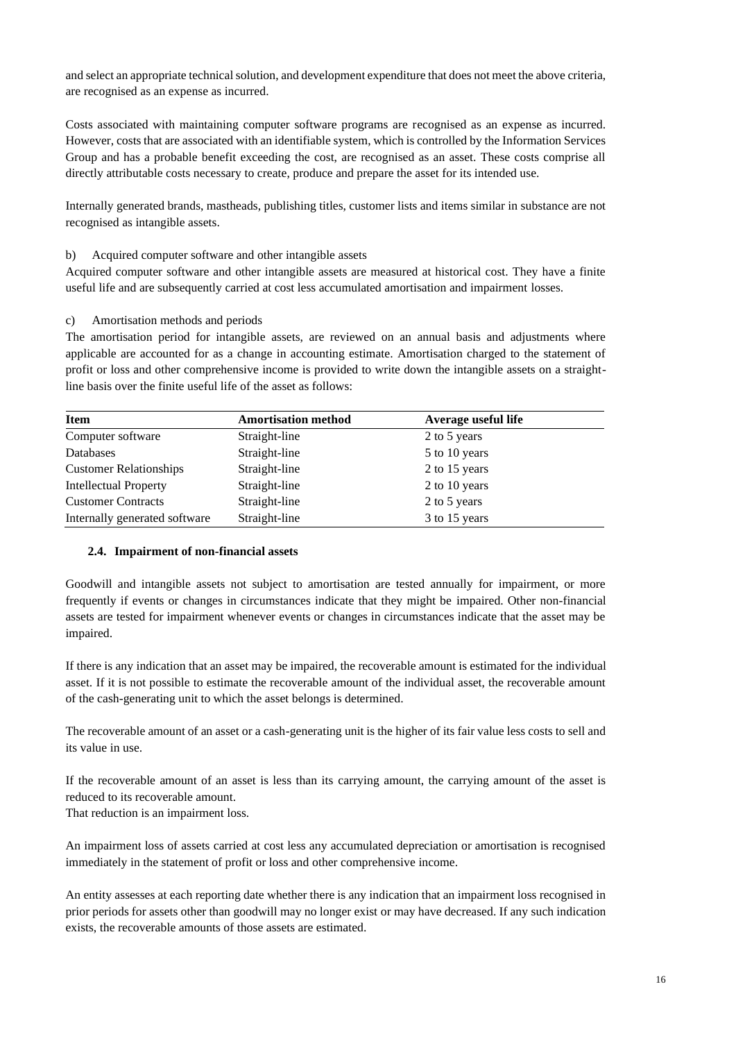and select an appropriate technical solution, and development expenditure that does not meet the above criteria, are recognised as an expense as incurred.

Costs associated with maintaining computer software programs are recognised as an expense as incurred. However, costs that are associated with an identifiable system, which is controlled by the Information Services Group and has a probable benefit exceeding the cost, are recognised as an asset. These costs comprise all directly attributable costs necessary to create, produce and prepare the asset for its intended use.

Internally generated brands, mastheads, publishing titles, customer lists and items similar in substance are not recognised as intangible assets.

b) Acquired computer software and other intangible assets

Acquired computer software and other intangible assets are measured at historical cost. They have a finite useful life and are subsequently carried at cost less accumulated amortisation and impairment losses.

c) Amortisation methods and periods

The amortisation period for intangible assets, are reviewed on an annual basis and adjustments where applicable are accounted for as a change in accounting estimate. Amortisation charged to the statement of profit or loss and other comprehensive income is provided to write down the intangible assets on a straight-line basis over the finite useful life of the asset as follows:

| Item | Amortisation method | Average useful life |
|---|---|---|
| Computer software | Straight-line | 2 to 5 years |
| Databases | Straight-line | 5 to 10 years |
| Customer Relationships | Straight-line | 2 to 15 years |
| Intellectual Property | Straight-line | 2 to 10 years |
| Customer Contracts | Straight-line | 2 to 5 years |
| Internally generated software | Straight-line | 3 to 15 years |

### 2.4. Impairment of non-financial assets

Goodwill and intangible assets not subject to amortisation are tested annually for impairment, or more frequently if events or changes in circumstances indicate that they might be impaired. Other non-financial assets are tested for impairment whenever events or changes in circumstances indicate that the asset may be impaired.

If there is any indication that an asset may be impaired, the recoverable amount is estimated for the individual asset. If it is not possible to estimate the recoverable amount of the individual asset, the recoverable amount of the cash-generating unit to which the asset belongs is determined.

The recoverable amount of an asset or a cash-generating unit is the higher of its fair value less costs to sell and its value in use.

If the recoverable amount of an asset is less than its carrying amount, the carrying amount of the asset is reduced to its recoverable amount.
That reduction is an impairment loss.

An impairment loss of assets carried at cost less any accumulated depreciation or amortisation is recognised immediately in the statement of profit or loss and other comprehensive income.

An entity assesses at each reporting date whether there is any indication that an impairment loss recognised in prior periods for assets other than goodwill may no longer exist or may have decreased. If any such indication exists, the recoverable amounts of those assets are estimated.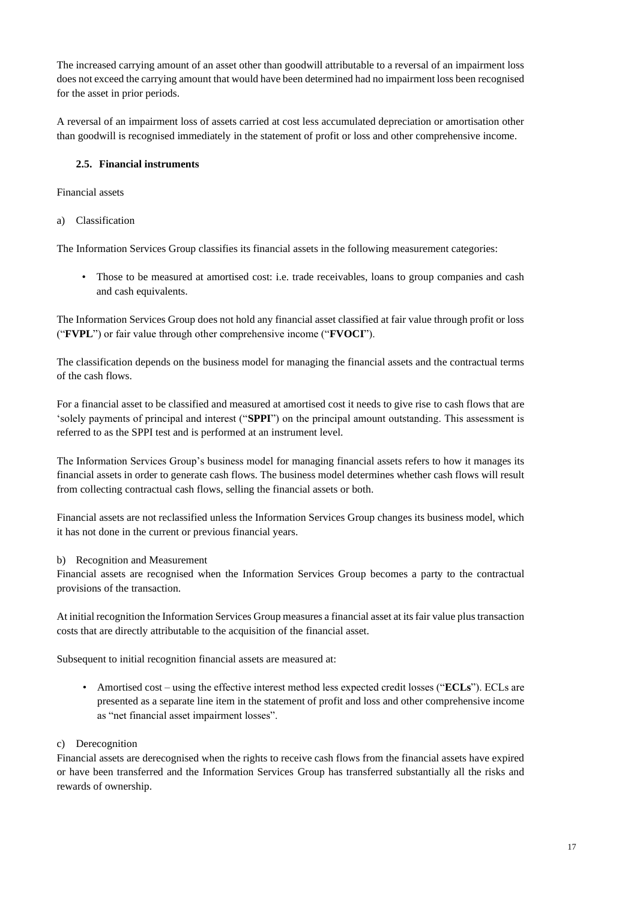The increased carrying amount of an asset other than goodwill attributable to a reversal of an impairment loss does not exceed the carrying amount that would have been determined had no impairment loss been recognised for the asset in prior periods.

A reversal of an impairment loss of assets carried at cost less accumulated depreciation or amortisation other than goodwill is recognised immediately in the statement of profit or loss and other comprehensive income.

### 2.5. Financial instruments

Financial assets

a) Classification

The Information Services Group classifies its financial assets in the following measurement categories:

- Those to be measured at amortised cost: i.e. trade receivables, loans to group companies and cash and cash equivalents.

The Information Services Group does not hold any financial asset classified at fair value through profit or loss ("**FVPL**") or fair value through other comprehensive income ("**FVOCI**").

The classification depends on the business model for managing the financial assets and the contractual terms of the cash flows.

For a financial asset to be classified and measured at amortised cost it needs to give rise to cash flows that are 'solely payments of principal and interest ("**SPPI**") on the principal amount outstanding. This assessment is referred to as the SPPI test and is performed at an instrument level.

The Information Services Group's business model for managing financial assets refers to how it manages its financial assets in order to generate cash flows. The business model determines whether cash flows will result from collecting contractual cash flows, selling the financial assets or both.

Financial assets are not reclassified unless the Information Services Group changes its business model, which it has not done in the current or previous financial years.

b) Recognition and Measurement

Financial assets are recognised when the Information Services Group becomes a party to the contractual provisions of the transaction.

At initial recognition the Information Services Group measures a financial asset at its fair value plus transaction costs that are directly attributable to the acquisition of the financial asset.

Subsequent to initial recognition financial assets are measured at:

- Amortised cost – using the effective interest method less expected credit losses ("**ECLs**"). ECLs are presented as a separate line item in the statement of profit and loss and other comprehensive income as "net financial asset impairment losses".

c) Derecognition

Financial assets are derecognised when the rights to receive cash flows from the financial assets have expired or have been transferred and the Information Services Group has transferred substantially all the risks and rewards of ownership.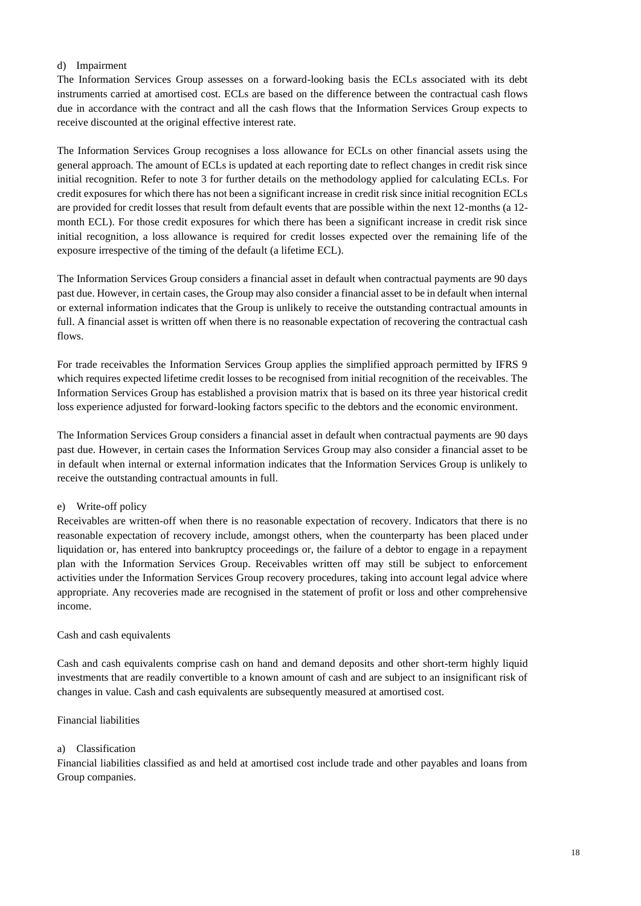d) Impairment

The Information Services Group assesses on a forward-looking basis the ECLs associated with its debt instruments carried at amortised cost. ECLs are based on the difference between the contractual cash flows due in accordance with the contract and all the cash flows that the Information Services Group expects to receive discounted at the original effective interest rate.

The Information Services Group recognises a loss allowance for ECLs on other financial assets using the general approach. The amount of ECLs is updated at each reporting date to reflect changes in credit risk since initial recognition. Refer to note 3 for further details on the methodology applied for calculating ECLs. For credit exposures for which there has not been a significant increase in credit risk since initial recognition ECLs are provided for credit losses that result from default events that are possible within the next 12-months (a 12-month ECL). For those credit exposures for which there has been a significant increase in credit risk since initial recognition, a loss allowance is required for credit losses expected over the remaining life of the exposure irrespective of the timing of the default (a lifetime ECL).

The Information Services Group considers a financial asset in default when contractual payments are 90 days past due. However, in certain cases, the Group may also consider a financial asset to be in default when internal or external information indicates that the Group is unlikely to receive the outstanding contractual amounts in full. A financial asset is written off when there is no reasonable expectation of recovering the contractual cash flows.

For trade receivables the Information Services Group applies the simplified approach permitted by IFRS 9 which requires expected lifetime credit losses to be recognised from initial recognition of the receivables. The Information Services Group has established a provision matrix that is based on its three year historical credit loss experience adjusted for forward-looking factors specific to the debtors and the economic environment.

The Information Services Group considers a financial asset in default when contractual payments are 90 days past due. However, in certain cases the Information Services Group may also consider a financial asset to be in default when internal or external information indicates that the Information Services Group is unlikely to receive the outstanding contractual amounts in full.

e) Write-off policy

Receivables are written-off when there is no reasonable expectation of recovery. Indicators that there is no reasonable expectation of recovery include, amongst others, when the counterparty has been placed under liquidation or, has entered into bankruptcy proceedings or, the failure of a debtor to engage in a repayment plan with the Information Services Group. Receivables written off may still be subject to enforcement activities under the Information Services Group recovery procedures, taking into account legal advice where appropriate. Any recoveries made are recognised in the statement of profit or loss and other comprehensive income.

Cash and cash equivalents

Cash and cash equivalents comprise cash on hand and demand deposits and other short-term highly liquid investments that are readily convertible to a known amount of cash and are subject to an insignificant risk of changes in value. Cash and cash equivalents are subsequently measured at amortised cost.

Financial liabilities

a) Classification

Financial liabilities classified as and held at amortised cost include trade and other payables and loans from Group companies.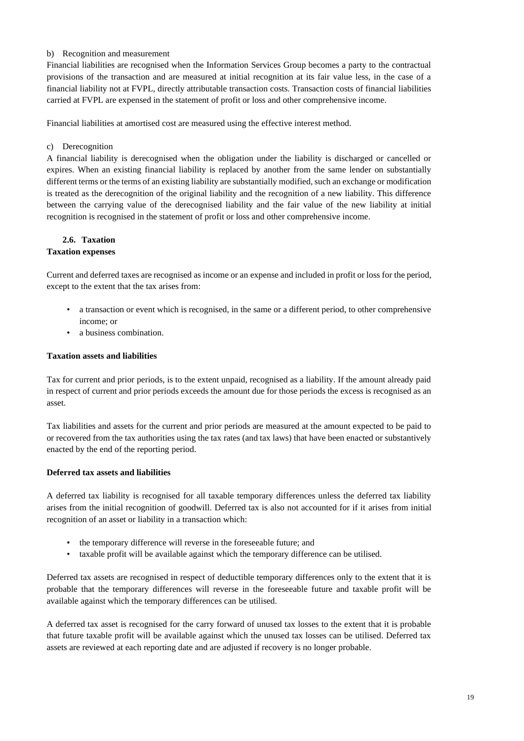b) Recognition and measurement

Financial liabilities are recognised when the Information Services Group becomes a party to the contractual provisions of the transaction and are measured at initial recognition at its fair value less, in the case of a financial liability not at FVPL, directly attributable transaction costs. Transaction costs of financial liabilities carried at FVPL are expensed in the statement of profit or loss and other comprehensive income.

Financial liabilities at amortised cost are measured using the effective interest method.

c) Derecognition

A financial liability is derecognised when the obligation under the liability is discharged or cancelled or expires. When an existing financial liability is replaced by another from the same lender on substantially different terms or the terms of an existing liability are substantially modified, such an exchange or modification is treated as the derecognition of the original liability and the recognition of a new liability. This difference between the carrying value of the derecognised liability and the fair value of the new liability at initial recognition is recognised in the statement of profit or loss and other comprehensive income.

### 2.6. Taxation

**Taxation expenses**

Current and deferred taxes are recognised as income or an expense and included in profit or loss for the period, except to the extent that the tax arises from:

- a transaction or event which is recognised, in the same or a different period, to other comprehensive income; or
- a business combination.

**Taxation assets and liabilities**

Tax for current and prior periods, is to the extent unpaid, recognised as a liability. If the amount already paid in respect of current and prior periods exceeds the amount due for those periods the excess is recognised as an asset.

Tax liabilities and assets for the current and prior periods are measured at the amount expected to be paid to or recovered from the tax authorities using the tax rates (and tax laws) that have been enacted or substantively enacted by the end of the reporting period.

**Deferred tax assets and liabilities**

A deferred tax liability is recognised for all taxable temporary differences unless the deferred tax liability arises from the initial recognition of goodwill. Deferred tax is also not accounted for if it arises from initial recognition of an asset or liability in a transaction which:

- the temporary difference will reverse in the foreseeable future; and
- taxable profit will be available against which the temporary difference can be utilised.

Deferred tax assets are recognised in respect of deductible temporary differences only to the extent that it is probable that the temporary differences will reverse in the foreseeable future and taxable profit will be available against which the temporary differences can be utilised.

A deferred tax asset is recognised for the carry forward of unused tax losses to the extent that it is probable that future taxable profit will be available against which the unused tax losses can be utilised. Deferred tax assets are reviewed at each reporting date and are adjusted if recovery is no longer probable.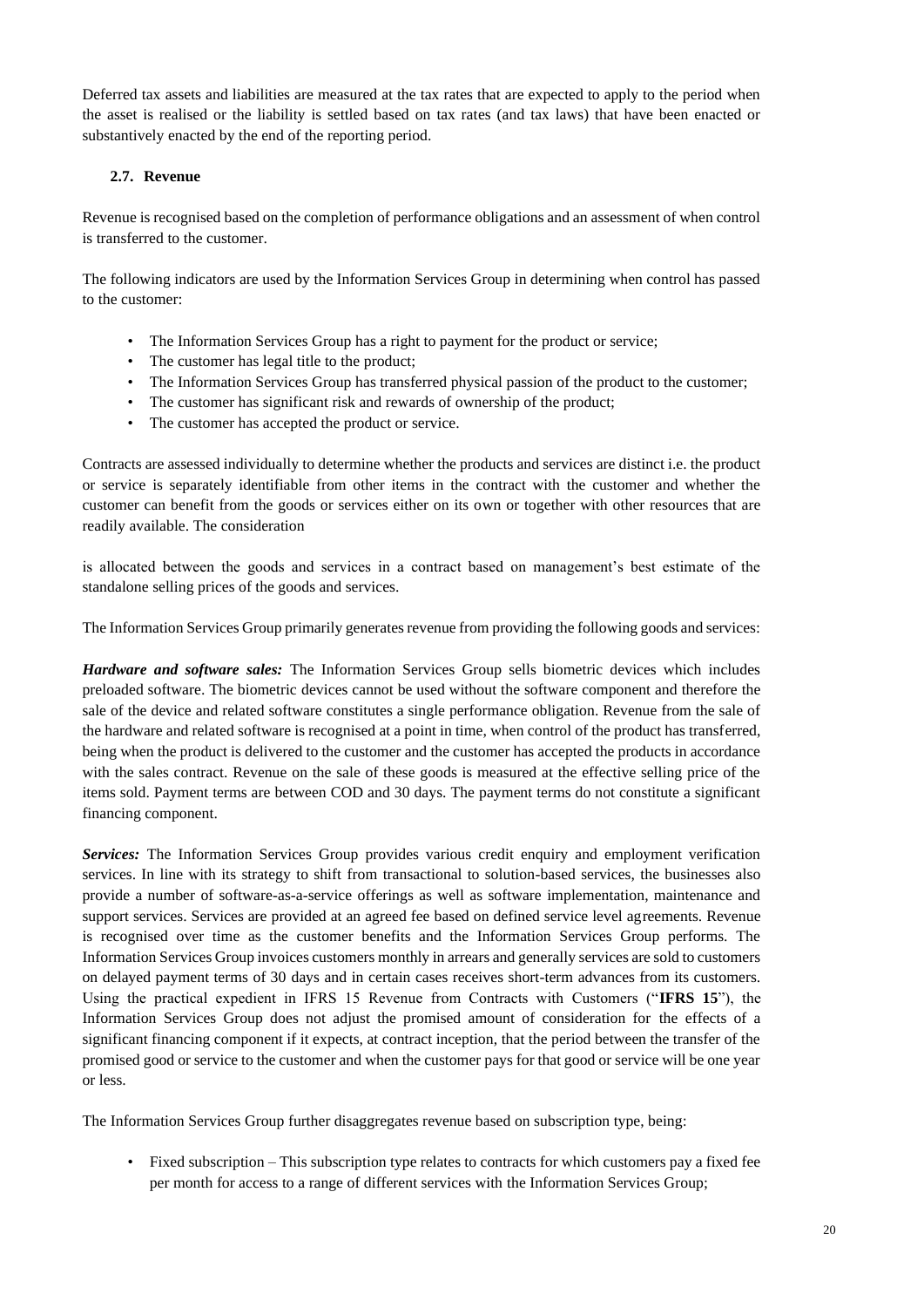Deferred tax assets and liabilities are measured at the tax rates that are expected to apply to the period when the asset is realised or the liability is settled based on tax rates (and tax laws) that have been enacted or substantively enacted by the end of the reporting period.

### 2.7. Revenue

Revenue is recognised based on the completion of performance obligations and an assessment of when control is transferred to the customer.

The following indicators are used by the Information Services Group in determining when control has passed to the customer:

- The Information Services Group has a right to payment for the product or service;
- The customer has legal title to the product;
- The Information Services Group has transferred physical passion of the product to the customer;
- The customer has significant risk and rewards of ownership of the product;
- The customer has accepted the product or service.

Contracts are assessed individually to determine whether the products and services are distinct i.e. the product or service is separately identifiable from other items in the contract with the customer and whether the customer can benefit from the goods or services either on its own or together with other resources that are readily available. The consideration

is allocated between the goods and services in a contract based on management's best estimate of the standalone selling prices of the goods and services.

The Information Services Group primarily generates revenue from providing the following goods and services:

***Hardware and software sales:*** The Information Services Group sells biometric devices which includes preloaded software. The biometric devices cannot be used without the software component and therefore the sale of the device and related software constitutes a single performance obligation. Revenue from the sale of the hardware and related software is recognised at a point in time, when control of the product has transferred, being when the product is delivered to the customer and the customer has accepted the products in accordance with the sales contract. Revenue on the sale of these goods is measured at the effective selling price of the items sold. Payment terms are between COD and 30 days. The payment terms do not constitute a significant financing component.

***Services:*** The Information Services Group provides various credit enquiry and employment verification services. In line with its strategy to shift from transactional to solution-based services, the businesses also provide a number of software-as-a-service offerings as well as software implementation, maintenance and support services. Services are provided at an agreed fee based on defined service level agreements. Revenue is recognised over time as the customer benefits and the Information Services Group performs. The Information Services Group invoices customers monthly in arrears and generally services are sold to customers on delayed payment terms of 30 days and in certain cases receives short-term advances from its customers. Using the practical expedient in IFRS 15 Revenue from Contracts with Customers ("**IFRS 15**"), the Information Services Group does not adjust the promised amount of consideration for the effects of a significant financing component if it expects, at contract inception, that the period between the transfer of the promised good or service to the customer and when the customer pays for that good or service will be one year or less.

The Information Services Group further disaggregates revenue based on subscription type, being:

- Fixed subscription – This subscription type relates to contracts for which customers pay a fixed fee per month for access to a range of different services with the Information Services Group;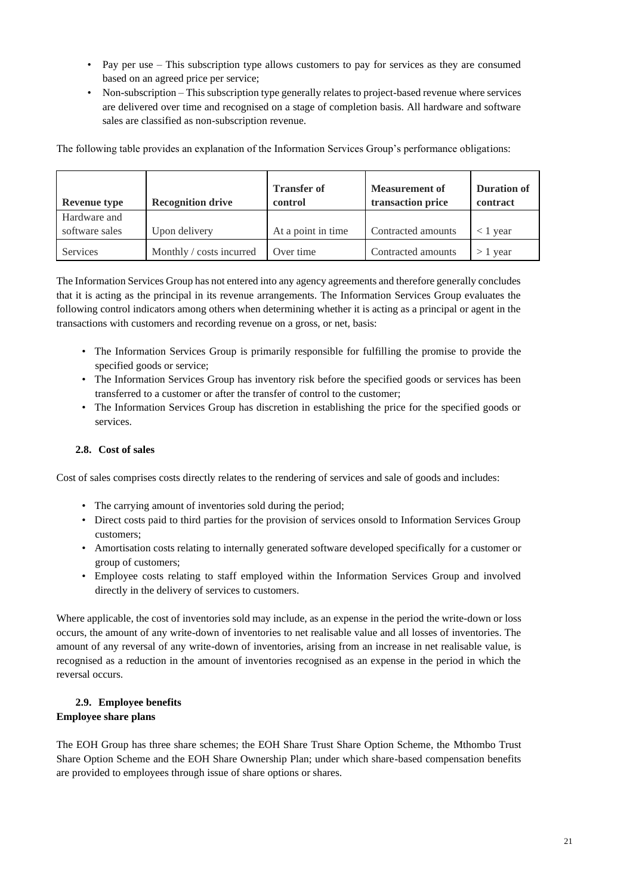- Pay per use – This subscription type allows customers to pay for services as they are consumed based on an agreed price per service;
- Non-subscription – This subscription type generally relates to project-based revenue where services are delivered over time and recognised on a stage of completion basis. All hardware and software sales are classified as non-subscription revenue.

The following table provides an explanation of the Information Services Group's performance obligations:

| Revenue type | Recognition drive | Transfer of control | Measurement of transaction price | Duration of contract |
|---|---|---|---|---|
| Hardware and software sales | Upon delivery | At a point in time | Contracted amounts | < 1 year |
| Services | Monthly / costs incurred | Over time | Contracted amounts | > 1 year |

The Information Services Group has not entered into any agency agreements and therefore generally concludes that it is acting as the principal in its revenue arrangements. The Information Services Group evaluates the following control indicators among others when determining whether it is acting as a principal or agent in the transactions with customers and recording revenue on a gross, or net, basis:

- The Information Services Group is primarily responsible for fulfilling the promise to provide the specified goods or service;
- The Information Services Group has inventory risk before the specified goods or services has been transferred to a customer or after the transfer of control to the customer;
- The Information Services Group has discretion in establishing the price for the specified goods or services.

### 2.8. Cost of sales

Cost of sales comprises costs directly relates to the rendering of services and sale of goods and includes:

- The carrying amount of inventories sold during the period;
- Direct costs paid to third parties for the provision of services onsold to Information Services Group customers;
- Amortisation costs relating to internally generated software developed specifically for a customer or group of customers;
- Employee costs relating to staff employed within the Information Services Group and involved directly in the delivery of services to customers.

Where applicable, the cost of inventories sold may include, as an expense in the period the write-down or loss occurs, the amount of any write-down of inventories to net realisable value and all losses of inventories. The amount of any reversal of any write-down of inventories, arising from an increase in net realisable value, is recognised as a reduction in the amount of inventories recognised as an expense in the period in which the reversal occurs.

### 2.9. Employee benefits

**Employee share plans**

The EOH Group has three share schemes; the EOH Share Trust Share Option Scheme, the Mthombo Trust Share Option Scheme and the EOH Share Ownership Plan; under which share-based compensation benefits are provided to employees through issue of share options or shares.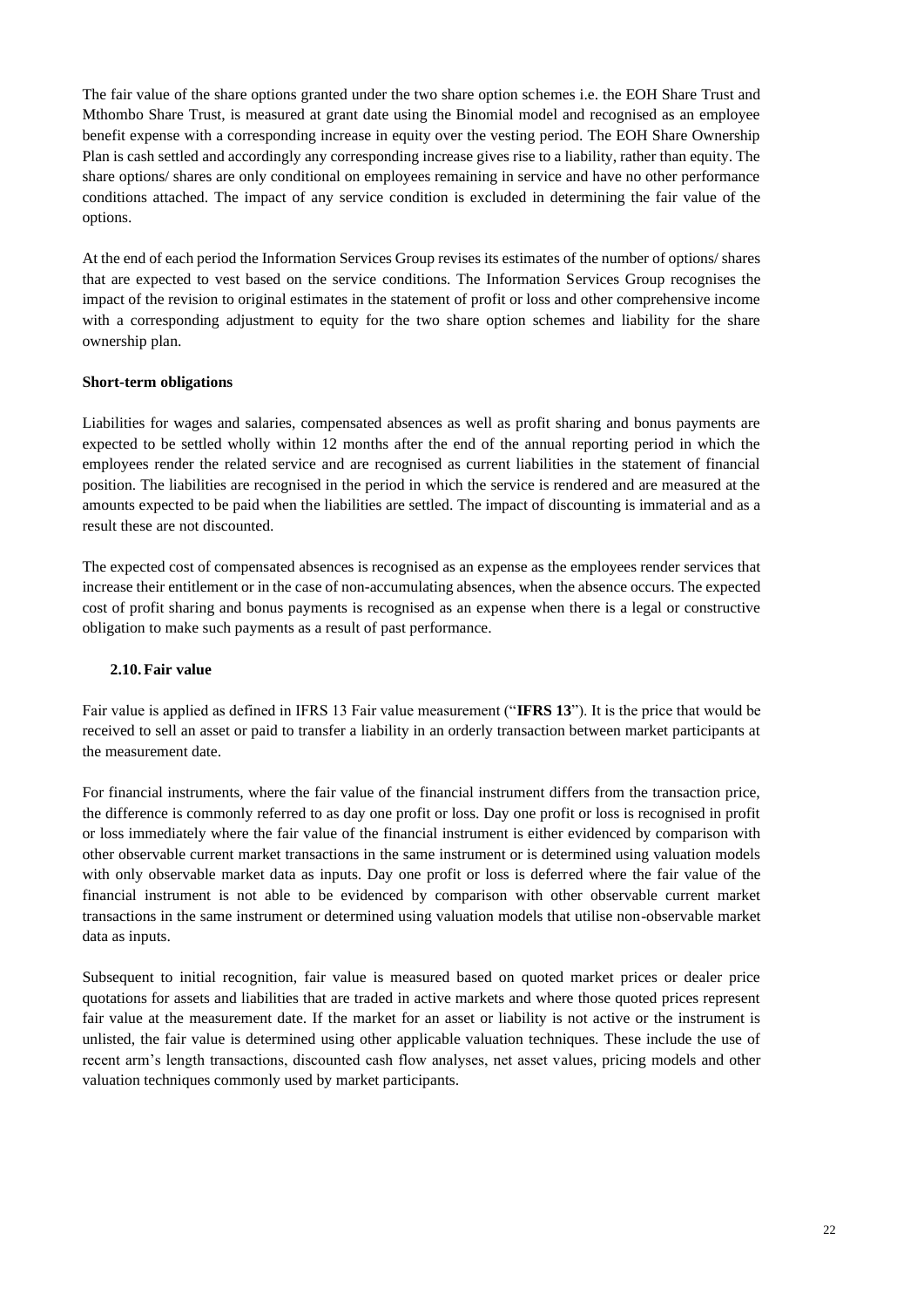The fair value of the share options granted under the two share option schemes i.e. the EOH Share Trust and Mthombo Share Trust, is measured at grant date using the Binomial model and recognised as an employee benefit expense with a corresponding increase in equity over the vesting period. The EOH Share Ownership Plan is cash settled and accordingly any corresponding increase gives rise to a liability, rather than equity. The share options/ shares are only conditional on employees remaining in service and have no other performance conditions attached. The impact of any service condition is excluded in determining the fair value of the options.

At the end of each period the Information Services Group revises its estimates of the number of options/ shares that are expected to vest based on the service conditions. The Information Services Group recognises the impact of the revision to original estimates in the statement of profit or loss and other comprehensive income with a corresponding adjustment to equity for the two share option schemes and liability for the share ownership plan.

**Short-term obligations**

Liabilities for wages and salaries, compensated absences as well as profit sharing and bonus payments are expected to be settled wholly within 12 months after the end of the annual reporting period in which the employees render the related service and are recognised as current liabilities in the statement of financial position. The liabilities are recognised in the period in which the service is rendered and are measured at the amounts expected to be paid when the liabilities are settled. The impact of discounting is immaterial and as a result these are not discounted.

The expected cost of compensated absences is recognised as an expense as the employees render services that increase their entitlement or in the case of non-accumulating absences, when the absence occurs. The expected cost of profit sharing and bonus payments is recognised as an expense when there is a legal or constructive obligation to make such payments as a result of past performance.

### 2.10. Fair value

Fair value is applied as defined in IFRS 13 Fair value measurement ("**IFRS 13**"). It is the price that would be received to sell an asset or paid to transfer a liability in an orderly transaction between market participants at the measurement date.

For financial instruments, where the fair value of the financial instrument differs from the transaction price, the difference is commonly referred to as day one profit or loss. Day one profit or loss is recognised in profit or loss immediately where the fair value of the financial instrument is either evidenced by comparison with other observable current market transactions in the same instrument or is determined using valuation models with only observable market data as inputs. Day one profit or loss is deferred where the fair value of the financial instrument is not able to be evidenced by comparison with other observable current market transactions in the same instrument or determined using valuation models that utilise non-observable market data as inputs.

Subsequent to initial recognition, fair value is measured based on quoted market prices or dealer price quotations for assets and liabilities that are traded in active markets and where those quoted prices represent fair value at the measurement date. If the market for an asset or liability is not active or the instrument is unlisted, the fair value is determined using other applicable valuation techniques. These include the use of recent arm's length transactions, discounted cash flow analyses, net asset values, pricing models and other valuation techniques commonly used by market participants.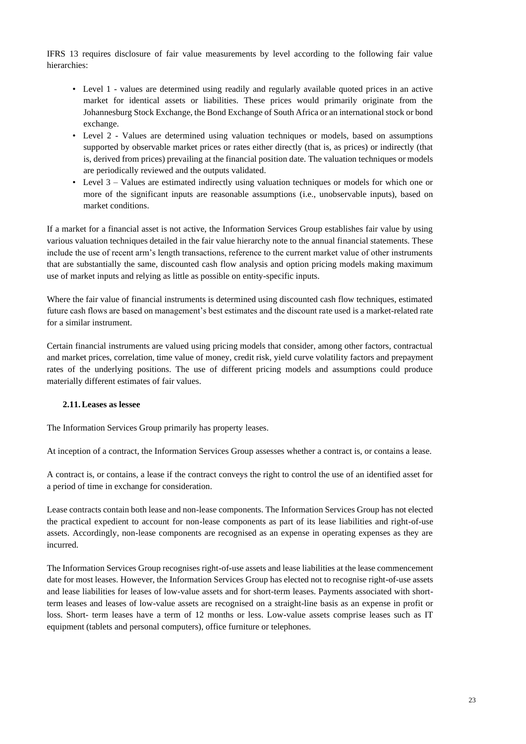IFRS 13 requires disclosure of fair value measurements by level according to the following fair value hierarchies:

- Level 1 - values are determined using readily and regularly available quoted prices in an active market for identical assets or liabilities. These prices would primarily originate from the Johannesburg Stock Exchange, the Bond Exchange of South Africa or an international stock or bond exchange.
- Level 2 - Values are determined using valuation techniques or models, based on assumptions supported by observable market prices or rates either directly (that is, as prices) or indirectly (that is, derived from prices) prevailing at the financial position date. The valuation techniques or models are periodically reviewed and the outputs validated.
- Level 3 – Values are estimated indirectly using valuation techniques or models for which one or more of the significant inputs are reasonable assumptions (i.e., unobservable inputs), based on market conditions.

If a market for a financial asset is not active, the Information Services Group establishes fair value by using various valuation techniques detailed in the fair value hierarchy note to the annual financial statements. These include the use of recent arm's length transactions, reference to the current market value of other instruments that are substantially the same, discounted cash flow analysis and option pricing models making maximum use of market inputs and relying as little as possible on entity-specific inputs.

Where the fair value of financial instruments is determined using discounted cash flow techniques, estimated future cash flows are based on management's best estimates and the discount rate used is a market-related rate for a similar instrument.

Certain financial instruments are valued using pricing models that consider, among other factors, contractual and market prices, correlation, time value of money, credit risk, yield curve volatility factors and prepayment rates of the underlying positions. The use of different pricing models and assumptions could produce materially different estimates of fair values.

### 2.11. Leases as lessee

The Information Services Group primarily has property leases.

At inception of a contract, the Information Services Group assesses whether a contract is, or contains a lease.

A contract is, or contains, a lease if the contract conveys the right to control the use of an identified asset for a period of time in exchange for consideration.

Lease contracts contain both lease and non-lease components. The Information Services Group has not elected the practical expedient to account for non-lease components as part of its lease liabilities and right-of-use assets. Accordingly, non-lease components are recognised as an expense in operating expenses as they are incurred.

The Information Services Group recognises right-of-use assets and lease liabilities at the lease commencement date for most leases. However, the Information Services Group has elected not to recognise right-of-use assets and lease liabilities for leases of low-value assets and for short-term leases. Payments associated with short-term leases and leases of low-value assets are recognised on a straight-line basis as an expense in profit or loss. Short- term leases have a term of 12 months or less. Low-value assets comprise leases such as IT equipment (tablets and personal computers), office furniture or telephones.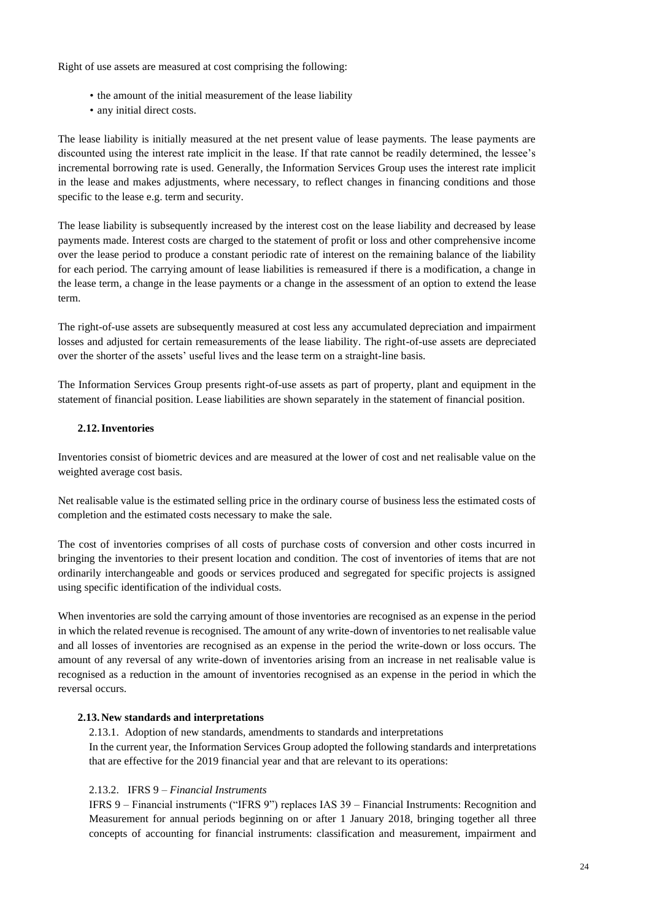Right of use assets are measured at cost comprising the following:

- the amount of the initial measurement of the lease liability
- any initial direct costs.

The lease liability is initially measured at the net present value of lease payments. The lease payments are discounted using the interest rate implicit in the lease. If that rate cannot be readily determined, the lessee's incremental borrowing rate is used. Generally, the Information Services Group uses the interest rate implicit in the lease and makes adjustments, where necessary, to reflect changes in financing conditions and those specific to the lease e.g. term and security.

The lease liability is subsequently increased by the interest cost on the lease liability and decreased by lease payments made. Interest costs are charged to the statement of profit or loss and other comprehensive income over the lease period to produce a constant periodic rate of interest on the remaining balance of the liability for each period. The carrying amount of lease liabilities is remeasured if there is a modification, a change in the lease term, a change in the lease payments or a change in the assessment of an option to extend the lease term.

The right-of-use assets are subsequently measured at cost less any accumulated depreciation and impairment losses and adjusted for certain remeasurements of the lease liability. The right-of-use assets are depreciated over the shorter of the assets' useful lives and the lease term on a straight-line basis.

The Information Services Group presents right-of-use assets as part of property, plant and equipment in the statement of financial position. Lease liabilities are shown separately in the statement of financial position.

### 2.12. Inventories

Inventories consist of biometric devices and are measured at the lower of cost and net realisable value on the weighted average cost basis.

Net realisable value is the estimated selling price in the ordinary course of business less the estimated costs of completion and the estimated costs necessary to make the sale.

The cost of inventories comprises of all costs of purchase costs of conversion and other costs incurred in bringing the inventories to their present location and condition. The cost of inventories of items that are not ordinarily interchangeable and goods or services produced and segregated for specific projects is assigned using specific identification of the individual costs.

When inventories are sold the carrying amount of those inventories are recognised as an expense in the period in which the related revenue is recognised. The amount of any write-down of inventories to net realisable value and all losses of inventories are recognised as an expense in the period the write-down or loss occurs. The amount of any reversal of any write-down of inventories arising from an increase in net realisable value is recognised as a reduction in the amount of inventories recognised as an expense in the period in which the reversal occurs.

### 2.13. New standards and interpretations

2.13.1. Adoption of new standards, amendments to standards and interpretations

In the current year, the Information Services Group adopted the following standards and interpretations that are effective for the 2019 financial year and that are relevant to its operations:

2.13.2. IFRS 9 – *Financial Instruments*

IFRS 9 – Financial instruments ("IFRS 9") replaces IAS 39 – Financial Instruments: Recognition and Measurement for annual periods beginning on or after 1 January 2018, bringing together all three concepts of accounting for financial instruments: classification and measurement, impairment and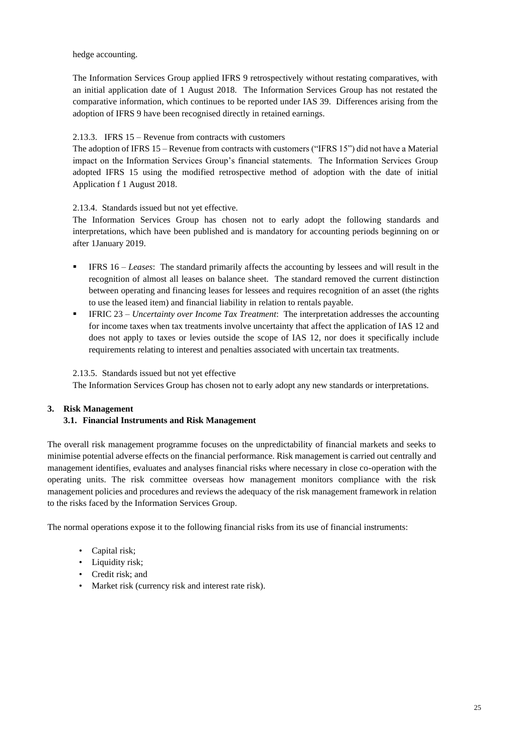hedge accounting.

The Information Services Group applied IFRS 9 retrospectively without restating comparatives, with an initial application date of 1 August 2018. The Information Services Group has not restated the comparative information, which continues to be reported under IAS 39. Differences arising from the adoption of IFRS 9 have been recognised directly in retained earnings.

2.13.3. IFRS 15 – Revenue from contracts with customers

The adoption of IFRS 15 – Revenue from contracts with customers ("IFRS 15") did not have a Material impact on the Information Services Group's financial statements. The Information Services Group adopted IFRS 15 using the modified retrospective method of adoption with the date of initial Application f 1 August 2018.

2.13.4. Standards issued but not yet effective.

The Information Services Group has chosen not to early adopt the following standards and interpretations, which have been published and is mandatory for accounting periods beginning on or after 1January 2019.

- IFRS 16 – *Leases*: The standard primarily affects the accounting by lessees and will result in the recognition of almost all leases on balance sheet. The standard removed the current distinction between operating and financing leases for lessees and requires recognition of an asset (the rights to use the leased item) and financial liability in relation to rentals payable.
- IFRIC 23 – *Uncertainty over Income Tax Treatment*: The interpretation addresses the accounting for income taxes when tax treatments involve uncertainty that affect the application of IAS 12 and does not apply to taxes or levies outside the scope of IAS 12, nor does it specifically include requirements relating to interest and penalties associated with uncertain tax treatments.

2.13.5. Standards issued but not yet effective

The Information Services Group has chosen not to early adopt any new standards or interpretations.

## 3. Risk Management

### 3.1. Financial Instruments and Risk Management

The overall risk management programme focuses on the unpredictability of financial markets and seeks to minimise potential adverse effects on the financial performance. Risk management is carried out centrally and management identifies, evaluates and analyses financial risks where necessary in close co-operation with the operating units. The risk committee overseas how management monitors compliance with the risk management policies and procedures and reviews the adequacy of the risk management framework in relation to the risks faced by the Information Services Group.

The normal operations expose it to the following financial risks from its use of financial instruments:

- Capital risk;
- Liquidity risk;
- Credit risk; and
- Market risk (currency risk and interest rate risk).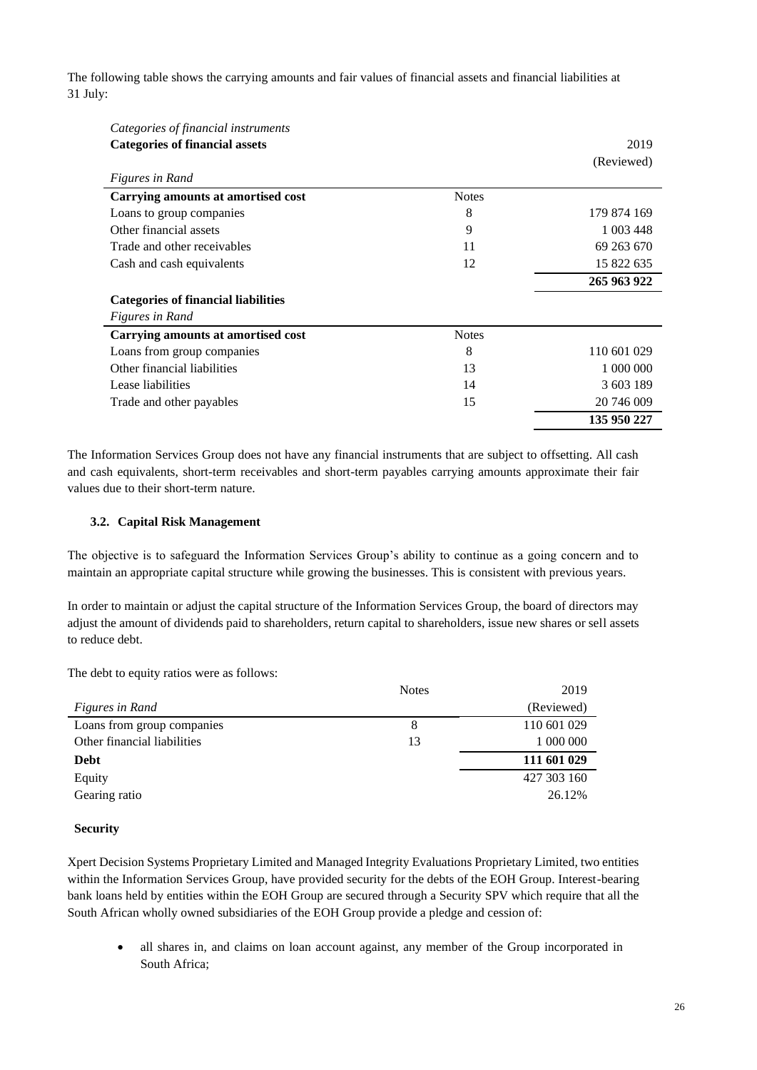The following table shows the carrying amounts and fair values of financial assets and financial liabilities at 31 July:

*Categories of financial instruments*

**Categories of financial assets**

| *Figures in Rand* | | 2019 (Reviewed) |
|---|---|---|
| **Carrying amounts at amortised cost** | Notes | |
| Loans to group companies | 8 | 179 874 169 |
| Other financial assets | 9 | 1 003 448 |
| Trade and other receivables | 11 | 69 263 670 |
| Cash and cash equivalents | 12 | 15 822 635 |
| | | **265 963 922** |

**Categories of financial liabilities**

| *Figures in Rand* | | |
|---|---|---|
| **Carrying amounts at amortised cost** | Notes | |
| Loans from group companies | 8 | 110 601 029 |
| Other financial liabilities | 13 | 1 000 000 |
| Lease liabilities | 14 | 3 603 189 |
| Trade and other payables | 15 | 20 746 009 |
| | | **135 950 227** |

The Information Services Group does not have any financial instruments that are subject to offsetting. All cash and cash equivalents, short-term receivables and short-term payables carrying amounts approximate their fair values due to their short-term nature.

### 3.2. Capital Risk Management

The objective is to safeguard the Information Services Group's ability to continue as a going concern and to maintain an appropriate capital structure while growing the businesses. This is consistent with previous years.

In order to maintain or adjust the capital structure of the Information Services Group, the board of directors may adjust the amount of dividends paid to shareholders, return capital to shareholders, issue new shares or sell assets to reduce debt.

The debt to equity ratios were as follows:

| *Figures in Rand* | Notes | 2019 (Reviewed) |
|---|---|---|
| Loans from group companies | 8 | 110 601 029 |
| Other financial liabilities | 13 | 1 000 000 |
| **Debt** | | **111 601 029** |
| Equity | | 427 303 160 |
| Gearing ratio | | 26.12% |

**Security**

Xpert Decision Systems Proprietary Limited and Managed Integrity Evaluations Proprietary Limited, two entities within the Information Services Group, have provided security for the debts of the EOH Group. Interest-bearing bank loans held by entities within the EOH Group are secured through a Security SPV which require that all the South African wholly owned subsidiaries of the EOH Group provide a pledge and cession of:

- all shares in, and claims on loan account against, any member of the Group incorporated in South Africa;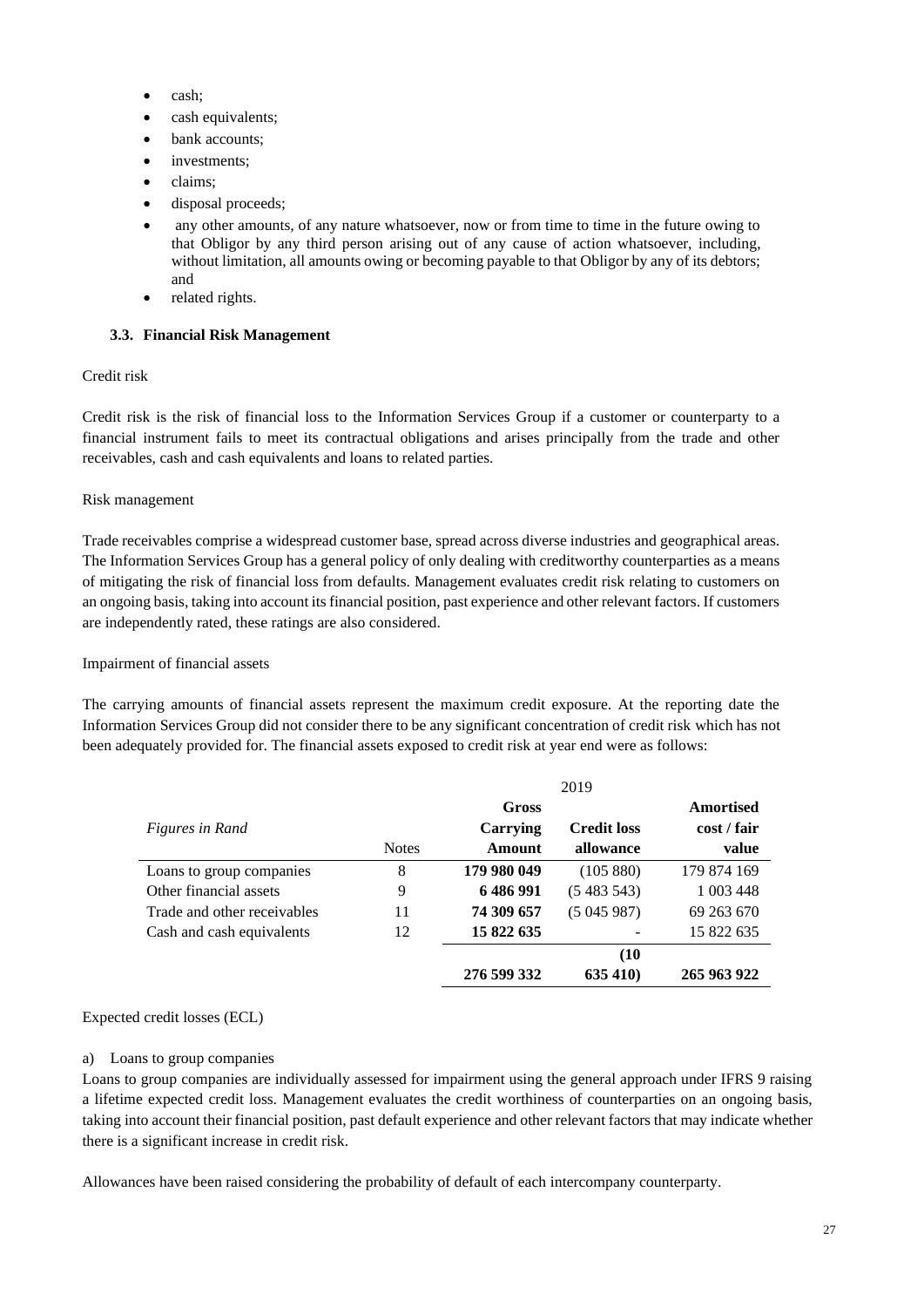- cash;
- cash equivalents;
- bank accounts;
- investments;
- claims;
- disposal proceeds;
- any other amounts, of any nature whatsoever, now or from time to time in the future owing to that Obligor by any third person arising out of any cause of action whatsoever, including, without limitation, all amounts owing or becoming payable to that Obligor by any of its debtors; and
- related rights.

### 3.3. Financial Risk Management

Credit risk

Credit risk is the risk of financial loss to the Information Services Group if a customer or counterparty to a financial instrument fails to meet its contractual obligations and arises principally from the trade and other receivables, cash and cash equivalents and loans to related parties.

Risk management

Trade receivables comprise a widespread customer base, spread across diverse industries and geographical areas. The Information Services Group has a general policy of only dealing with creditworthy counterparties as a means of mitigating the risk of financial loss from defaults. Management evaluates credit risk relating to customers on an ongoing basis, taking into account its financial position, past experience and other relevant factors. If customers are independently rated, these ratings are also considered.

Impairment of financial assets

The carrying amounts of financial assets represent the maximum credit exposure. At the reporting date the Information Services Group did not consider there to be any significant concentration of credit risk which has not been adequately provided for. The financial assets exposed to credit risk at year end were as follows:

| | | 2019 | | |
|---|---|---|---|---|
| *Figures in Rand* | Notes | **Gross Carrying Amount** | **Credit loss allowance** | **Amortised cost / fair value** |
| Loans to group companies | 8 | **179 980 049** | (105 880) | 179 874 169 |
| Other financial assets | 9 | **6 486 991** | (5 483 543) | 1 003 448 |
| Trade and other receivables | 11 | **74 309 657** | (5 045 987) | 69 263 670 |
| Cash and cash equivalents | 12 | **15 822 635** | - | 15 822 635 |
| | | **276 599 332** | **(10 635 410)** | **265 963 922** |

Expected credit losses (ECL)

a) Loans to group companies

Loans to group companies are individually assessed for impairment using the general approach under IFRS 9 raising a lifetime expected credit loss. Management evaluates the credit worthiness of counterparties on an ongoing basis, taking into account their financial position, past default experience and other relevant factors that may indicate whether there is a significant increase in credit risk.

Allowances have been raised considering the probability of default of each intercompany counterparty.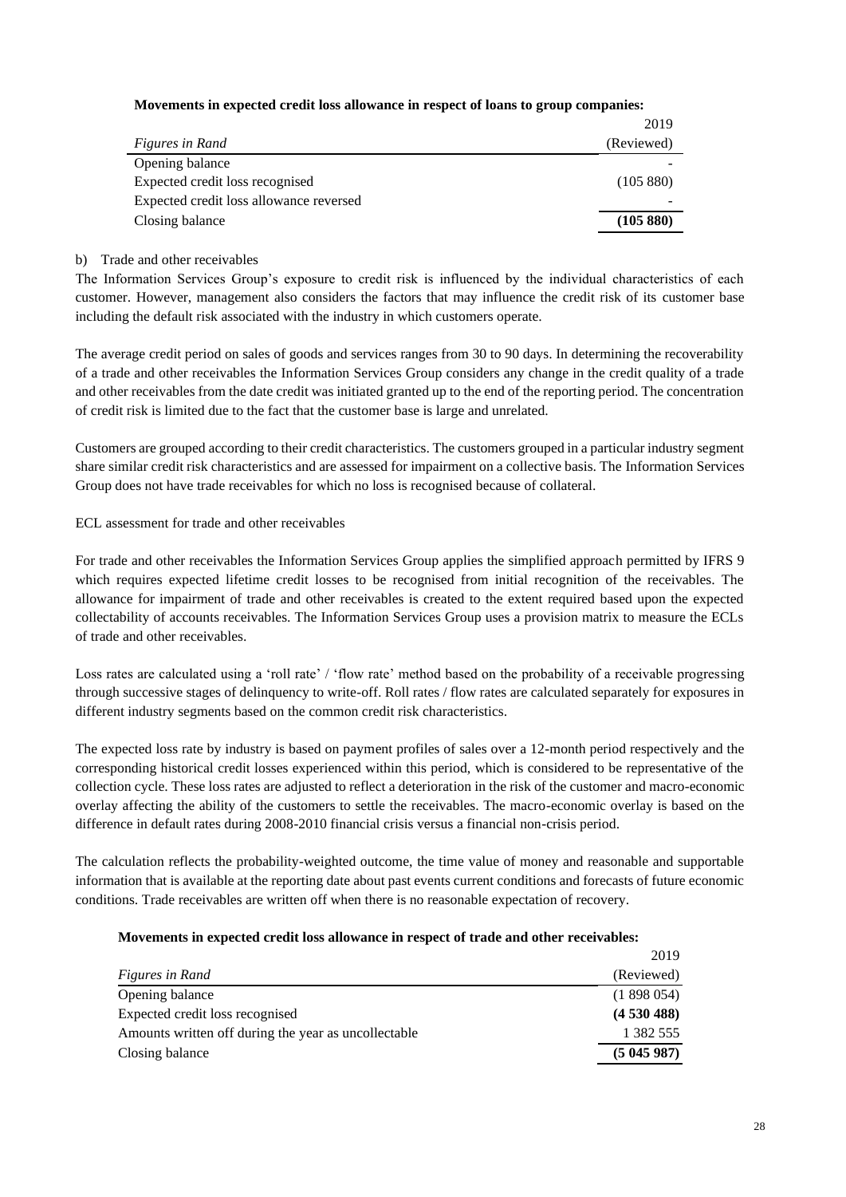**Movements in expected credit loss allowance in respect of loans to group companies:**

| *Figures in Rand* | 2019 (Reviewed) |
|---|---|
| Opening balance | - |
| Expected credit loss recognised | (105 880) |
| Expected credit loss allowance reversed | - |
| Closing balance | **(105 880)** |

b) Trade and other receivables

The Information Services Group's exposure to credit risk is influenced by the individual characteristics of each customer. However, management also considers the factors that may influence the credit risk of its customer base including the default risk associated with the industry in which customers operate.

The average credit period on sales of goods and services ranges from 30 to 90 days. In determining the recoverability of a trade and other receivables the Information Services Group considers any change in the credit quality of a trade and other receivables from the date credit was initiated granted up to the end of the reporting period. The concentration of credit risk is limited due to the fact that the customer base is large and unrelated.

Customers are grouped according to their credit characteristics. The customers grouped in a particular industry segment share similar credit risk characteristics and are assessed for impairment on a collective basis. The Information Services Group does not have trade receivables for which no loss is recognised because of collateral.

ECL assessment for trade and other receivables

For trade and other receivables the Information Services Group applies the simplified approach permitted by IFRS 9 which requires expected lifetime credit losses to be recognised from initial recognition of the receivables. The allowance for impairment of trade and other receivables is created to the extent required based upon the expected collectability of accounts receivables. The Information Services Group uses a provision matrix to measure the ECLs of trade and other receivables.

Loss rates are calculated using a 'roll rate' / 'flow rate' method based on the probability of a receivable progressing through successive stages of delinquency to write-off. Roll rates / flow rates are calculated separately for exposures in different industry segments based on the common credit risk characteristics.

The expected loss rate by industry is based on payment profiles of sales over a 12-month period respectively and the corresponding historical credit losses experienced within this period, which is considered to be representative of the collection cycle. These loss rates are adjusted to reflect a deterioration in the risk of the customer and macro-economic overlay affecting the ability of the customers to settle the receivables. The macro-economic overlay is based on the difference in default rates during 2008-2010 financial crisis versus a financial non-crisis period.

The calculation reflects the probability-weighted outcome, the time value of money and reasonable and supportable information that is available at the reporting date about past events current conditions and forecasts of future economic conditions. Trade receivables are written off when there is no reasonable expectation of recovery.

**Movements in expected credit loss allowance in respect of trade and other receivables:**

| *Figures in Rand* | 2019 (Reviewed) |
|---|---|
| Opening balance | (1 898 054) |
| Expected credit loss recognised | **(4 530 488)** |
| Amounts written off during the year as uncollectable | 1 382 555 |
| Closing balance | **(5 045 987)** |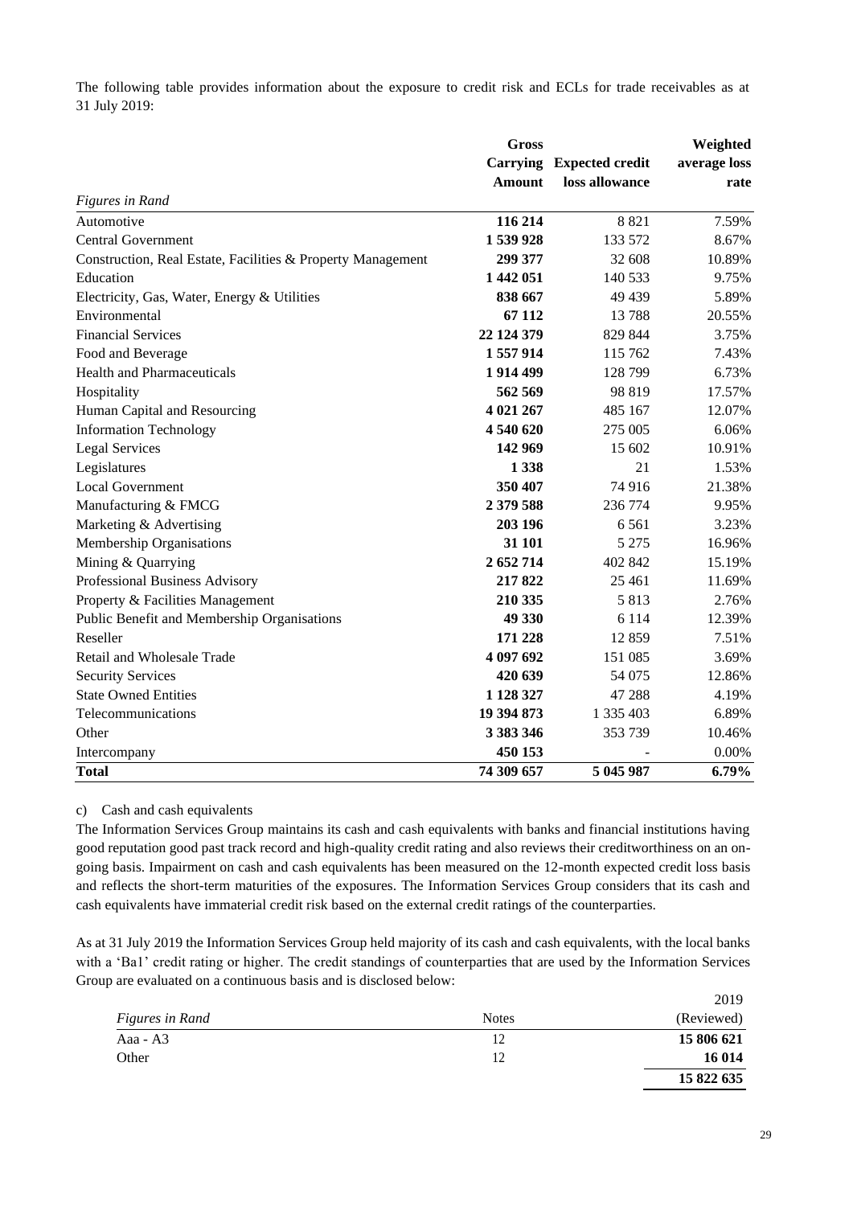The following table provides information about the exposure to credit risk and ECLs for trade receivables as at 31 July 2019:

| *Figures in Rand* | Gross Carrying Amount | Expected credit loss allowance | Weighted average loss rate |
|---|---|---|---|
| Automotive | **116 214** | 8 821 | 7.59% |
| Central Government | **1 539 928** | 133 572 | 8.67% |
| Construction, Real Estate, Facilities & Property Management | **299 377** | 32 608 | 10.89% |
| Education | **1 442 051** | 140 533 | 9.75% |
| Electricity, Gas, Water, Energy & Utilities | **838 667** | 49 439 | 5.89% |
| Environmental | **67 112** | 13 788 | 20.55% |
| Financial Services | **22 124 379** | 829 844 | 3.75% |
| Food and Beverage | **1 557 914** | 115 762 | 7.43% |
| Health and Pharmaceuticals | **1 914 499** | 128 799 | 6.73% |
| Hospitality | **562 569** | 98 819 | 17.57% |
| Human Capital and Resourcing | **4 021 267** | 485 167 | 12.07% |
| Information Technology | **4 540 620** | 275 005 | 6.06% |
| Legal Services | **142 969** | 15 602 | 10.91% |
| Legislatures | **1 338** | 21 | 1.53% |
| Local Government | **350 407** | 74 916 | 21.38% |
| Manufacturing & FMCG | **2 379 588** | 236 774 | 9.95% |
| Marketing & Advertising | **203 196** | 6 561 | 3.23% |
| Membership Organisations | **31 101** | 5 275 | 16.96% |
| Mining & Quarrying | **2 652 714** | 402 842 | 15.19% |
| Professional Business Advisory | **217 822** | 25 461 | 11.69% |
| Property & Facilities Management | **210 335** | 5 813 | 2.76% |
| Public Benefit and Membership Organisations | **49 330** | 6 114 | 12.39% |
| Reseller | **171 228** | 12 859 | 7.51% |
| Retail and Wholesale Trade | **4 097 692** | 151 085 | 3.69% |
| Security Services | **420 639** | 54 075 | 12.86% |
| State Owned Entities | **1 128 327** | 47 288 | 4.19% |
| Telecommunications | **19 394 873** | 1 335 403 | 6.89% |
| Other | **3 383 346** | 353 739 | 10.46% |
| Intercompany | **450 153** | - | 0.00% |
| **Total** | **74 309 657** | **5 045 987** | **6.79%** |

c) Cash and cash equivalents

The Information Services Group maintains its cash and cash equivalents with banks and financial institutions having good reputation good past track record and high-quality credit rating and also reviews their creditworthiness on an on-going basis. Impairment on cash and cash equivalents has been measured on the 12-month expected credit loss basis and reflects the short-term maturities of the exposures. The Information Services Group considers that its cash and cash equivalents have immaterial credit risk based on the external credit ratings of the counterparties.

As at 31 July 2019 the Information Services Group held majority of its cash and cash equivalents, with the local banks with a 'Ba1' credit rating or higher. The credit standings of counterparties that are used by the Information Services Group are evaluated on a continuous basis and is disclosed below:

| *Figures in Rand* | Notes | 2019 (Reviewed) |
|---|---|---|
| Aaa - A3 | 12 | **15 806 621** |
| Other | 12 | **16 014** |
| | | **15 822 635** |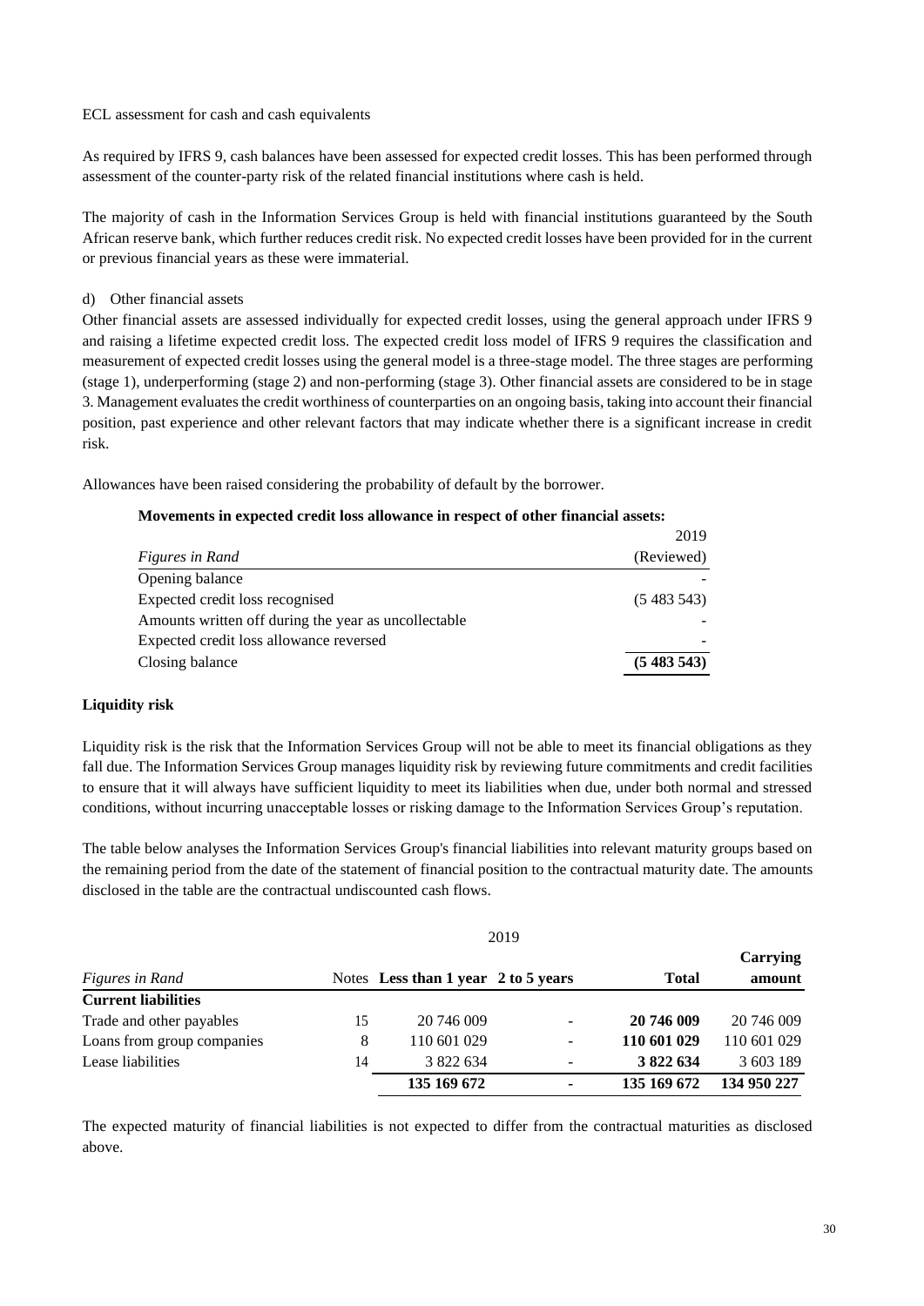ECL assessment for cash and cash equivalents

As required by IFRS 9, cash balances have been assessed for expected credit losses. This has been performed through assessment of the counter-party risk of the related financial institutions where cash is held.

The majority of cash in the Information Services Group is held with financial institutions guaranteed by the South African reserve bank, which further reduces credit risk. No expected credit losses have been provided for in the current or previous financial years as these were immaterial.

d) Other financial assets

Other financial assets are assessed individually for expected credit losses, using the general approach under IFRS 9 and raising a lifetime expected credit loss. The expected credit loss model of IFRS 9 requires the classification and measurement of expected credit losses using the general model is a three-stage model. The three stages are performing (stage 1), underperforming (stage 2) and non-performing (stage 3). Other financial assets are considered to be in stage 3. Management evaluates the credit worthiness of counterparties on an ongoing basis, taking into account their financial position, past experience and other relevant factors that may indicate whether there is a significant increase in credit risk.

Allowances have been raised considering the probability of default by the borrower.

**Movements in expected credit loss allowance in respect of other financial assets:**

| *Figures in Rand* | 2019 (Reviewed) |
|---|---|
| Opening balance | - |
| Expected credit loss recognised | (5 483 543) |
| Amounts written off during the year as uncollectable | - |
| Expected credit loss allowance reversed | - |
| Closing balance | **(5 483 543)** |

**Liquidity risk**

Liquidity risk is the risk that the Information Services Group will not be able to meet its financial obligations as they fall due. The Information Services Group manages liquidity risk by reviewing future commitments and credit facilities to ensure that it will always have sufficient liquidity to meet its liabilities when due, under both normal and stressed conditions, without incurring unacceptable losses or risking damage to the Information Services Group's reputation.

The table below analyses the Information Services Group's financial liabilities into relevant maturity groups based on the remaining period from the date of the statement of financial position to the contractual maturity date. The amounts disclosed in the table are the contractual undiscounted cash flows.

| | | 2019 | | | |
|---|---|---|---|---|---|
| *Figures in Rand* | Notes | **Less than 1 year** | **2 to 5 years** | **Total** | **Carrying amount** |
| **Current liabilities** | | | | | |
| Trade and other payables | 15 | 20 746 009 | - | **20 746 009** | 20 746 009 |
| Loans from group companies | 8 | 110 601 029 | - | **110 601 029** | 110 601 029 |
| Lease liabilities | 14 | 3 822 634 | - | **3 822 634** | 3 603 189 |
| | | **135 169 672** | **-** | **135 169 672** | **134 950 227** |

The expected maturity of financial liabilities is not expected to differ from the contractual maturities as disclosed above.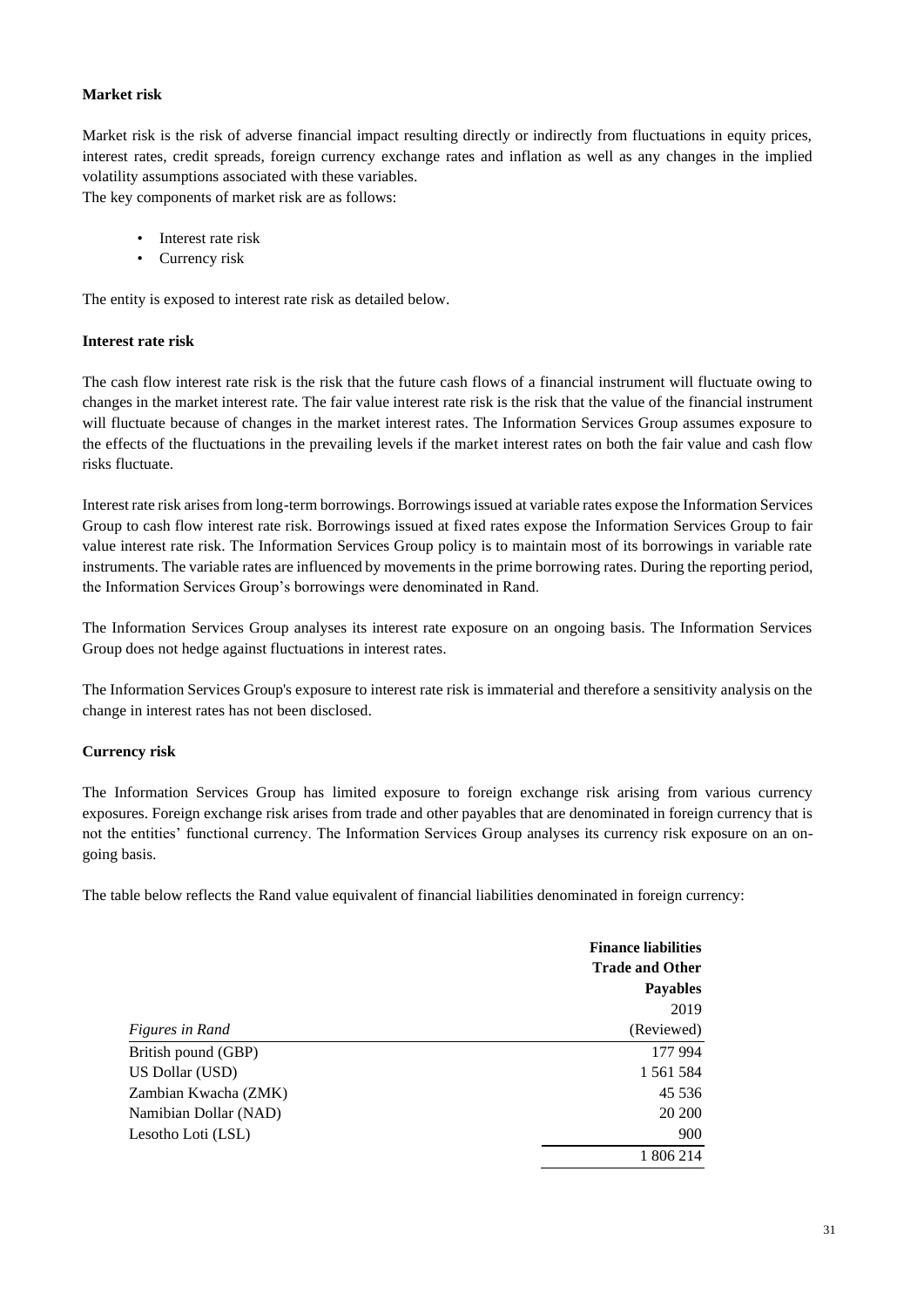**Market risk**

Market risk is the risk of adverse financial impact resulting directly or indirectly from fluctuations in equity prices, interest rates, credit spreads, foreign currency exchange rates and inflation as well as any changes in the implied volatility assumptions associated with these variables.
The key components of market risk are as follows:

- Interest rate risk
- Currency risk

The entity is exposed to interest rate risk as detailed below.

**Interest rate risk**

The cash flow interest rate risk is the risk that the future cash flows of a financial instrument will fluctuate owing to changes in the market interest rate. The fair value interest rate risk is the risk that the value of the financial instrument will fluctuate because of changes in the market interest rates. The Information Services Group assumes exposure to the effects of the fluctuations in the prevailing levels if the market interest rates on both the fair value and cash flow risks fluctuate.

Interest rate risk arises from long-term borrowings. Borrowings issued at variable rates expose the Information Services Group to cash flow interest rate risk. Borrowings issued at fixed rates expose the Information Services Group to fair value interest rate risk. The Information Services Group policy is to maintain most of its borrowings in variable rate instruments. The variable rates are influenced by movements in the prime borrowing rates. During the reporting period, the Information Services Group's borrowings were denominated in Rand.

The Information Services Group analyses its interest rate exposure on an ongoing basis. The Information Services Group does not hedge against fluctuations in interest rates.

The Information Services Group's exposure to interest rate risk is immaterial and therefore a sensitivity analysis on the change in interest rates has not been disclosed.

**Currency risk**

The Information Services Group has limited exposure to foreign exchange risk arising from various currency exposures. Foreign exchange risk arises from trade and other payables that are denominated in foreign currency that is not the entities' functional currency. The Information Services Group analyses its currency risk exposure on an on-going basis.

The table below reflects the Rand value equivalent of financial liabilities denominated in foreign currency:

| *Figures in Rand* | **Finance liabilities Trade and Other Payables** 2019 (Reviewed) |
|---|---|
| British pound (GBP) | 177 994 |
| US Dollar (USD) | 1 561 584 |
| Zambian Kwacha (ZMK) | 45 536 |
| Namibian Dollar (NAD) | 20 200 |
| Lesotho Loti (LSL) | 900 |
| | 1 806 214 |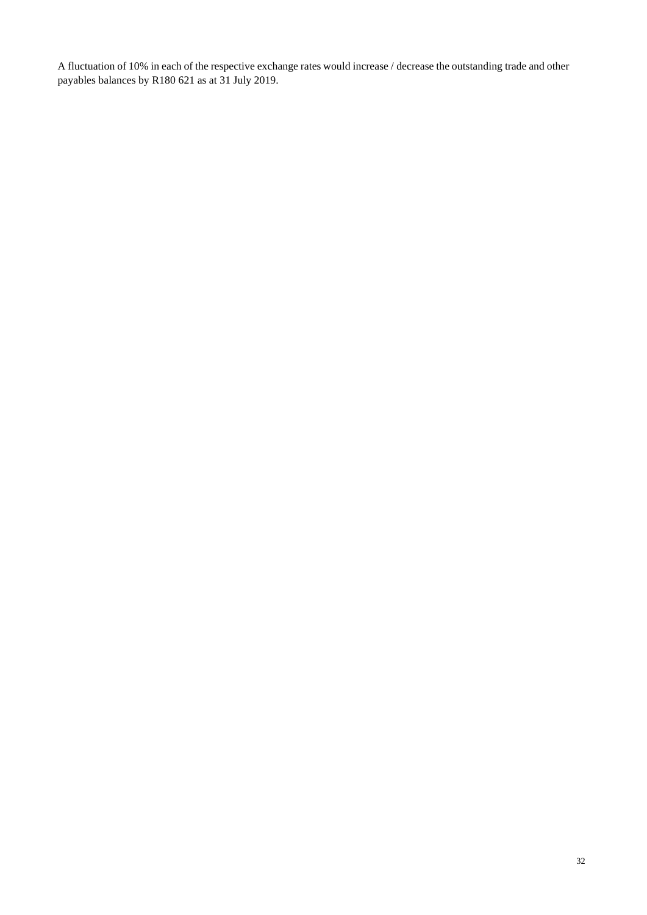A fluctuation of 10% in each of the respective exchange rates would increase / decrease the outstanding trade and other payables balances by R180 621 as at 31 July 2019.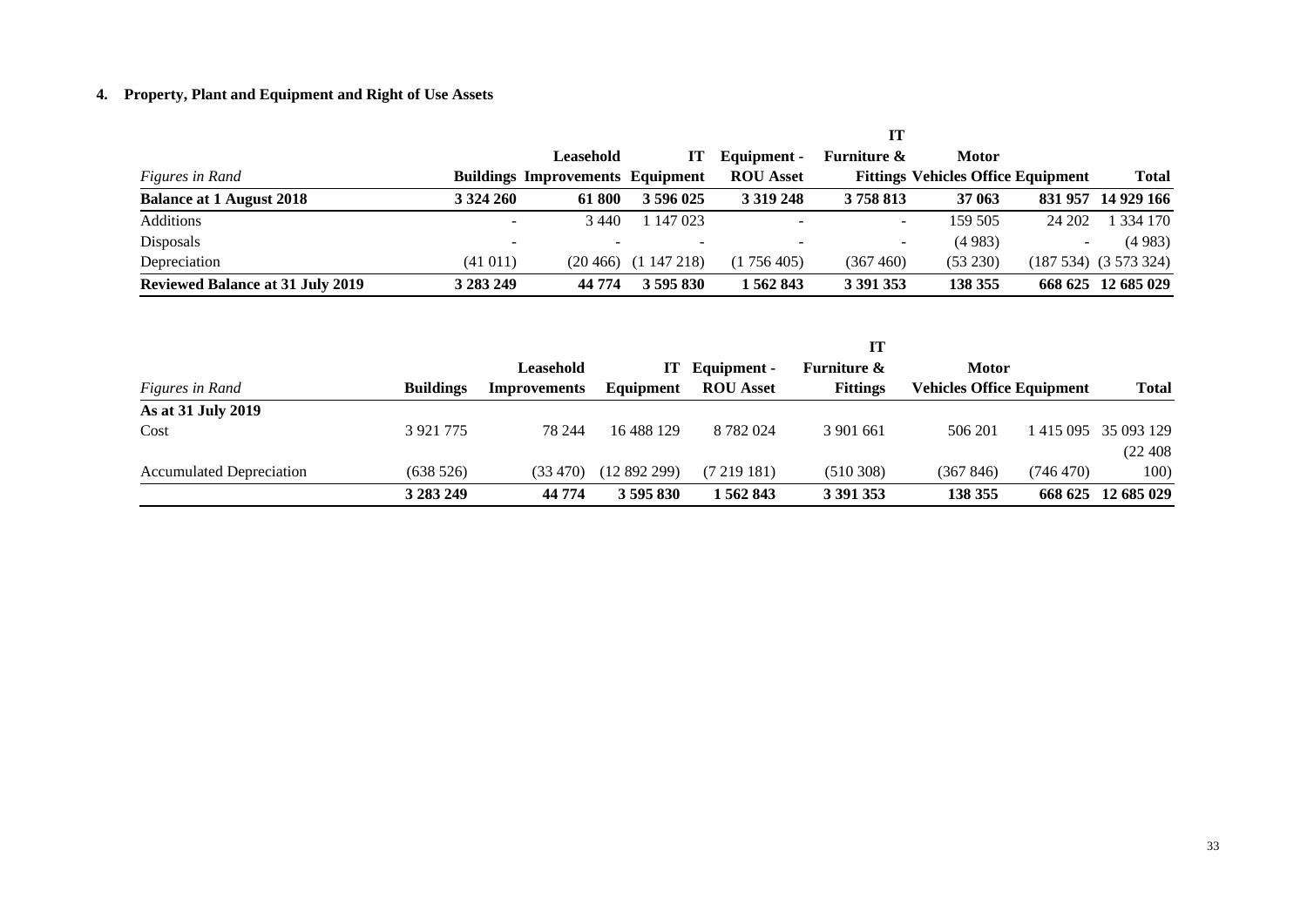## 4. Property, Plant and Equipment and Right of Use Assets

| *Figures in Rand* | Buildings | Leasehold Improvements | IT Equipment | IT Equipment - ROU Asset | Furniture & Fittings | Motor Vehicles | Office Equipment | Total |
|---|---|---|---|---|---|---|---|---|
| **Balance at 1 August 2018** | **3 324 260** | **61 800** | **3 596 025** | **3 319 248** | **3 758 813** | **37 063** | **831 957** | **14 929 166** |
| Additions | - | 3 440 | 1 147 023 | - | - | 159 505 | 24 202 | 1 334 170 |
| Disposals | - | - | - | - | - | (4 983) | - | (4 983) |
| Depreciation | (41 011) | (20 466) | (1 147 218) | (1 756 405) | (367 460) | (53 230) | (187 534) | (3 573 324) |
| **Reviewed Balance at 31 July 2019** | **3 283 249** | **44 774** | **3 595 830** | **1 562 843** | **3 391 353** | **138 355** | **668 625** | **12 685 029** |

| *Figures in Rand* | Buildings | Leasehold Improvements | IT Equipment | IT Equipment - ROU Asset | Furniture & Fittings | Motor Vehicles | Office Equipment | Total |
|---|---|---|---|---|---|---|---|---|
| **As at 31 July 2019** | | | | | | | | |
| Cost | 3 921 775 | 78 244 | 16 488 129 | 8 782 024 | 3 901 661 | 506 201 | 1 415 095 | 35 093 129 |
| Accumulated Depreciation | (638 526) | (33 470) | (12 892 299) | (7 219 181) | (510 308) | (367 846) | (746 470) | (22 408 100) |
| | **3 283 249** | **44 774** | **3 595 830** | **1 562 843** | **3 391 353** | **138 355** | **668 625** | **12 685 029** |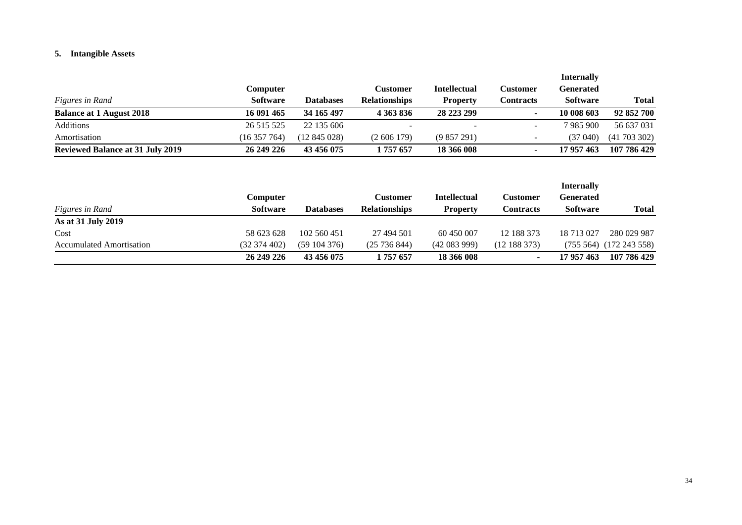## 5. Intangible Assets

| *Figures in Rand* | Computer Software | Databases | Customer Relationships | Intellectual Property | Customer Contracts | Internally Generated Software | Total |
|---|---|---|---|---|---|---|---|
| **Balance at 1 August 2018** | **16 091 465** | **34 165 497** | **4 363 836** | **28 223 299** | **-** | **10 008 603** | **92 852 700** |
| Additions | 26 515 525 | 22 135 606 | - | - | - | 7 985 900 | 56 637 031 |
| Amortisation | (16 357 764) | (12 845 028) | (2 606 179) | (9 857 291) | - | (37 040) | (41 703 302) |
| **Reviewed Balance at 31 July 2019** | **26 249 226** | **43 456 075** | **1 757 657** | **18 366 008** | **-** | **17 957 463** | **107 786 429** |

| *Figures in Rand* | Computer Software | Databases | Customer Relationships | Intellectual Property | Customer Contracts | Internally Generated Software | Total |
|---|---|---|---|---|---|---|---|
| **As at 31 July 2019** | | | | | | | |
| Cost | 58 623 628 | 102 560 451 | 27 494 501 | 60 450 007 | 12 188 373 | 18 713 027 | 280 029 987 |
| Accumulated Amortisation | (32 374 402) | (59 104 376) | (25 736 844) | (42 083 999) | (12 188 373) | (755 564) | (172 243 558) |
| | **26 249 226** | **43 456 075** | **1 757 657** | **18 366 008** | **-** | **17 957 463** | **107 786 429** |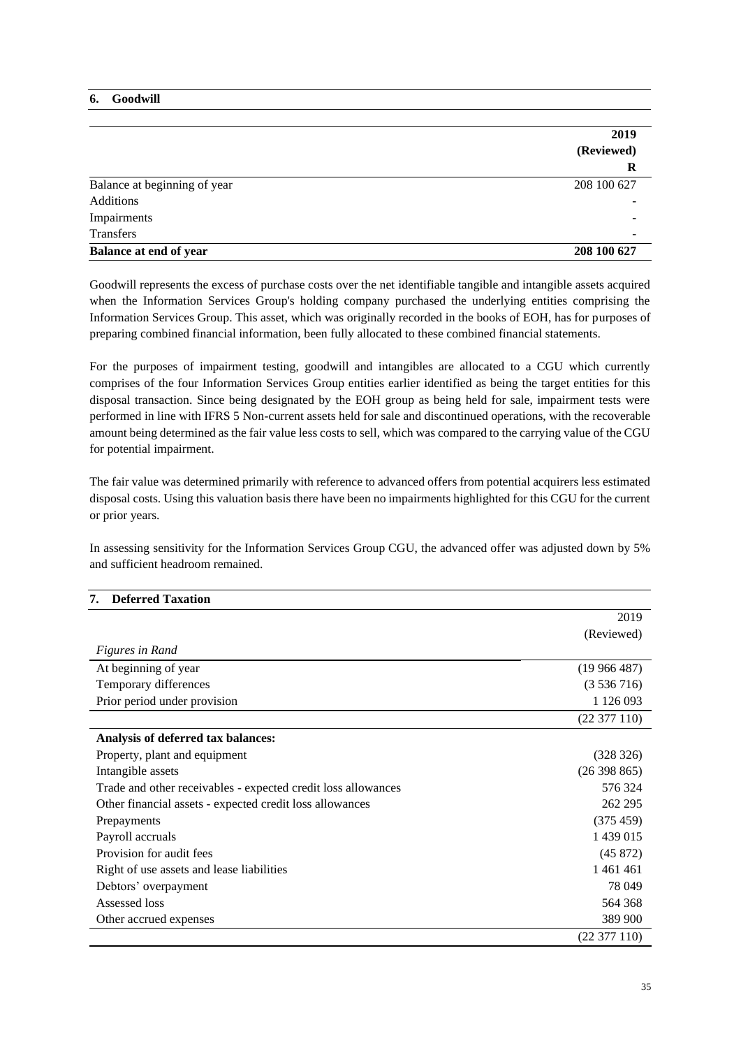## 6. Goodwill

| | 2019 (Reviewed) R |
|---|---|
| Balance at beginning of year | 208 100 627 |
| Additions | - |
| Impairments | - |
| Transfers | - |
| **Balance at end of year** | **208 100 627** |

Goodwill represents the excess of purchase costs over the net identifiable tangible and intangible assets acquired when the Information Services Group's holding company purchased the underlying entities comprising the Information Services Group. This asset, which was originally recorded in the books of EOH, has for purposes of preparing combined financial information, been fully allocated to these combined financial statements.

For the purposes of impairment testing, goodwill and intangibles are allocated to a CGU which currently comprises of the four Information Services Group entities earlier identified as being the target entities for this disposal transaction. Since being designated by the EOH group as being held for sale, impairment tests were performed in line with IFRS 5 Non-current assets held for sale and discontinued operations, with the recoverable amount being determined as the fair value less costs to sell, which was compared to the carrying value of the CGU for potential impairment.

The fair value was determined primarily with reference to advanced offers from potential acquirers less estimated disposal costs. Using this valuation basis there have been no impairments highlighted for this CGU for the current or prior years.

In assessing sensitivity for the Information Services Group CGU, the advanced offer was adjusted down by 5% and sufficient headroom remained.

## 7. Deferred Taxation

| *Figures in Rand* | 2019 (Reviewed) |
|---|---|
| At beginning of year | (19 966 487) |
| Temporary differences | (3 536 716) |
| Prior period under provision | 1 126 093 |
| | (22 377 110) |
| **Analysis of deferred tax balances:** | |
| Property, plant and equipment | (328 326) |
| Intangible assets | (26 398 865) |
| Trade and other receivables - expected credit loss allowances | 576 324 |
| Other financial assets - expected credit loss allowances | 262 295 |
| Prepayments | (375 459) |
| Payroll accruals | 1 439 015 |
| Provision for audit fees | (45 872) |
| Right of use assets and lease liabilities | 1 461 461 |
| Debtors' overpayment | 78 049 |
| Assessed loss | 564 368 |
| Other accrued expenses | 389 900 |
| | (22 377 110) |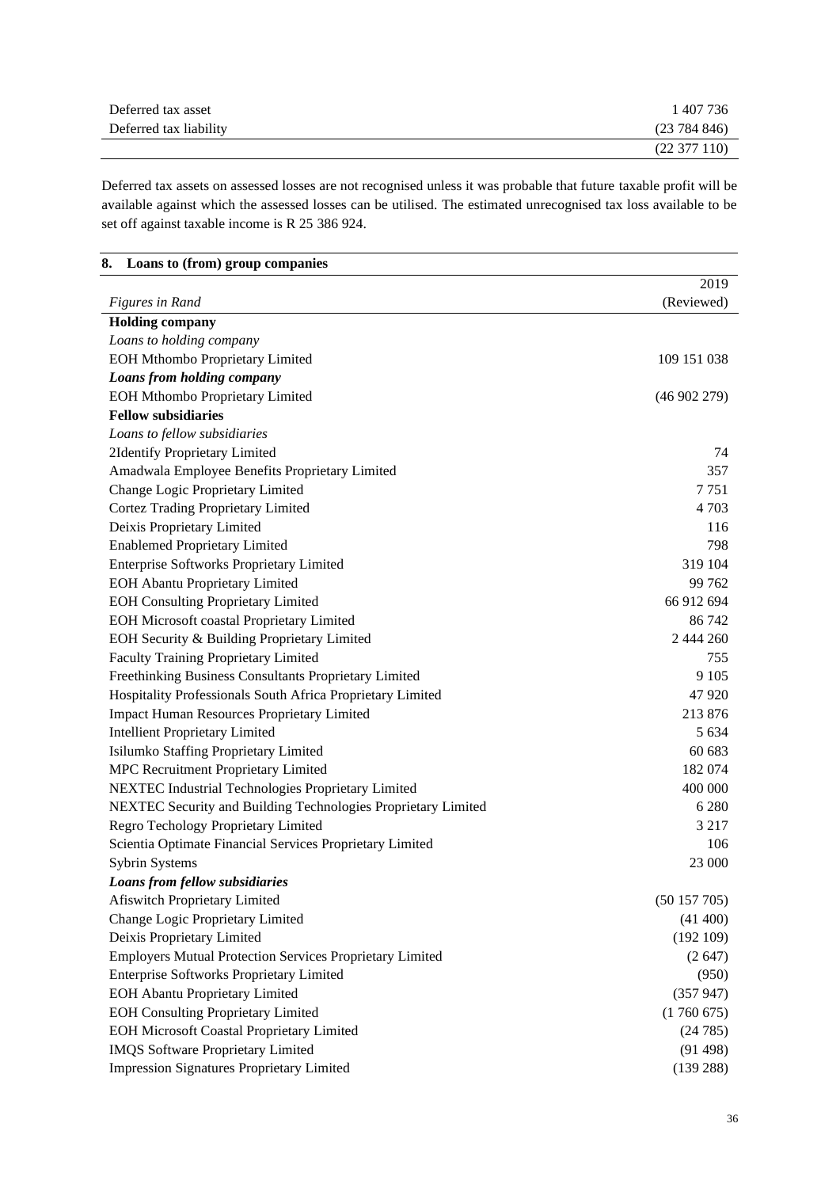| | |
|---|---|
| Deferred tax asset | 1 407 736 |
| Deferred tax liability | (23 784 846) |
| | (22 377 110) |

Deferred tax assets on assessed losses are not recognised unless it was probable that future taxable profit will be available against which the assessed losses can be utilised. The estimated unrecognised tax loss available to be set off against taxable income is R 25 386 924.

## 8. Loans to (from) group companies

| *Figures in Rand* | 2019 (Reviewed) |
|---|---|
| **Holding company** | |
| *Loans to holding company* | |
| EOH Mthombo Proprietary Limited | 109 151 038 |
| ***Loans from holding company*** | |
| EOH Mthombo Proprietary Limited | (46 902 279) |
| **Fellow subsidiaries** | |
| *Loans to fellow subsidiaries* | |
| 2Identify Proprietary Limited | 74 |
| Amadwala Employee Benefits Proprietary Limited | 357 |
| Change Logic Proprietary Limited | 7 751 |
| Cortez Trading Proprietary Limited | 4 703 |
| Deixis Proprietary Limited | 116 |
| Enablemed Proprietary Limited | 798 |
| Enterprise Softworks Proprietary Limited | 319 104 |
| EOH Abantu Proprietary Limited | 99 762 |
| EOH Consulting Proprietary Limited | 66 912 694 |
| EOH Microsoft coastal Proprietary Limited | 86 742 |
| EOH Security & Building Proprietary Limited | 2 444 260 |
| Faculty Training Proprietary Limited | 755 |
| Freethinking Business Consultants Proprietary Limited | 9 105 |
| Hospitality Professionals South Africa Proprietary Limited | 47 920 |
| Impact Human Resources Proprietary Limited | 213 876 |
| Intellient Proprietary Limited | 5 634 |
| Isilumko Staffing Proprietary Limited | 60 683 |
| MPC Recruitment Proprietary Limited | 182 074 |
| NEXTEC Industrial Technologies Proprietary Limited | 400 000 |
| NEXTEC Security and Building Technologies Proprietary Limited | 6 280 |
| Regro Techology Proprietary Limited | 3 217 |
| Scientia Optimate Financial Services Proprietary Limited | 106 |
| Sybrin Systems | 23 000 |
| ***Loans from fellow subsidiaries*** | |
| Afiswitch Proprietary Limited | (50 157 705) |
| Change Logic Proprietary Limited | (41 400) |
| Deixis Proprietary Limited | (192 109) |
| Employers Mutual Protection Services Proprietary Limited | (2 647) |
| Enterprise Softworks Proprietary Limited | (950) |
| EOH Abantu Proprietary Limited | (357 947) |
| EOH Consulting Proprietary Limited | (1 760 675) |
| EOH Microsoft Coastal Proprietary Limited | (24 785) |
| IMQS Software Proprietary Limited | (91 498) |
| Impression Signatures Proprietary Limited | (139 288) |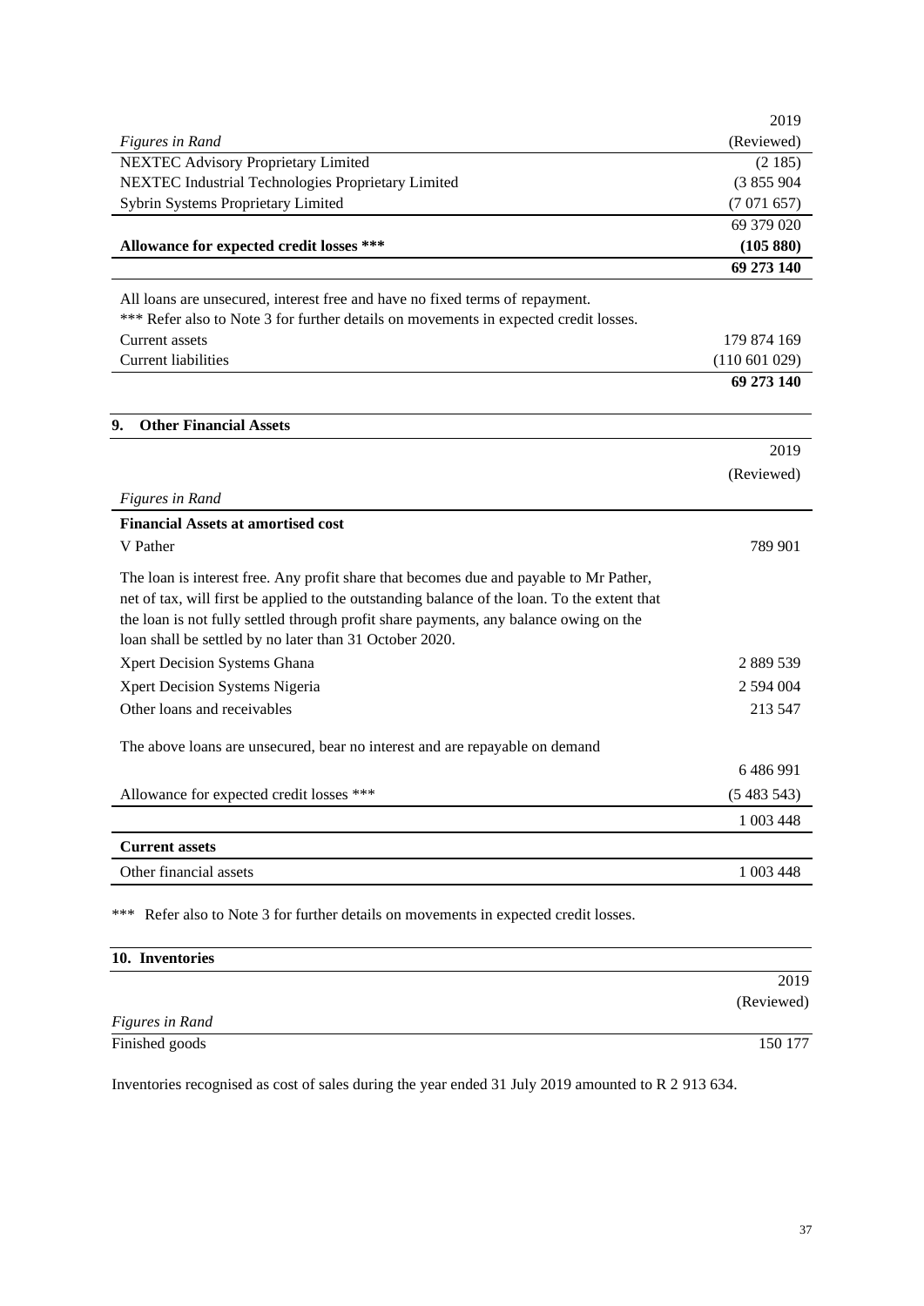| *Figures in Rand* | 2019 (Reviewed) |
|---|---|
| NEXTEC Advisory Proprietary Limited | (2 185) |
| NEXTEC Industrial Technologies Proprietary Limited | (3 855 904 |
| Sybrin Systems Proprietary Limited | (7 071 657) |
| | 69 379 020 |
| **Allowance for expected credit losses ***** | **(105 880)** |
| | **69 273 140** |

All loans are unsecured, interest free and have no fixed terms of repayment.

*** Refer also to Note 3 for further details on movements in expected credit losses.

| | |
|---|---|
| Current assets | 179 874 169 |
| Current liabilities | (110 601 029) |
| | **69 273 140** |

## 9. Other Financial Assets

| *Figures in Rand* | 2019 (Reviewed) |
|---|---|
| **Financial Assets at amortised cost** | |
| V Pather | 789 901 |
| The loan is interest free. Any profit share that becomes due and payable to Mr Pather, net of tax, will first be applied to the outstanding balance of the loan. To the extent that the loan is not fully settled through profit share payments, any balance owing on the loan shall be settled by no later than 31 October 2020. | |
| Xpert Decision Systems Ghana | 2 889 539 |
| Xpert Decision Systems Nigeria | 2 594 004 |
| Other loans and receivables | 213 547 |
| The above loans are unsecured, bear no interest and are repayable on demand | |
| | 6 486 991 |
| Allowance for expected credit losses *** | (5 483 543) |
| | 1 003 448 |
| **Current assets** | |
| Other financial assets | 1 003 448 |

*** Refer also to Note 3 for further details on movements in expected credit losses.

## 10. Inventories

| *Figures in Rand* | 2019 (Reviewed) |
|---|---|
| Finished goods | 150 177 |

Inventories recognised as cost of sales during the year ended 31 July 2019 amounted to R 2 913 634.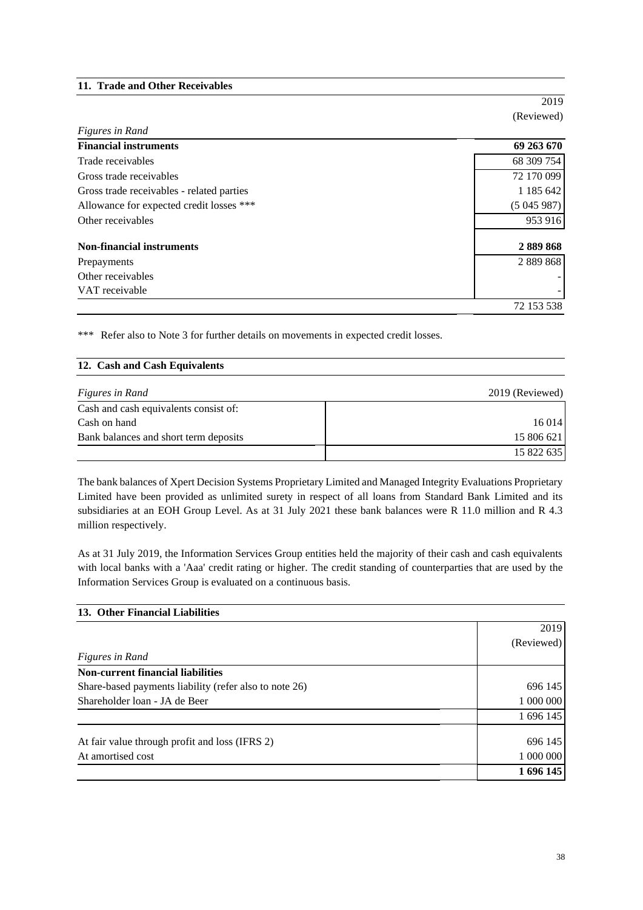## 11. Trade and Other Receivables

| *Figures in Rand* | 2019 (Reviewed) |
|---|---|
| **Financial instruments** | **69 263 670** |
| Trade receivables | 68 309 754 |
| Gross trade receivables | 72 170 099 |
| Gross trade receivables - related parties | 1 185 642 |
| Allowance for expected credit losses *** | (5 045 987) |
| Other receivables | 953 916 |
| **Non-financial instruments** | **2 889 868** |
| Prepayments | 2 889 868 |
| Other receivables | - |
| VAT receivable | - |
| | 72 153 538 |

*** Refer also to Note 3 for further details on movements in expected credit losses.

## 12. Cash and Cash Equivalents

| *Figures in Rand* | 2019 (Reviewed) |
|---|---|
| Cash and cash equivalents consist of: | |
| Cash on hand | 16 014 |
| Bank balances and short term deposits | 15 806 621 |
| | 15 822 635 |

The bank balances of Xpert Decision Systems Proprietary Limited and Managed Integrity Evaluations Proprietary Limited have been provided as unlimited surety in respect of all loans from Standard Bank Limited and its subsidiaries at an EOH Group Level. As at 31 July 2021 these bank balances were R 11.0 million and R 4.3 million respectively.

As at 31 July 2019, the Information Services Group entities held the majority of their cash and cash equivalents with local banks with a 'Aaa' credit rating or higher. The credit standing of counterparties that are used by the Information Services Group is evaluated on a continuous basis.

## 13. Other Financial Liabilities

| *Figures in Rand* | 2019 (Reviewed) |
|---|---|
| **Non-current financial liabilities** | |
| Share-based payments liability (refer also to note 26) | 696 145 |
| Shareholder loan - JA de Beer | 1 000 000 |
| | 1 696 145 |
| At fair value through profit and loss (IFRS 2) | 696 145 |
| At amortised cost | 1 000 000 |
| | **1 696 145** |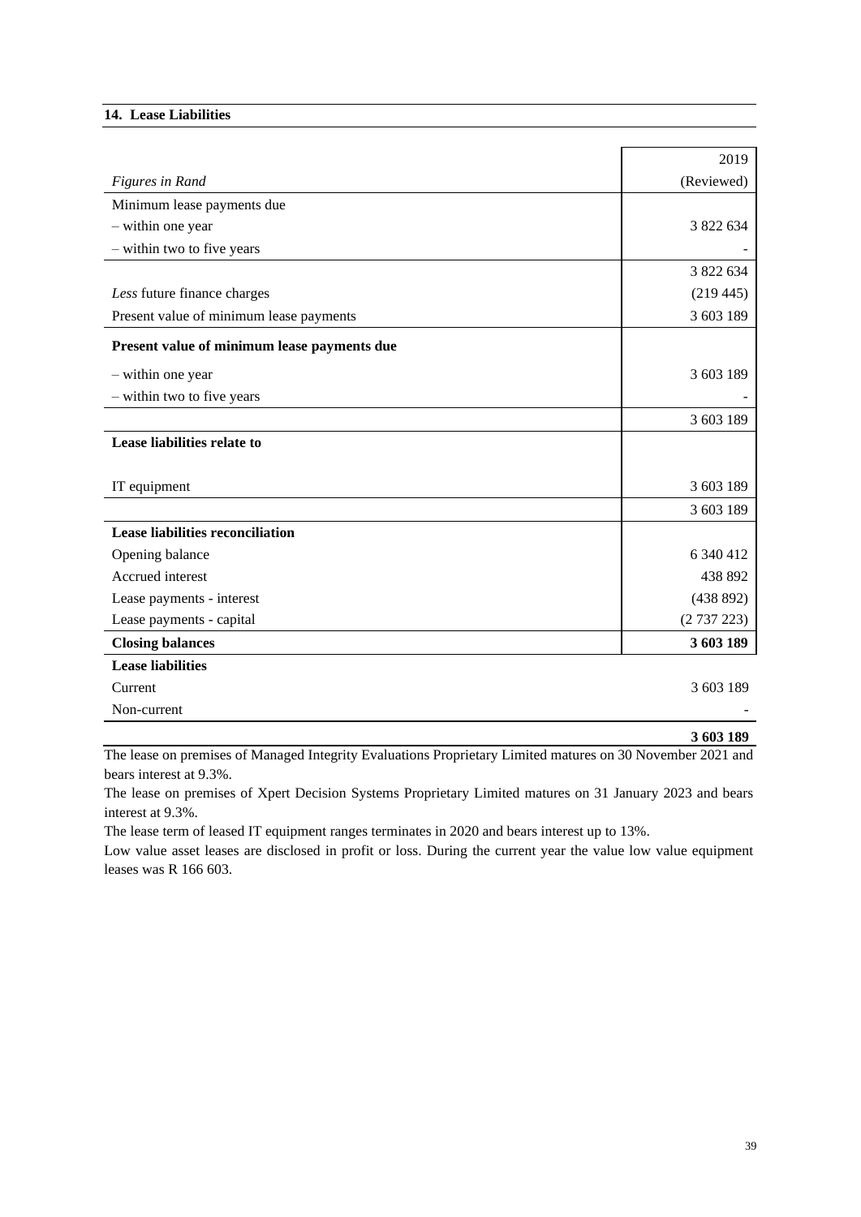## 14. Lease Liabilities

| *Figures in Rand* | 2019 (Reviewed) |
|---|---|
| Minimum lease payments due | |
| – within one year | 3 822 634 |
| – within two to five years | - |
| | 3 822 634 |
| *Less* future finance charges | (219 445) |
| Present value of minimum lease payments | 3 603 189 |
| **Present value of minimum lease payments due** | |
| – within one year | 3 603 189 |
| – within two to five years | - |
| | 3 603 189 |
| **Lease liabilities relate to** | |
| IT equipment | 3 603 189 |
| | 3 603 189 |
| **Lease liabilities reconciliation** | |
| Opening balance | 6 340 412 |
| Accrued interest | 438 892 |
| Lease payments - interest | (438 892) |
| Lease payments - capital | (2 737 223) |
| **Closing balances** | **3 603 189** |
| **Lease liabilities** | |
| Current | 3 603 189 |
| Non-current | - |
| | **3 603 189** |

The lease on premises of Managed Integrity Evaluations Proprietary Limited matures on 30 November 2021 and bears interest at 9.3%.

The lease on premises of Xpert Decision Systems Proprietary Limited matures on 31 January 2023 and bears interest at 9.3%.

The lease term of leased IT equipment ranges terminates in 2020 and bears interest up to 13%.

Low value asset leases are disclosed in profit or loss. During the current year the value low value equipment leases was R 166 603.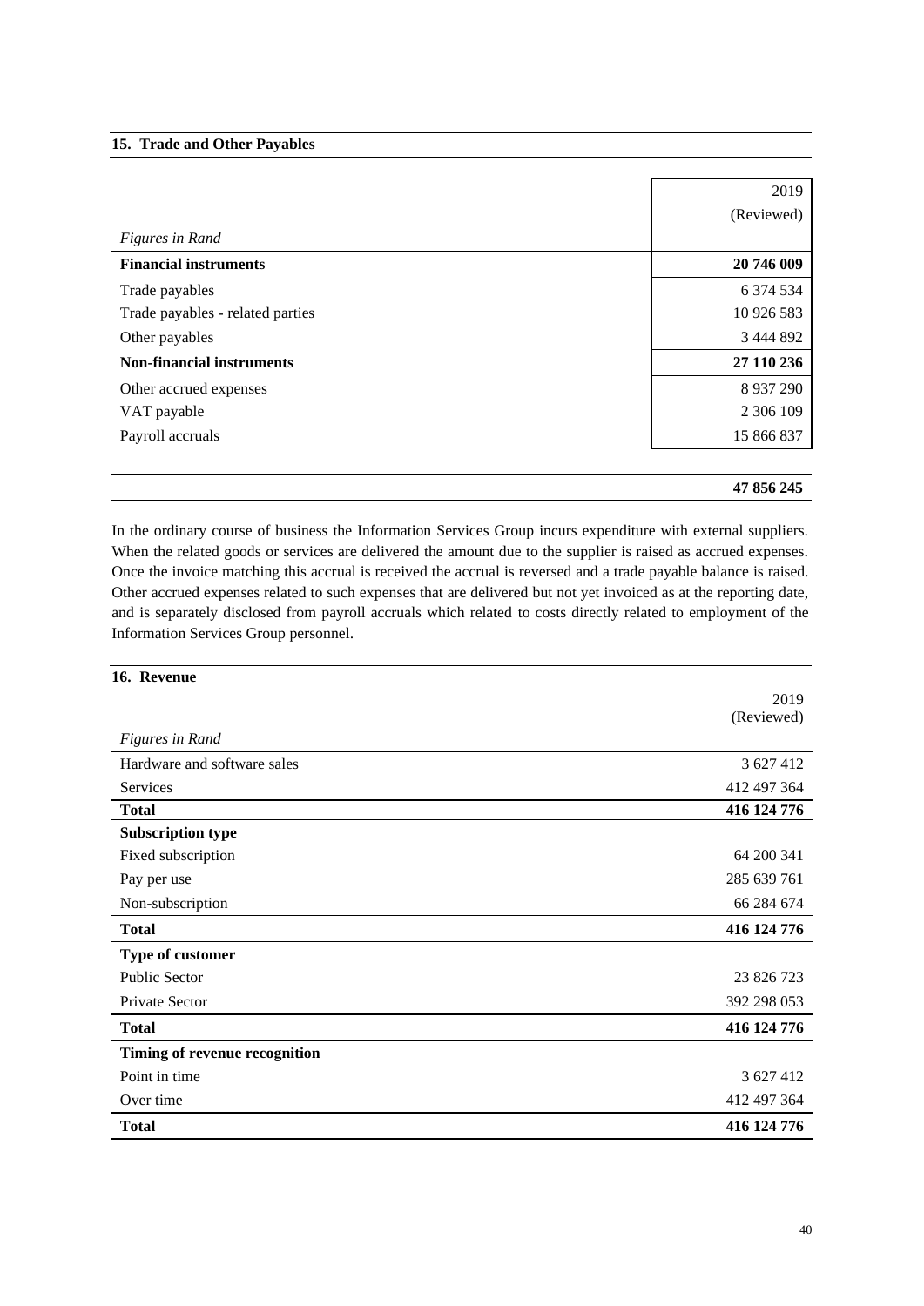## 15. Trade and Other Payables

| *Figures in Rand* | 2019 (Reviewed) |
|---|---|
| **Financial instruments** | **20 746 009** |
| Trade payables | 6 374 534 |
| Trade payables - related parties | 10 926 583 |
| Other payables | 3 444 892 |
| **Non-financial instruments** | **27 110 236** |
| Other accrued expenses | 8 937 290 |
| VAT payable | 2 306 109 |
| Payroll accruals | 15 866 837 |
| | **47 856 245** |

In the ordinary course of business the Information Services Group incurs expenditure with external suppliers. When the related goods or services are delivered the amount due to the supplier is raised as accrued expenses. Once the invoice matching this accrual is received the accrual is reversed and a trade payable balance is raised. Other accrued expenses related to such expenses that are delivered but not yet invoiced as at the reporting date, and is separately disclosed from payroll accruals which related to costs directly related to employment of the Information Services Group personnel.

## 16. Revenue

| *Figures in Rand* | 2019 (Reviewed) |
|---|---|
| Hardware and software sales | 3 627 412 |
| Services | 412 497 364 |
| **Total** | **416 124 776** |
| **Subscription type** | |
| Fixed subscription | 64 200 341 |
| Pay per use | 285 639 761 |
| Non-subscription | 66 284 674 |
| **Total** | **416 124 776** |
| **Type of customer** | |
| Public Sector | 23 826 723 |
| Private Sector | 392 298 053 |
| **Total** | **416 124 776** |
| **Timing of revenue recognition** | |
| Point in time | 3 627 412 |
| Over time | 412 497 364 |
| **Total** | **416 124 776** |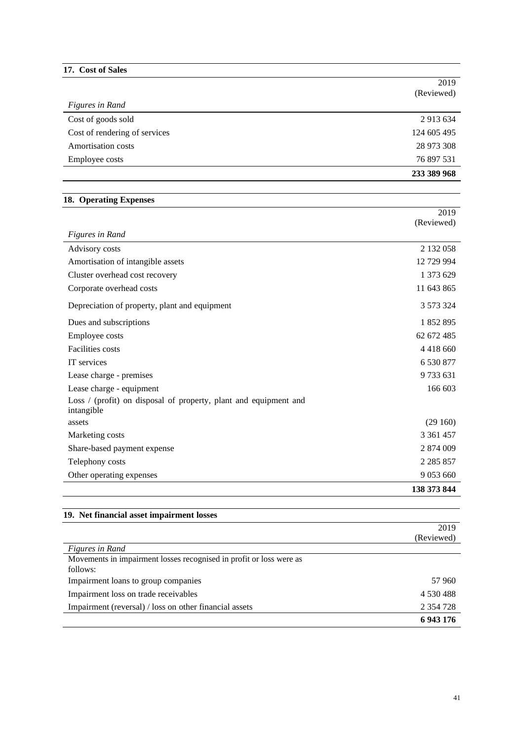## 17. Cost of Sales

| *Figures in Rand* | 2019 (Reviewed) |
|---|---|
| Cost of goods sold | 2 913 634 |
| Cost of rendering of services | 124 605 495 |
| Amortisation costs | 28 973 308 |
| Employee costs | 76 897 531 |
| | **233 389 968** |

## 18. Operating Expenses

| *Figures in Rand* | 2019 (Reviewed) |
|---|---|
| Advisory costs | 2 132 058 |
| Amortisation of intangible assets | 12 729 994 |
| Cluster overhead cost recovery | 1 373 629 |
| Corporate overhead costs | 11 643 865 |
| Depreciation of property, plant and equipment | 3 573 324 |
| Dues and subscriptions | 1 852 895 |
| Employee costs | 62 672 485 |
| Facilities costs | 4 418 660 |
| IT services | 6 530 877 |
| Lease charge - premises | 9 733 631 |
| Lease charge - equipment | 166 603 |
| Loss / (profit) on disposal of property, plant and equipment and intangible assets | (29 160) |
| Marketing costs | 3 361 457 |
| Share-based payment expense | 2 874 009 |
| Telephony costs | 2 285 857 |
| Other operating expenses | 9 053 660 |
| | **138 373 844** |

## 19. Net financial asset impairment losses

| *Figures in Rand* | 2019 (Reviewed) |
|---|---|
| Movements in impairment losses recognised in profit or loss were as follows: | |
| Impairment loans to group companies | 57 960 |
| Impairment loss on trade receivables | 4 530 488 |
| Impairment (reversal) / loss on other financial assets | 2 354 728 |
| | **6 943 176** |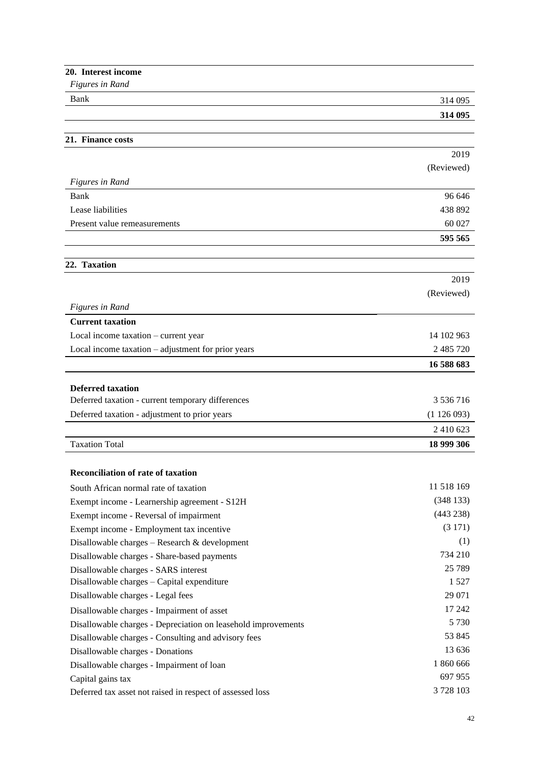## 20. Interest income

| *Figures in Rand* | |
|---|---|
| Bank | 314 095 |
| | **314 095** |

## 21. Finance costs

| *Figures in Rand* | 2019 (Reviewed) |
|---|---|
| Bank | 96 646 |
| Lease liabilities | 438 892 |
| Present value remeasurements | 60 027 |
| | **595 565** |

## 22. Taxation

| *Figures in Rand* | 2019 (Reviewed) |
|---|---|
| **Current taxation** | |
| Local income taxation – current year | 14 102 963 |
| Local income taxation – adjustment for prior years | 2 485 720 |
| | **16 588 683** |
| **Deferred taxation** | |
| Deferred taxation - current temporary differences | 3 536 716 |
| Deferred taxation - adjustment to prior years | (1 126 093) |
| | 2 410 623 |
| Taxation Total | **18 999 306** |

**Reconciliation of rate of taxation**

| | |
|---|---|
| South African normal rate of taxation | 11 518 169 |
| Exempt income - Learnership agreement - S12H | (348 133) |
| Exempt income - Reversal of impairment | (443 238) |
| Exempt income - Employment tax incentive | (3 171) |
| Disallowable charges – Research & development | (1) |
| Disallowable charges - Share-based payments | 734 210 |
| Disallowable charges - SARS interest | 25 789 |
| Disallowable charges – Capital expenditure | 1 527 |
| Disallowable charges - Legal fees | 29 071 |
| Disallowable charges - Impairment of asset | 17 242 |
| Disallowable charges - Depreciation on leasehold improvements | 5 730 |
| Disallowable charges - Consulting and advisory fees | 53 845 |
| Disallowable charges - Donations | 13 636 |
| Disallowable charges - Impairment of loan | 1 860 666 |
| Capital gains tax | 697 955 |
| Deferred tax asset not raised in respect of assessed loss | 3 728 103 |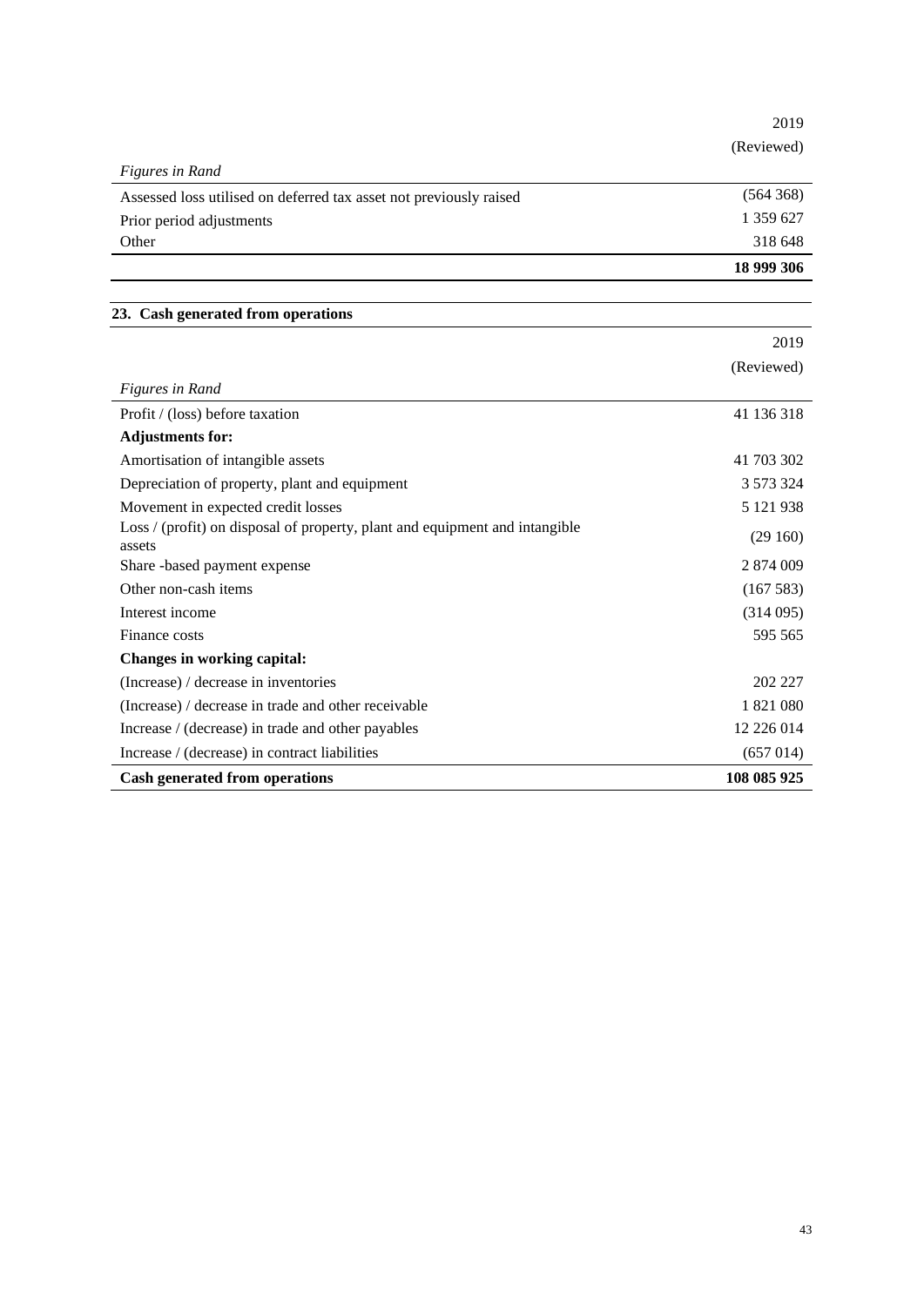| Figures in Rand | 2019 (Reviewed) |
|---|---|
| Assessed loss utilised on deferred tax asset not previously raised | (564 368) |
| Prior period adjustments | 1 359 627 |
| Other | 318 648 |
| | **18 999 306** |

## 23. Cash generated from operations

| *Figures in Rand* | 2019 (Reviewed) |
|---|---|
| Profit / (loss) before taxation | 41 136 318 |
| **Adjustments for:** | |
| Amortisation of intangible assets | 41 703 302 |
| Depreciation of property, plant and equipment | 3 573 324 |
| Movement in expected credit losses | 5 121 938 |
| Loss / (profit) on disposal of property, plant and equipment and intangible assets | (29 160) |
| Share -based payment expense | 2 874 009 |
| Other non-cash items | (167 583) |
| Interest income | (314 095) |
| Finance costs | 595 565 |
| **Changes in working capital:** | |
| (Increase) / decrease in inventories | 202 227 |
| (Increase) / decrease in trade and other receivable | 1 821 080 |
| Increase / (decrease) in trade and other payables | 12 226 014 |
| Increase / (decrease) in contract liabilities | (657 014) |
| **Cash generated from operations** | **108 085 925** |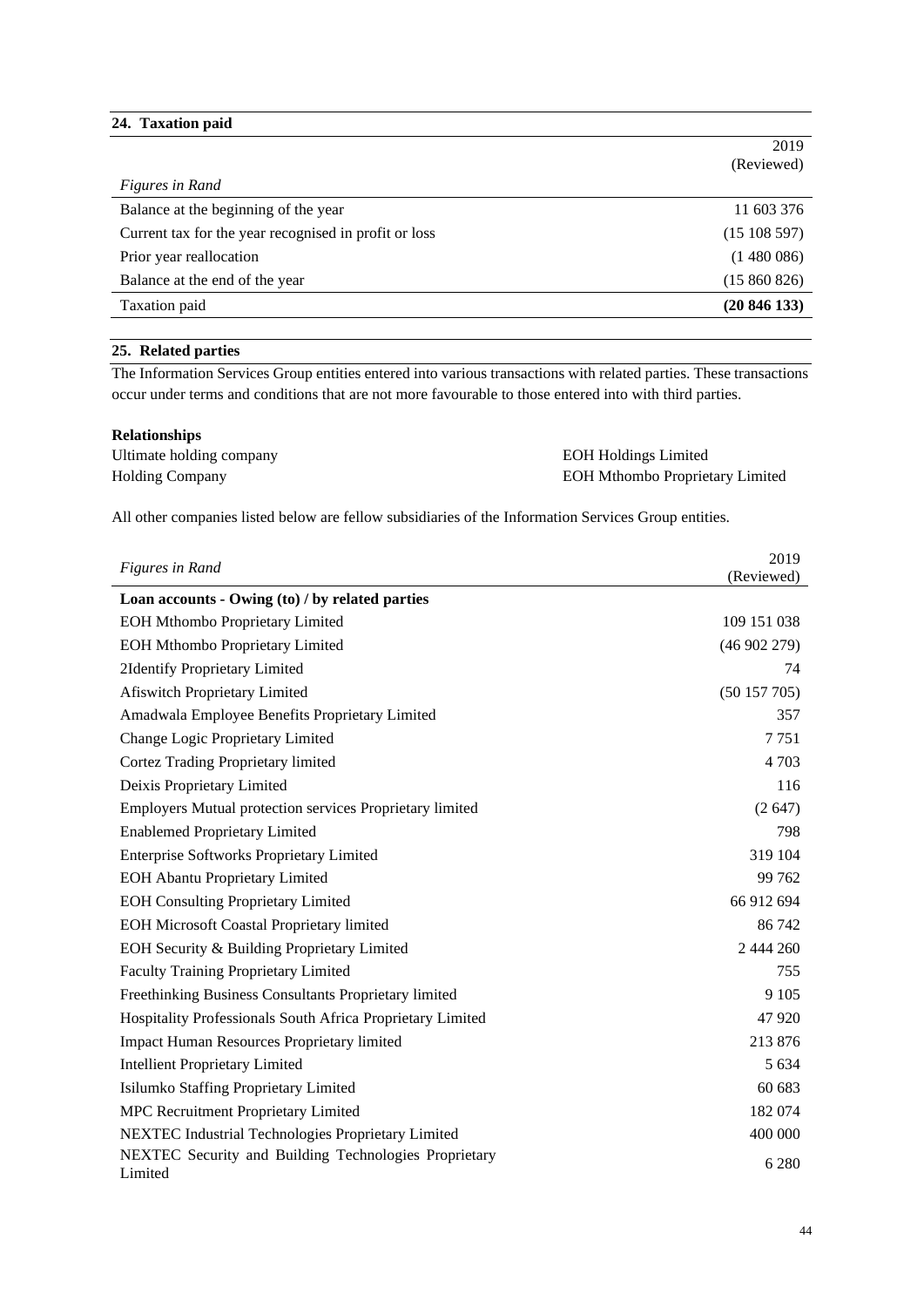## 24. Taxation paid

| *Figures in Rand* | 2019 (Reviewed) |
| --- | --- |
| Balance at the beginning of the year | 11 603 376 |
| Current tax for the year recognised in profit or loss | (15 108 597) |
| Prior year reallocation | (1 480 086) |
| Balance at the end of the year | (15 860 826) |
| Taxation paid | **(20 846 133)** |

## 25. Related parties

The Information Services Group entities entered into various transactions with related parties. These transactions occur under terms and conditions that are not more favourable to those entered into with third parties.

**Relationships**

| | |
| --- | --- |
| Ultimate holding company | EOH Holdings Limited |
| Holding Company | EOH Mthombo Proprietary Limited |

All other companies listed below are fellow subsidiaries of the Information Services Group entities.

| *Figures in Rand* | 2019 (Reviewed) |
| --- | --- |
| **Loan accounts - Owing (to) / by related parties** | |
| EOH Mthombo Proprietary Limited | 109 151 038 |
| EOH Mthombo Proprietary Limited | (46 902 279) |
| 2Identify Proprietary Limited | 74 |
| Afiswitch Proprietary Limited | (50 157 705) |
| Amadwala Employee Benefits Proprietary Limited | 357 |
| Change Logic Proprietary Limited | 7 751 |
| Cortez Trading Proprietary limited | 4 703 |
| Deixis Proprietary Limited | 116 |
| Employers Mutual protection services Proprietary limited | (2 647) |
| Enablemed Proprietary Limited | 798 |
| Enterprise Softworks Proprietary Limited | 319 104 |
| EOH Abantu Proprietary Limited | 99 762 |
| EOH Consulting Proprietary Limited | 66 912 694 |
| EOH Microsoft Coastal Proprietary limited | 86 742 |
| EOH Security & Building Proprietary Limited | 2 444 260 |
| Faculty Training Proprietary Limited | 755 |
| Freethinking Business Consultants Proprietary limited | 9 105 |
| Hospitality Professionals South Africa Proprietary Limited | 47 920 |
| Impact Human Resources Proprietary limited | 213 876 |
| Intellient Proprietary Limited | 5 634 |
| Isilumko Staffing Proprietary Limited | 60 683 |
| MPC Recruitment Proprietary Limited | 182 074 |
| NEXTEC Industrial Technologies Proprietary Limited | 400 000 |
| NEXTEC Security and Building Technologies Proprietary Limited | 6 280 |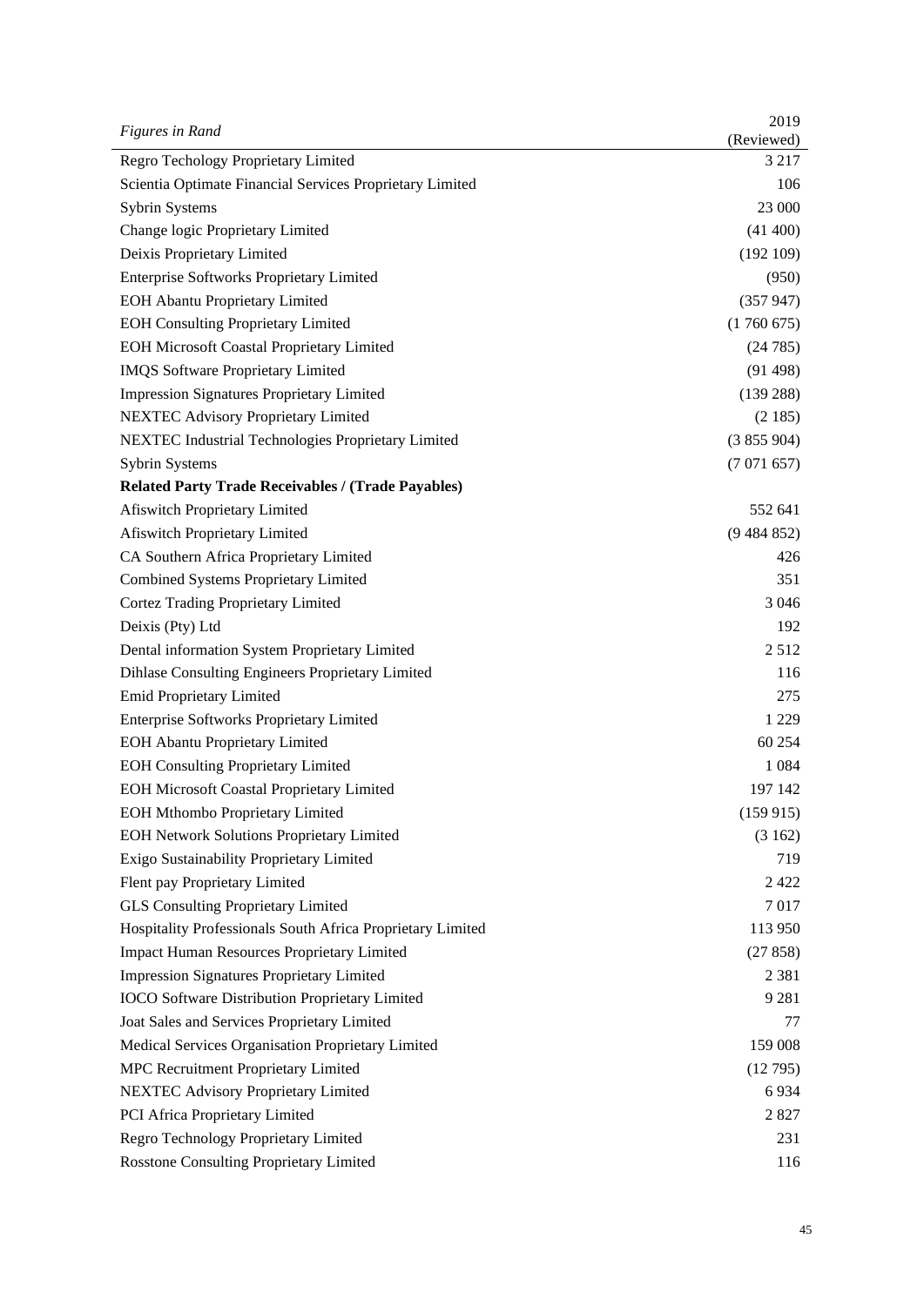| *Figures in Rand* | 2019 (Reviewed) |
|---|---|
| Regro Techology Proprietary Limited | 3 217 |
| Scientia Optimate Financial Services Proprietary Limited | 106 |
| Sybrin Systems | 23 000 |
| Change logic Proprietary Limited | (41 400) |
| Deixis Proprietary Limited | (192 109) |
| Enterprise Softworks Proprietary Limited | (950) |
| EOH Abantu Proprietary Limited | (357 947) |
| EOH Consulting Proprietary Limited | (1 760 675) |
| EOH Microsoft Coastal Proprietary Limited | (24 785) |
| IMQS Software Proprietary Limited | (91 498) |
| Impression Signatures Proprietary Limited | (139 288) |
| NEXTEC Advisory Proprietary Limited | (2 185) |
| NEXTEC Industrial Technologies Proprietary Limited | (3 855 904) |
| Sybrin Systems | (7 071 657) |
| **Related Party Trade Receivables / (Trade Payables)** | |
| Afiswitch Proprietary Limited | 552 641 |
| Afiswitch Proprietary Limited | (9 484 852) |
| CA Southern Africa Proprietary Limited | 426 |
| Combined Systems Proprietary Limited | 351 |
| Cortez Trading Proprietary Limited | 3 046 |
| Deixis (Pty) Ltd | 192 |
| Dental information System Proprietary Limited | 2 512 |
| Dihlase Consulting Engineers Proprietary Limited | 116 |
| Emid Proprietary Limited | 275 |
| Enterprise Softworks Proprietary Limited | 1 229 |
| EOH Abantu Proprietary Limited | 60 254 |
| EOH Consulting Proprietary Limited | 1 084 |
| EOH Microsoft Coastal Proprietary Limited | 197 142 |
| EOH Mthombo Proprietary Limited | (159 915) |
| EOH Network Solutions Proprietary Limited | (3 162) |
| Exigo Sustainability Proprietary Limited | 719 |
| Flent pay Proprietary Limited | 2 422 |
| GLS Consulting Proprietary Limited | 7 017 |
| Hospitality Professionals South Africa Proprietary Limited | 113 950 |
| Impact Human Resources Proprietary Limited | (27 858) |
| Impression Signatures Proprietary Limited | 2 381 |
| IOCO Software Distribution Proprietary Limited | 9 281 |
| Joat Sales and Services Proprietary Limited | 77 |
| Medical Services Organisation Proprietary Limited | 159 008 |
| MPC Recruitment Proprietary Limited | (12 795) |
| NEXTEC Advisory Proprietary Limited | 6 934 |
| PCI Africa Proprietary Limited | 2 827 |
| Regro Technology Proprietary Limited | 231 |
| Rosstone Consulting Proprietary Limited | 116 |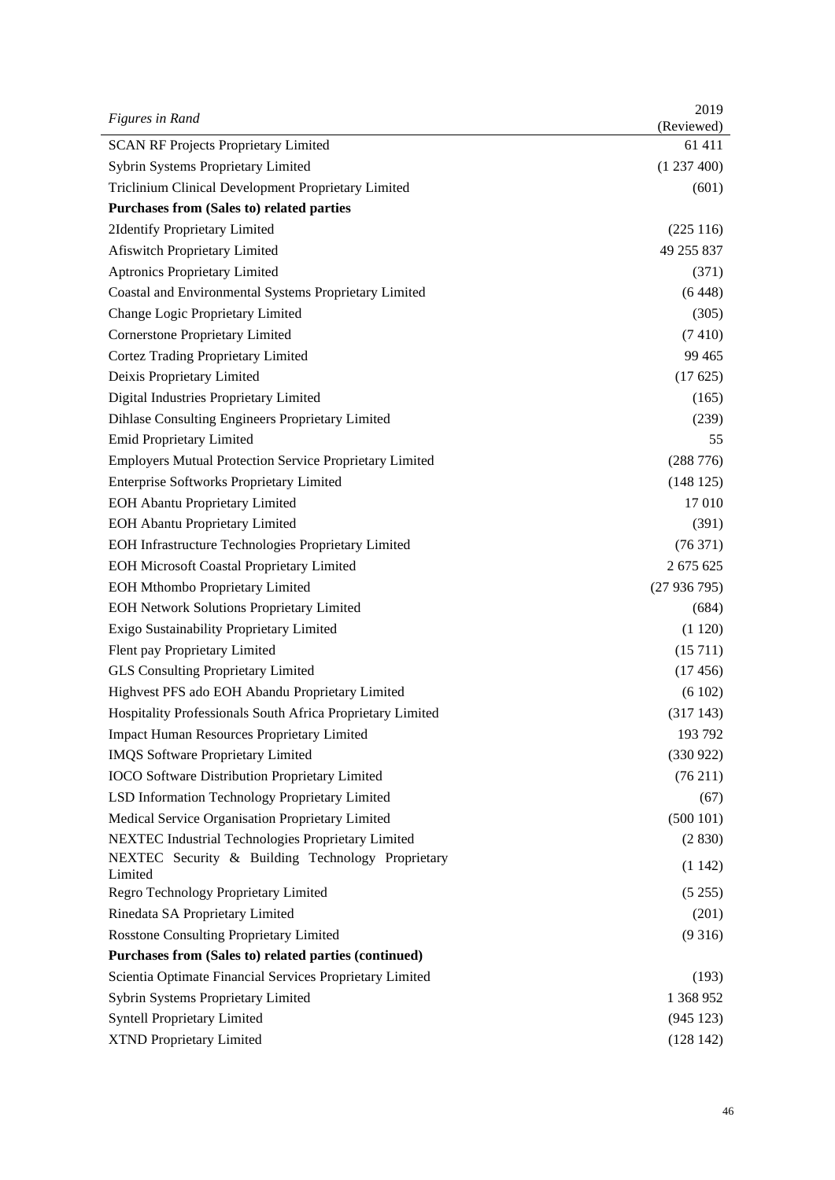| *Figures in Rand* | 2019 (Reviewed) |
|---|---|
| SCAN RF Projects Proprietary Limited | 61 411 |
| Sybrin Systems Proprietary Limited | (1 237 400) |
| Triclinium Clinical Development Proprietary Limited | (601) |
| **Purchases from (Sales to) related parties** | |
| 2Identify Proprietary Limited | (225 116) |
| Afiswitch Proprietary Limited | 49 255 837 |
| Aptronics Proprietary Limited | (371) |
| Coastal and Environmental Systems Proprietary Limited | (6 448) |
| Change Logic Proprietary Limited | (305) |
| Cornerstone Proprietary Limited | (7 410) |
| Cortez Trading Proprietary Limited | 99 465 |
| Deixis Proprietary Limited | (17 625) |
| Digital Industries Proprietary Limited | (165) |
| Dihlase Consulting Engineers Proprietary Limited | (239) |
| Emid Proprietary Limited | 55 |
| Employers Mutual Protection Service Proprietary Limited | (288 776) |
| Enterprise Softworks Proprietary Limited | (148 125) |
| EOH Abantu Proprietary Limited | 17 010 |
| EOH Abantu Proprietary Limited | (391) |
| EOH Infrastructure Technologies Proprietary Limited | (76 371) |
| EOH Microsoft Coastal Proprietary Limited | 2 675 625 |
| EOH Mthombo Proprietary Limited | (27 936 795) |
| EOH Network Solutions Proprietary Limited | (684) |
| Exigo Sustainability Proprietary Limited | (1 120) |
| Flent pay Proprietary Limited | (15 711) |
| GLS Consulting Proprietary Limited | (17 456) |
| Highvest PFS ado EOH Abandu Proprietary Limited | (6 102) |
| Hospitality Professionals South Africa Proprietary Limited | (317 143) |
| Impact Human Resources Proprietary Limited | 193 792 |
| IMQS Software Proprietary Limited | (330 922) |
| IOCO Software Distribution Proprietary Limited | (76 211) |
| LSD Information Technology Proprietary Limited | (67) |
| Medical Service Organisation Proprietary Limited | (500 101) |
| NEXTEC Industrial Technologies Proprietary Limited | (2 830) |
| NEXTEC Security & Building Technology Proprietary Limited | (1 142) |
| Regro Technology Proprietary Limited | (5 255) |
| Rinedata SA Proprietary Limited | (201) |
| Rosstone Consulting Proprietary Limited | (9 316) |
| **Purchases from (Sales to) related parties (continued)** | |
| Scientia Optimate Financial Services Proprietary Limited | (193) |
| Sybrin Systems Proprietary Limited | 1 368 952 |
| Syntell Proprietary Limited | (945 123) |
| XTND Proprietary Limited | (128 142) |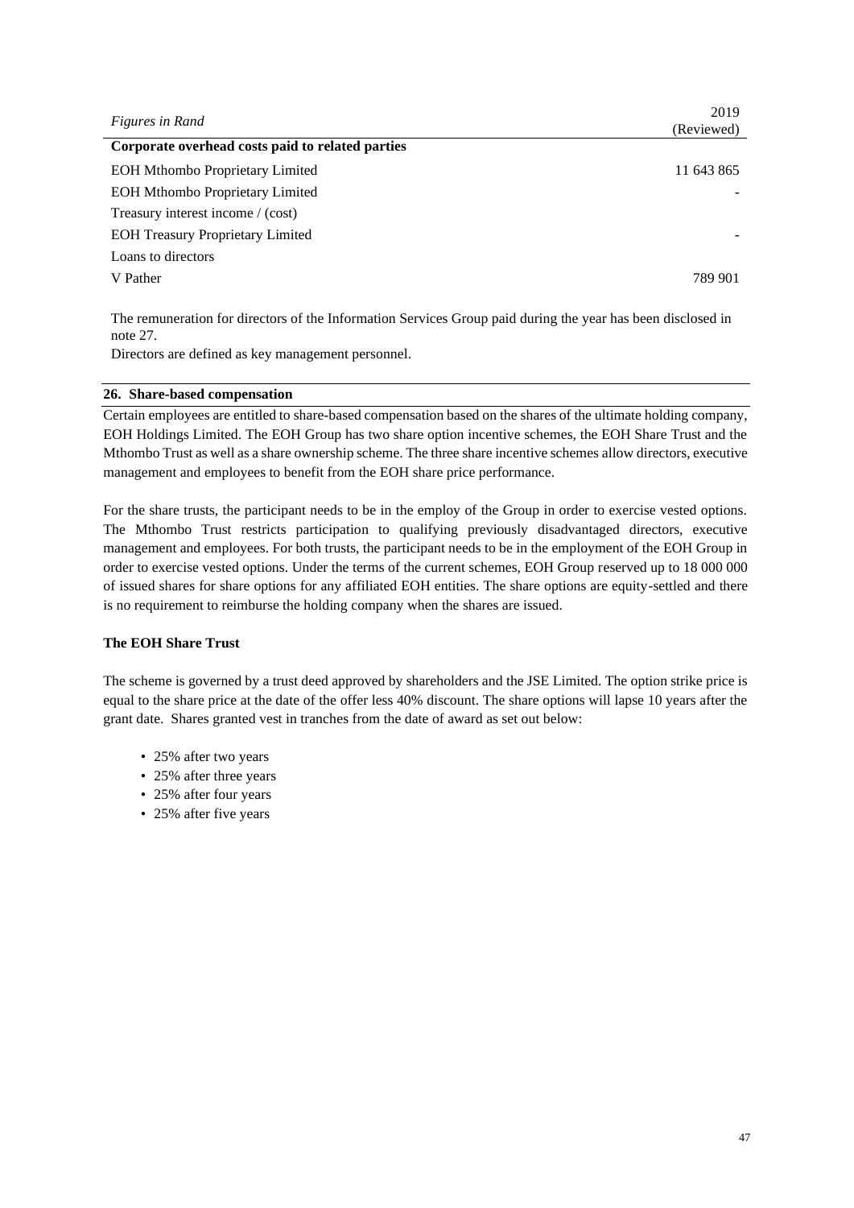| *Figures in Rand* | 2019 (Reviewed) |
| --- | --- |
| **Corporate overhead costs paid to related parties** | |
| EOH Mthombo Proprietary Limited | 11 643 865 |
| EOH Mthombo Proprietary Limited | - |
| Treasury interest income / (cost) | |
| EOH Treasury Proprietary Limited | - |
| Loans to directors | |
| V Pather | 789 901 |

The remuneration for directors of the Information Services Group paid during the year has been disclosed in note 27.

Directors are defined as key management personnel.

## 26. Share-based compensation

Certain employees are entitled to share-based compensation based on the shares of the ultimate holding company, EOH Holdings Limited. The EOH Group has two share option incentive schemes, the EOH Share Trust and the Mthombo Trust as well as a share ownership scheme. The three share incentive schemes allow directors, executive management and employees to benefit from the EOH share price performance.

For the share trusts, the participant needs to be in the employ of the Group in order to exercise vested options. The Mthombo Trust restricts participation to qualifying previously disadvantaged directors, executive management and employees. For both trusts, the participant needs to be in the employment of the EOH Group in order to exercise vested options. Under the terms of the current schemes, EOH Group reserved up to 18 000 000 of issued shares for share options for any affiliated EOH entities. The share options are equity-settled and there is no requirement to reimburse the holding company when the shares are issued.

### The EOH Share Trust

The scheme is governed by a trust deed approved by shareholders and the JSE Limited. The option strike price is equal to the share price at the date of the offer less 40% discount. The share options will lapse 10 years after the grant date. Shares granted vest in tranches from the date of award as set out below:

- 25% after two years
- 25% after three years
- 25% after four years
- 25% after five years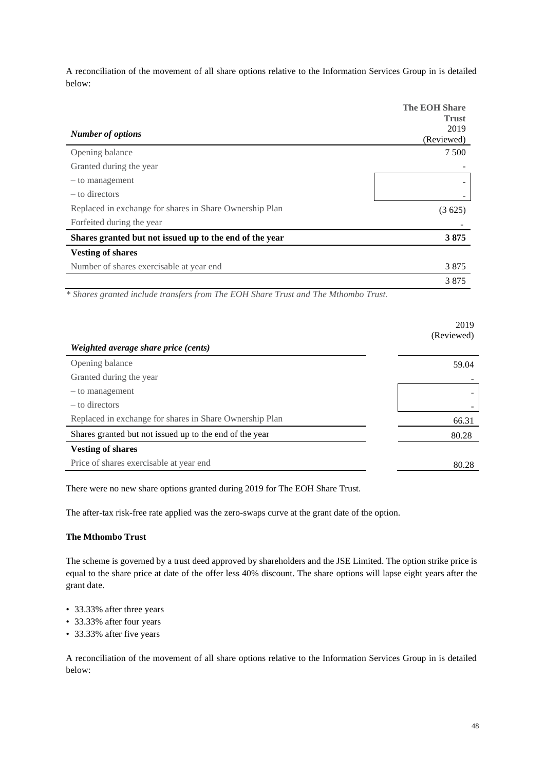A reconciliation of the movement of all share options relative to the Information Services Group in is detailed below:

| *Number of options* | The EOH Share Trust 2019 (Reviewed) |
|---|---|
| Opening balance | 7 500 |
| Granted during the year | - |
| – to management | - |
| – to directors | - |
| Replaced in exchange for shares in Share Ownership Plan | (3 625) |
| Forfeited during the year | - |
| **Shares granted but not issued up to the end of the year** | **3 875** |
| **Vesting of shares** | |
| Number of shares exercisable at year end | 3 875 |
| | 3 875 |

*\* Shares granted include transfers from The EOH Share Trust and The Mthombo Trust.*

| *Weighted average share price (cents)* | 2019 (Reviewed) |
|---|---|
| Opening balance | 59.04 |
| Granted during the year | - |
| – to management | - |
| – to directors | - |
| Replaced in exchange for shares in Share Ownership Plan | 66.31 |
| Shares granted but not issued up to the end of the year | 80.28 |
| **Vesting of shares** | |
| Price of shares exercisable at year end | 80.28 |

There were no new share options granted during 2019 for The EOH Share Trust.

The after-tax risk-free rate applied was the zero-swaps curve at the grant date of the option.

**The Mthombo Trust**

The scheme is governed by a trust deed approved by shareholders and the JSE Limited. The option strike price is equal to the share price at date of the offer less 40% discount. The share options will lapse eight years after the grant date.

- 33.33% after three years
- 33.33% after four years
- 33.33% after five years

A reconciliation of the movement of all share options relative to the Information Services Group in is detailed below: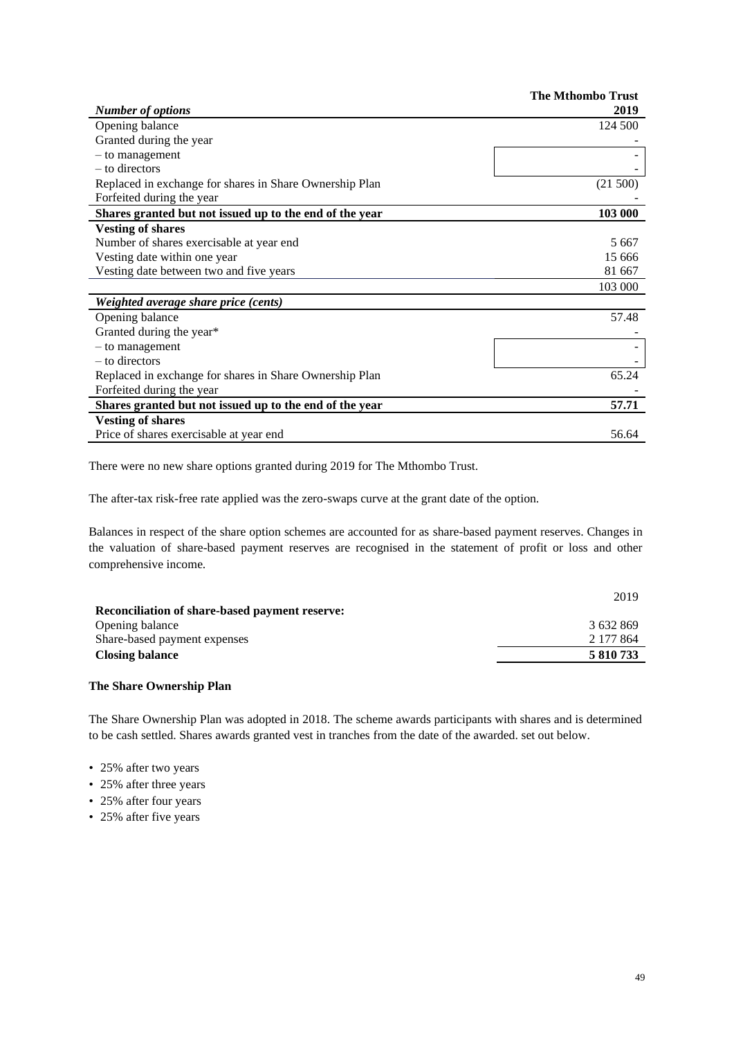| *Number of options* | The Mthombo Trust 2019 |
|---|---|
| Opening balance | 124 500 |
| Granted during the year | - |
| – to management | - |
| – to directors | - |
| Replaced in exchange for shares in Share Ownership Plan | (21 500) |
| Forfeited during the year | - |
| **Shares granted but not issued up to the end of the year** | **103 000** |
| **Vesting of shares** | |
| Number of shares exercisable at year end | 5 667 |
| Vesting date within one year | 15 666 |
| Vesting date between two and five years | 81 667 |
| | 103 000 |
| ***Weighted average share price (cents)*** | |
| Opening balance | 57.48 |
| Granted during the year* | - |
| – to management | - |
| – to directors | - |
| Replaced in exchange for shares in Share Ownership Plan | 65.24 |
| Forfeited during the year | - |
| **Shares granted but not issued up to the end of the year** | **57.71** |
| **Vesting of shares** | |
| Price of shares exercisable at year end | 56.64 |

There were no new share options granted during 2019 for The Mthombo Trust.

The after-tax risk-free rate applied was the zero-swaps curve at the grant date of the option.

Balances in respect of the share option schemes are accounted for as share-based payment reserves. Changes in the valuation of share-based payment reserves are recognised in the statement of profit or loss and other comprehensive income.

| | 2019 |
|---|---|
| **Reconciliation of share-based payment reserve:** | |
| Opening balance | 3 632 869 |
| Share-based payment expenses | 2 177 864 |
| **Closing balance** | **5 810 733** |

**The Share Ownership Plan**

The Share Ownership Plan was adopted in 2018. The scheme awards participants with shares and is determined to be cash settled. Shares awards granted vest in tranches from the date of the awarded. set out below.

- 25% after two years
- 25% after three years
- 25% after four years
- 25% after five years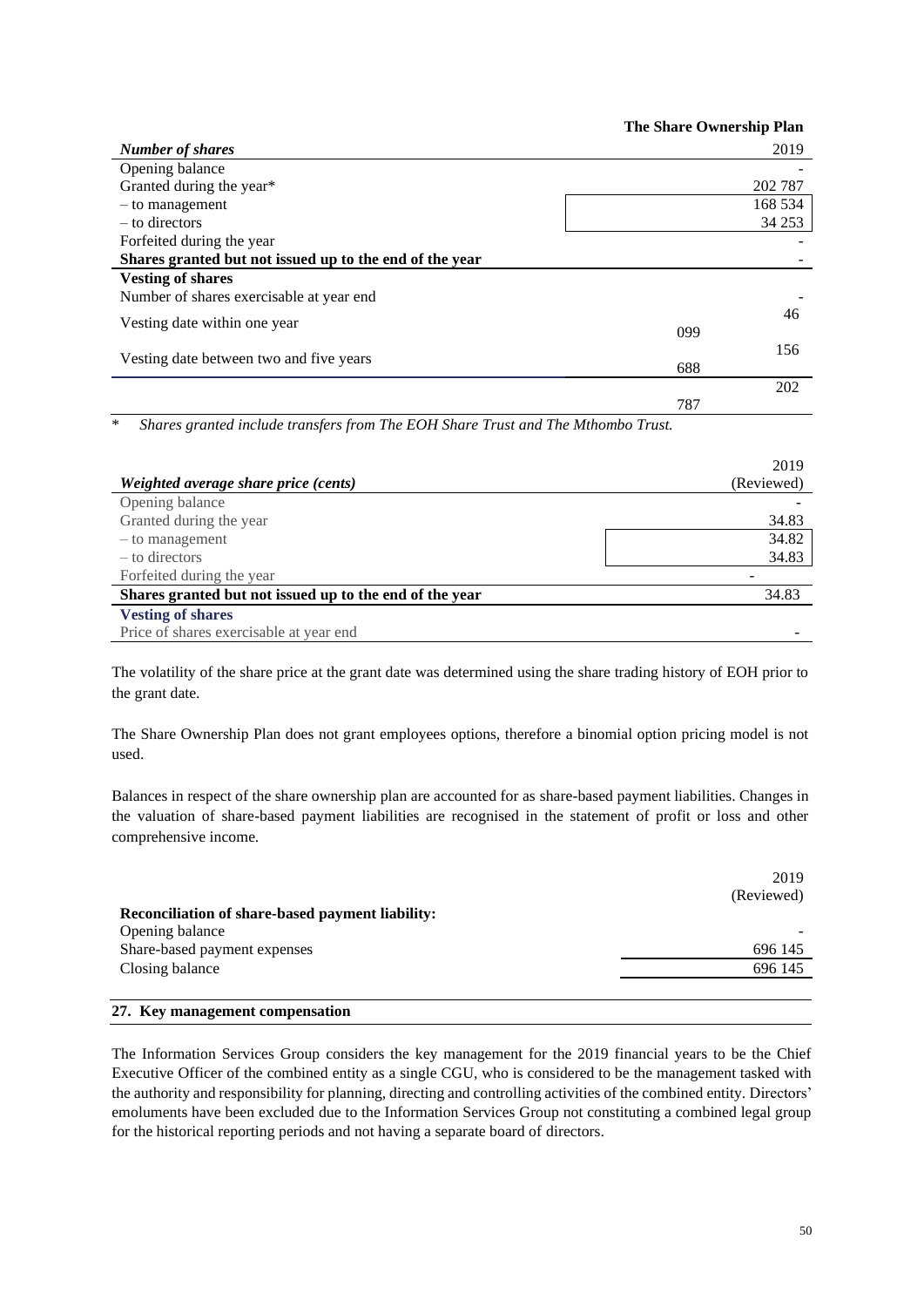| *Number of shares* | The Share Ownership Plan 2019 |
| --- | --- |
| Opening balance | - |
| Granted during the year* | 202 787 |
| – to management | 168 534 |
| – to directors | 34 253 |
| Forfeited during the year | - |
| **Shares granted but not issued up to the end of the year** | - |
| **Vesting of shares** | |
| Number of shares exercisable at year end | - |
| Vesting date within one year | 46 099 |
| Vesting date between two and five years | 156 688 |
| | 202 787 |

\* *Shares granted include transfers from The EOH Share Trust and The Mthombo Trust.*

| *Weighted average share price (cents)* | 2019 (Reviewed) |
| --- | --- |
| Opening balance | - |
| Granted during the year | 34.83 |
| – to management | 34.82 |
| – to directors | 34.83 |
| Forfeited during the year | - |
| **Shares granted but not issued up to the end of the year** | 34.83 |
| **Vesting of shares** | |
| Price of shares exercisable at year end | - |

The volatility of the share price at the grant date was determined using the share trading history of EOH prior to the grant date.

The Share Ownership Plan does not grant employees options, therefore a binomial option pricing model is not used.

Balances in respect of the share ownership plan are accounted for as share-based payment liabilities. Changes in the valuation of share-based payment liabilities are recognised in the statement of profit or loss and other comprehensive income.

| | 2019 (Reviewed) |
| --- | --- |
| **Reconciliation of share-based payment liability:** | |
| Opening balance | - |
| Share-based payment expenses | 696 145 |
| Closing balance | 696 145 |

## 27. Key management compensation

The Information Services Group considers the key management for the 2019 financial years to be the Chief Executive Officer of the combined entity as a single CGU, who is considered to be the management tasked with the authority and responsibility for planning, directing and controlling activities of the combined entity. Directors' emoluments have been excluded due to the Information Services Group not constituting a combined legal group for the historical reporting periods and not having a separate board of directors.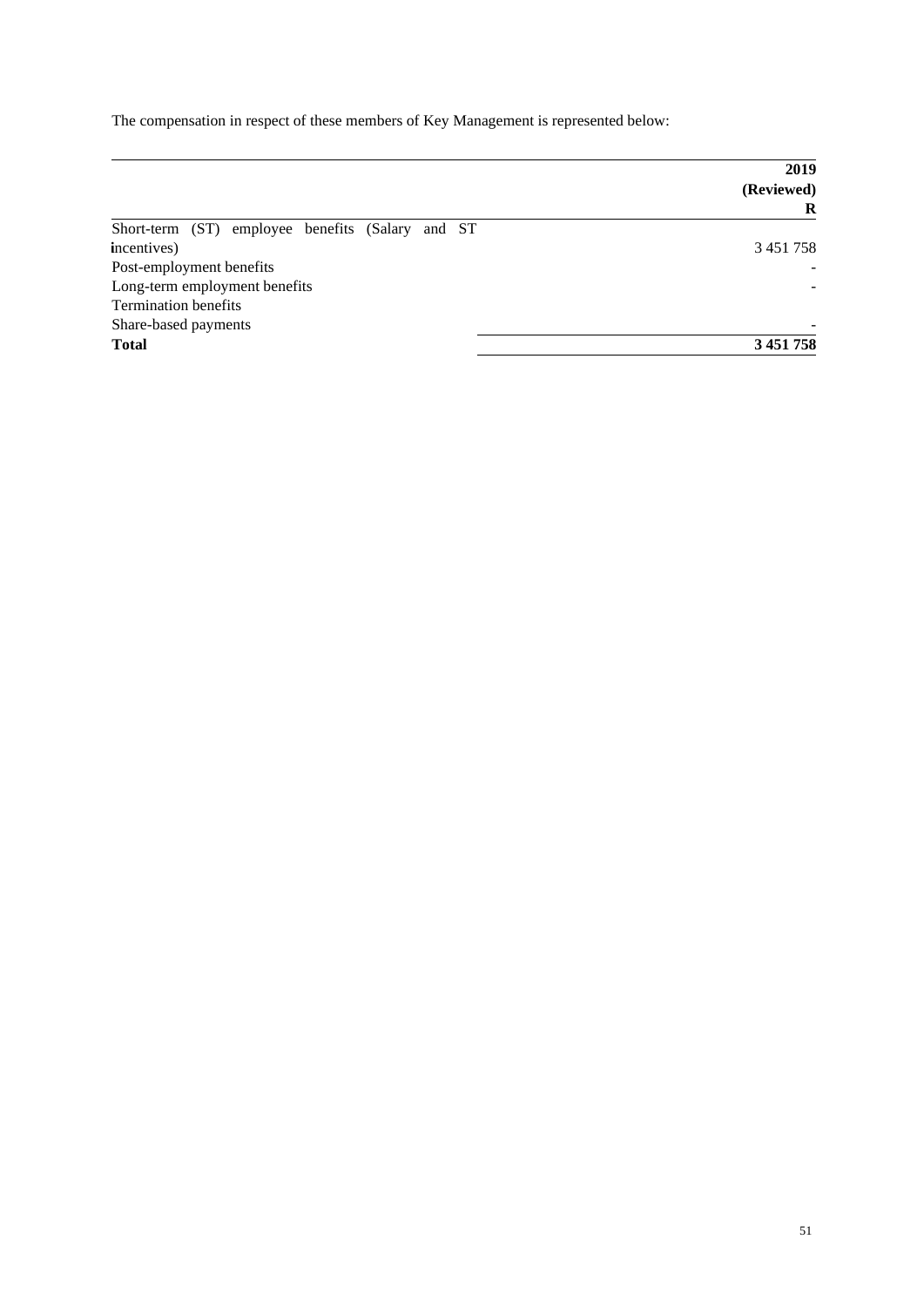The compensation in respect of these members of Key Management is represented below:

| | 2019 (Reviewed) R |
|---|---|
| Short-term (ST) employee benefits (Salary and ST incentives) | 3 451 758 |
| Post-employment benefits | - |
| Long-term employment benefits | - |
| Termination benefits | |
| Share-based payments | - |
| **Total** | **3 451 758** |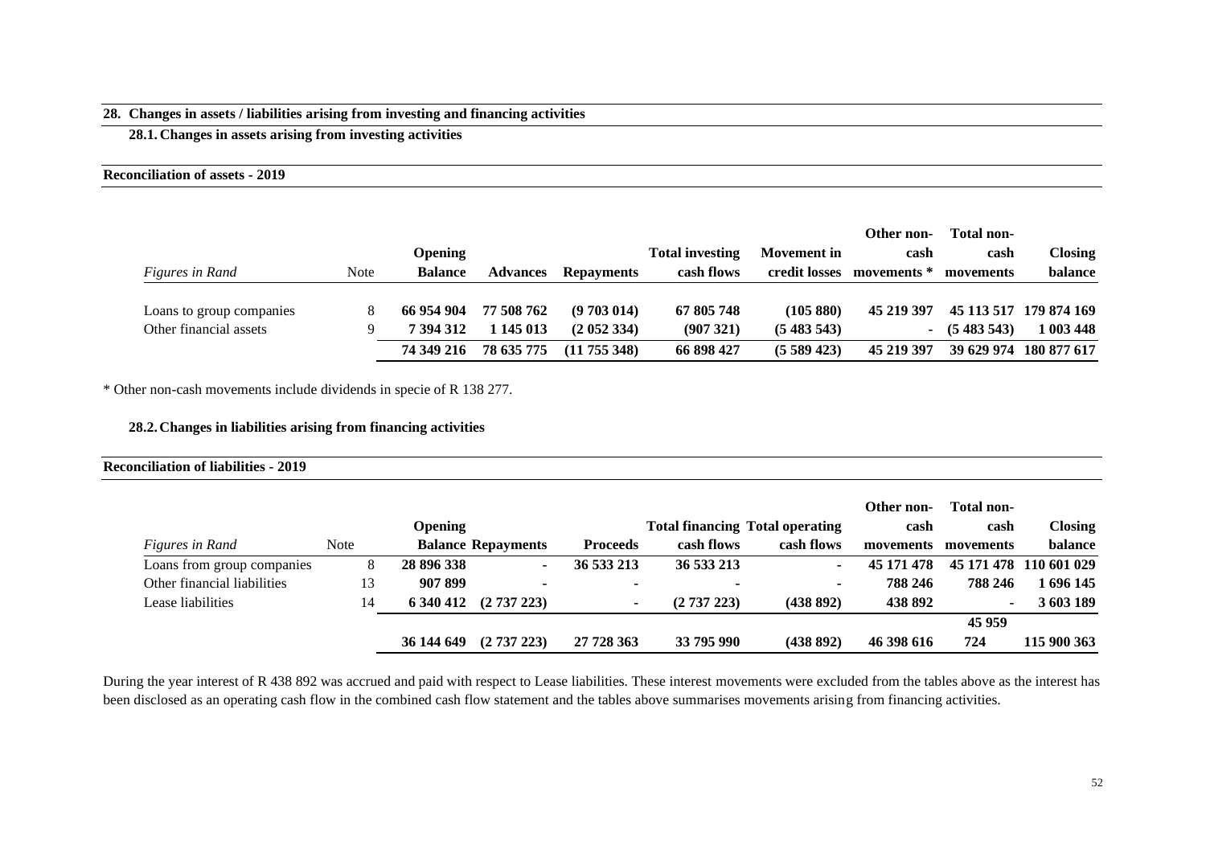## 28. Changes in assets / liabilities arising from investing and financing activities

### 28.1. Changes in assets arising from investing activities

**Reconciliation of assets - 2019**

| *Figures in Rand* | Note | Opening Balance | Advances | Repayments | Total investing cash flows | Movement in credit losses | Other non-cash movements * | Total non-cash movements | Closing balance |
|---|---|---|---|---|---|---|---|---|---|
| Loans to group companies | 8 | 66 954 904 | 77 508 762 | (9 703 014) | 67 805 748 | (105 880) | 45 219 397 | 45 113 517 | 179 874 169 |
| Other financial assets | 9 | 7 394 312 | 1 145 013 | (2 052 334) | (907 321) | (5 483 543) | - | (5 483 543) | 1 003 448 |
| | | **74 349 216** | **78 635 775** | **(11 755 348)** | **66 898 427** | **(5 589 423)** | **45 219 397** | **39 629 974** | **180 877 617** |

\* Other non-cash movements include dividends in specie of R 138 277.

### 28.2. Changes in liabilities arising from financing activities

**Reconciliation of liabilities - 2019**

| *Figures in Rand* | Note | Opening Balance | Repayments | Proceeds | Total financing cash flows | Total operating cash flows | Other non-cash movements | Total non-cash movements | Closing balance |
|---|---|---|---|---|---|---|---|---|---|
| Loans from group companies | 8 | 28 896 338 | - | 36 533 213 | 36 533 213 | - | 45 171 478 | 45 171 478 | 110 601 029 |
| Other financial liabilities | 13 | 907 899 | - | - | - | - | 788 246 | 788 246 | 1 696 145 |
| Lease liabilities | 14 | 6 340 412 | (2 737 223) | - | (2 737 223) | (438 892) | 438 892 | - | 3 603 189 |
| | | **36 144 649** | **(2 737 223)** | **27 728 363** | **33 795 990** | **(438 892)** | **46 398 616** | **45 959 724** | **115 900 363** |

During the year interest of R 438 892 was accrued and paid with respect to Lease liabilities. These interest movements were excluded from the tables above as the interest has been disclosed as an operating cash flow in the combined cash flow statement and the tables above summarises movements arising from financing activities.